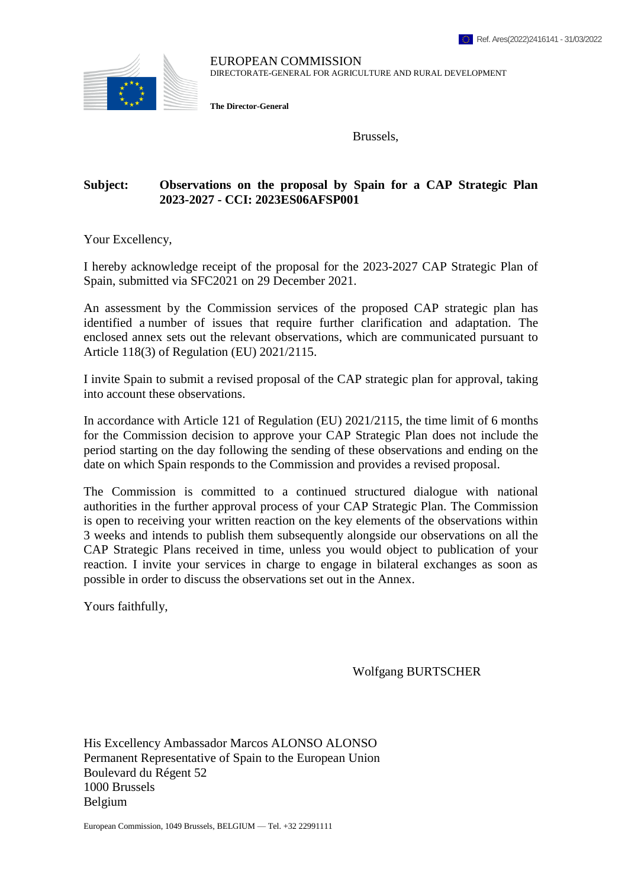Ref. Ares(2022)2416141 - 31/03/2022

EUROPEAN COMMISSION
DIRECTORATE-GENERAL FOR AGRICULTURE AND RURAL DEVELOPMENT

**The Director-General**

Brussels,

**Subject: Observations on the proposal by Spain for a CAP Strategic Plan 2023-2027 - CCI: 2023ES06AFSP001**

Your Excellency,

I hereby acknowledge receipt of the proposal for the 2023-2027 CAP Strategic Plan of Spain, submitted via SFC2021 on 29 December 2021.

An assessment by the Commission services of the proposed CAP strategic plan has identified a number of issues that require further clarification and adaptation. The enclosed annex sets out the relevant observations, which are communicated pursuant to Article 118(3) of Regulation (EU) 2021/2115.

I invite Spain to submit a revised proposal of the CAP strategic plan for approval, taking into account these observations.

In accordance with Article 121 of Regulation (EU) 2021/2115, the time limit of 6 months for the Commission decision to approve your CAP Strategic Plan does not include the period starting on the day following the sending of these observations and ending on the date on which Spain responds to the Commission and provides a revised proposal.

The Commission is committed to a continued structured dialogue with national authorities in the further approval process of your CAP Strategic Plan. The Commission is open to receiving your written reaction on the key elements of the observations within 3 weeks and intends to publish them subsequently alongside our observations on all the CAP Strategic Plans received in time, unless you would object to publication of your reaction. I invite your services in charge to engage in bilateral exchanges as soon as possible in order to discuss the observations set out in the Annex.

Yours faithfully,

Wolfgang BURTSCHER

His Excellency Ambassador Marcos ALONSO ALONSO
Permanent Representative of Spain to the European Union
Boulevard du Régent 52
1000 Brussels
Belgium

European Commission, 1049 Brussels, BELGIUM — Tel. +32 22991111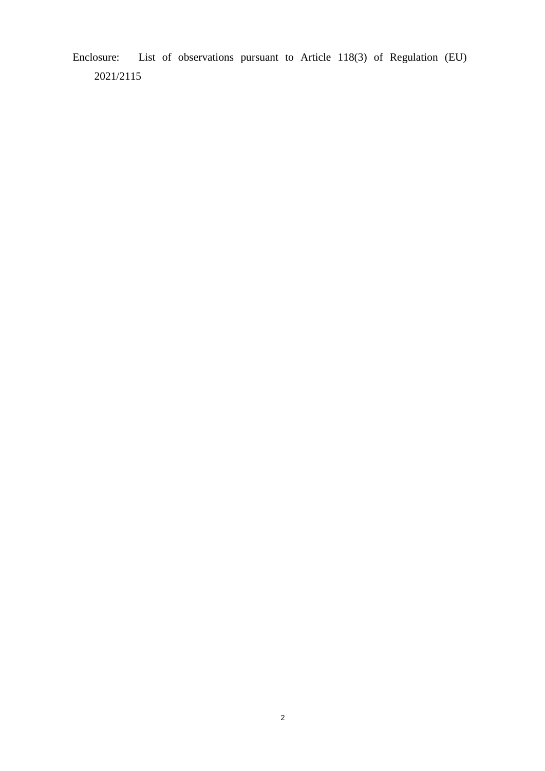Enclosure: List of observations pursuant to Article 118(3) of Regulation (EU) 2021/2115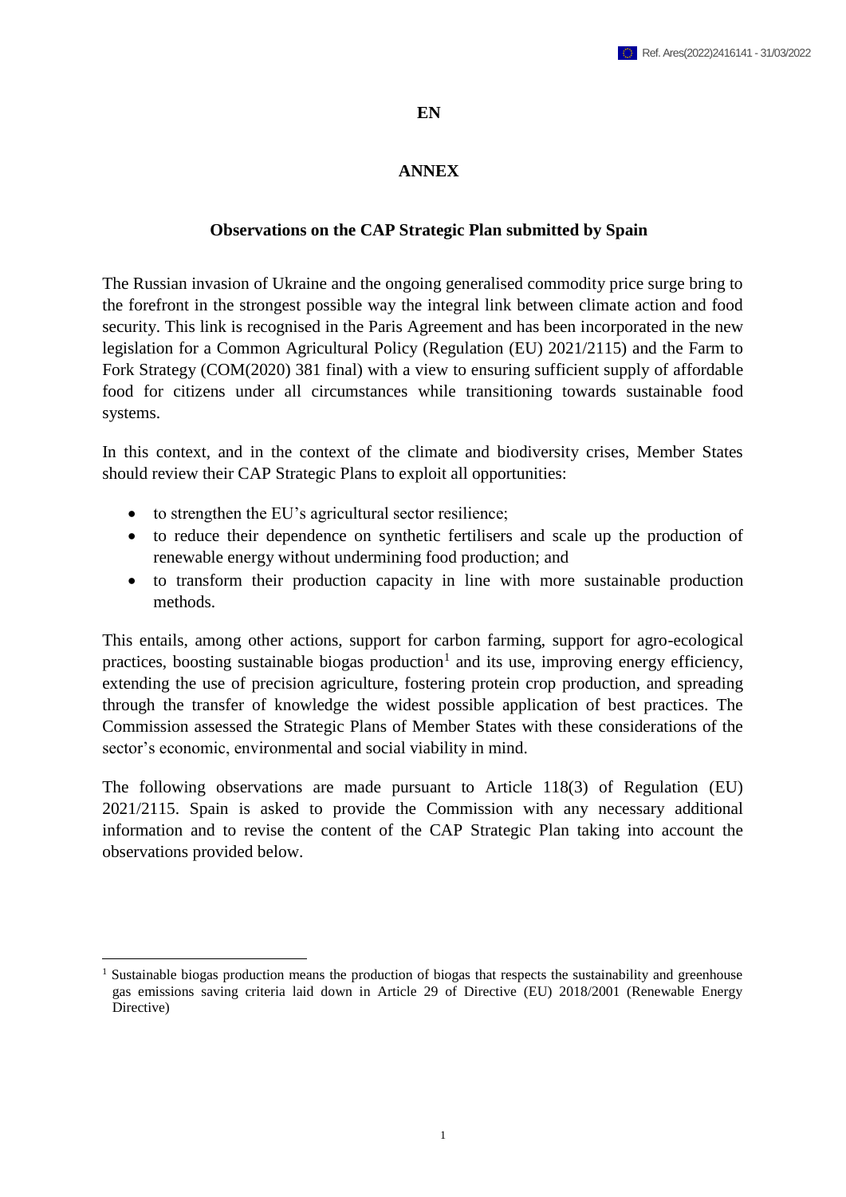EN

# ANNEX

## Observations on the CAP Strategic Plan submitted by Spain

The Russian invasion of Ukraine and the ongoing generalised commodity price surge bring to the forefront in the strongest possible way the integral link between climate action and food security. This link is recognised in the Paris Agreement and has been incorporated in the new legislation for a Common Agricultural Policy (Regulation (EU) 2021/2115) and the Farm to Fork Strategy (COM(2020) 381 final) with a view to ensuring sufficient supply of affordable food for citizens under all circumstances while transitioning towards sustainable food systems.

In this context, and in the context of the climate and biodiversity crises, Member States should review their CAP Strategic Plans to exploit all opportunities:

- to strengthen the EU's agricultural sector resilience;
- to reduce their dependence on synthetic fertilisers and scale up the production of renewable energy without undermining food production; and
- to transform their production capacity in line with more sustainable production methods.

This entails, among other actions, support for carbon farming, support for agro-ecological practices, boosting sustainable biogas production[1] and its use, improving energy efficiency, extending the use of precision agriculture, fostering protein crop production, and spreading through the transfer of knowledge the widest possible application of best practices. The Commission assessed the Strategic Plans of Member States with these considerations of the sector's economic, environmental and social viability in mind.

The following observations are made pursuant to Article 118(3) of Regulation (EU) 2021/2115. Spain is asked to provide the Commission with any necessary additional information and to revise the content of the CAP Strategic Plan taking into account the observations provided below.

[1] Sustainable biogas production means the production of biogas that respects the sustainability and greenhouse gas emissions saving criteria laid down in Article 29 of Directive (EU) 2018/2001 (Renewable Energy Directive)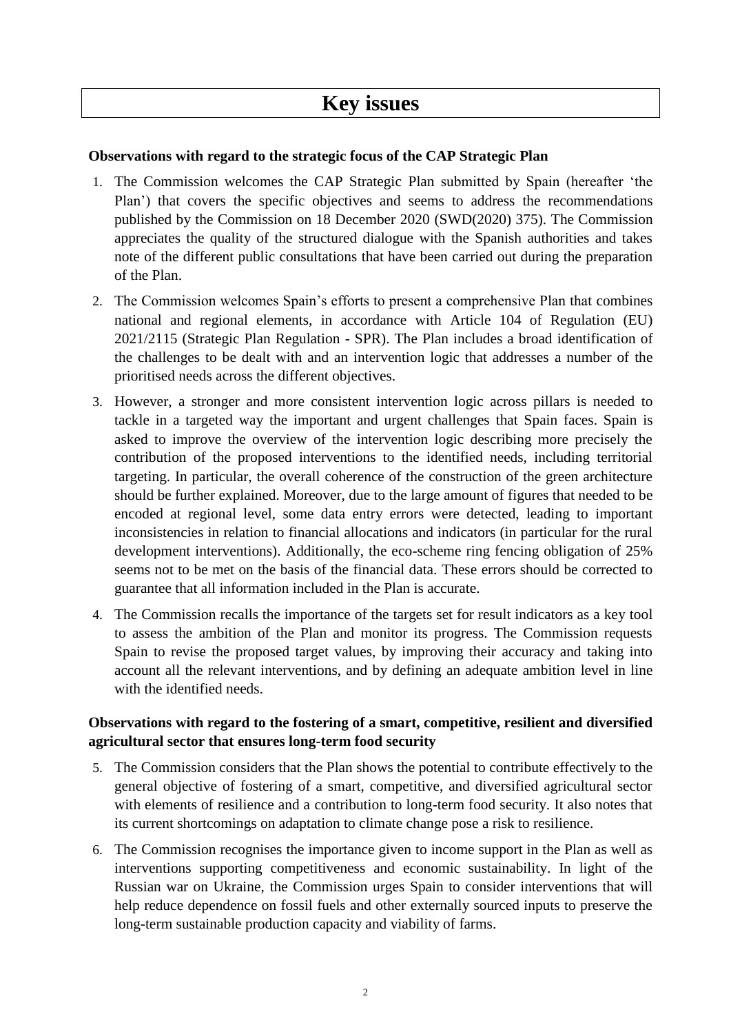# Key issues

**Observations with regard to the strategic focus of the CAP Strategic Plan**

1. The Commission welcomes the CAP Strategic Plan submitted by Spain (hereafter 'the Plan') that covers the specific objectives and seems to address the recommendations published by the Commission on 18 December 2020 (SWD(2020) 375). The Commission appreciates the quality of the structured dialogue with the Spanish authorities and takes note of the different public consultations that have been carried out during the preparation of the Plan.
2. The Commission welcomes Spain's efforts to present a comprehensive Plan that combines national and regional elements, in accordance with Article 104 of Regulation (EU) 2021/2115 (Strategic Plan Regulation - SPR). The Plan includes a broad identification of the challenges to be dealt with and an intervention logic that addresses a number of the prioritised needs across the different objectives.
3. However, a stronger and more consistent intervention logic across pillars is needed to tackle in a targeted way the important and urgent challenges that Spain faces. Spain is asked to improve the overview of the intervention logic describing more precisely the contribution of the proposed interventions to the identified needs, including territorial targeting. In particular, the overall coherence of the construction of the green architecture should be further explained. Moreover, due to the large amount of figures that needed to be encoded at regional level, some data entry errors were detected, leading to important inconsistencies in relation to financial allocations and indicators (in particular for the rural development interventions). Additionally, the eco-scheme ring fencing obligation of 25% seems not to be met on the basis of the financial data. These errors should be corrected to guarantee that all information included in the Plan is accurate.
4. The Commission recalls the importance of the targets set for result indicators as a key tool to assess the ambition of the Plan and monitor its progress. The Commission requests Spain to revise the proposed target values, by improving their accuracy and taking into account all the relevant interventions, and by defining an adequate ambition level in line with the identified needs.

**Observations with regard to the fostering of a smart, competitive, resilient and diversified agricultural sector that ensures long-term food security**

5. The Commission considers that the Plan shows the potential to contribute effectively to the general objective of fostering of a smart, competitive, and diversified agricultural sector with elements of resilience and a contribution to long-term food security. It also notes that its current shortcomings on adaptation to climate change pose a risk to resilience.
6. The Commission recognises the importance given to income support in the Plan as well as interventions supporting competitiveness and economic sustainability. In light of the Russian war on Ukraine, the Commission urges Spain to consider interventions that will help reduce dependence on fossil fuels and other externally sourced inputs to preserve the long-term sustainable production capacity and viability of farms.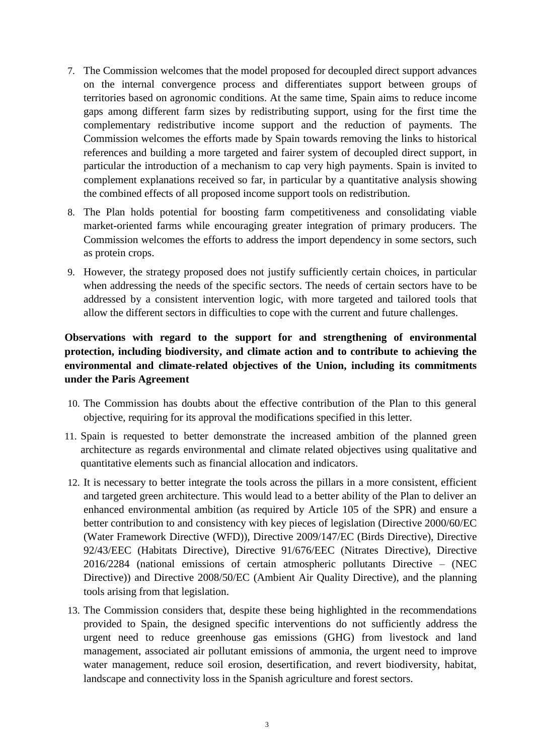7. The Commission welcomes that the model proposed for decoupled direct support advances on the internal convergence process and differentiates support between groups of territories based on agronomic conditions. At the same time, Spain aims to reduce income gaps among different farm sizes by redistributing support, using for the first time the complementary redistributive income support and the reduction of payments. The Commission welcomes the efforts made by Spain towards removing the links to historical references and building a more targeted and fairer system of decoupled direct support, in particular the introduction of a mechanism to cap very high payments. Spain is invited to complement explanations received so far, in particular by a quantitative analysis showing the combined effects of all proposed income support tools on redistribution.

8. The Plan holds potential for boosting farm competitiveness and consolidating viable market-oriented farms while encouraging greater integration of primary producers. The Commission welcomes the efforts to address the import dependency in some sectors, such as protein crops.

9. However, the strategy proposed does not justify sufficiently certain choices, in particular when addressing the needs of the specific sectors. The needs of certain sectors have to be addressed by a consistent intervention logic, with more targeted and tailored tools that allow the different sectors in difficulties to cope with the current and future challenges.

**Observations with regard to the support for and strengthening of environmental protection, including biodiversity, and climate action and to contribute to achieving the environmental and climate-related objectives of the Union, including its commitments under the Paris Agreement**

10. The Commission has doubts about the effective contribution of the Plan to this general objective, requiring for its approval the modifications specified in this letter.

11. Spain is requested to better demonstrate the increased ambition of the planned green architecture as regards environmental and climate related objectives using qualitative and quantitative elements such as financial allocation and indicators.

12. It is necessary to better integrate the tools across the pillars in a more consistent, efficient and targeted green architecture. This would lead to a better ability of the Plan to deliver an enhanced environmental ambition (as required by Article 105 of the SPR) and ensure a better contribution to and consistency with key pieces of legislation (Directive 2000/60/EC (Water Framework Directive (WFD)), Directive 2009/147/EC (Birds Directive), Directive 92/43/EEC (Habitats Directive), Directive 91/676/EEC (Nitrates Directive), Directive 2016/2284 (national emissions of certain atmospheric pollutants Directive – (NEC Directive)) and Directive 2008/50/EC (Ambient Air Quality Directive), and the planning tools arising from that legislation.

13. The Commission considers that, despite these being highlighted in the recommendations provided to Spain, the designed specific interventions do not sufficiently address the urgent need to reduce greenhouse gas emissions (GHG) from livestock and land management, associated air pollutant emissions of ammonia, the urgent need to improve water management, reduce soil erosion, desertification, and revert biodiversity, habitat, landscape and connectivity loss in the Spanish agriculture and forest sectors.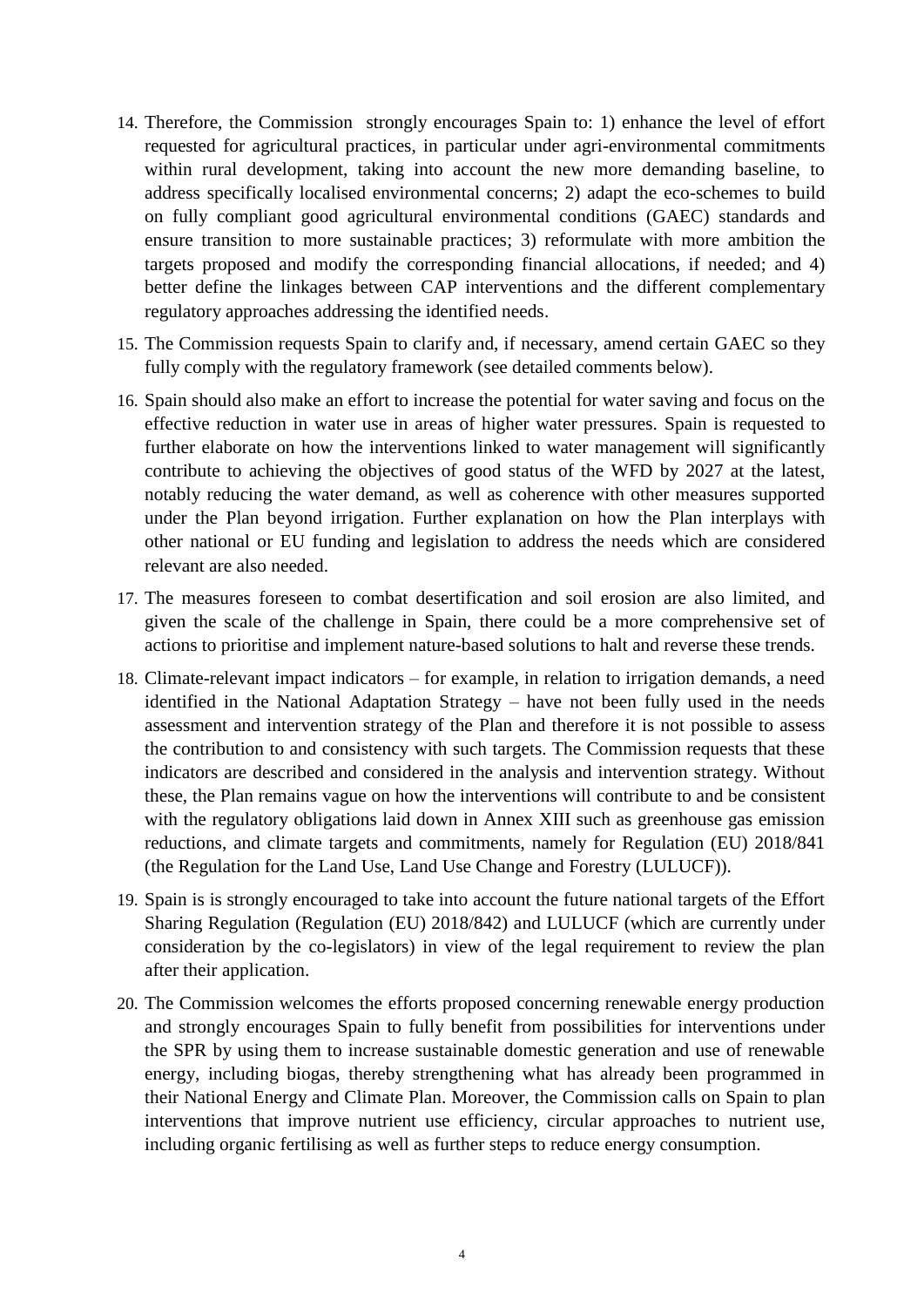14. Therefore, the Commission  strongly encourages Spain to: 1) enhance the level of effort requested for agricultural practices, in particular under agri-environmental commitments within rural development, taking into account the new more demanding baseline, to address specifically localised environmental concerns; 2) adapt the eco-schemes to build on fully compliant good agricultural environmental conditions (GAEC) standards and ensure transition to more sustainable practices; 3) reformulate with more ambition the targets proposed and modify the corresponding financial allocations, if needed; and 4) better define the linkages between CAP interventions and the different complementary regulatory approaches addressing the identified needs.

15. The Commission requests Spain to clarify and, if necessary, amend certain GAEC so they fully comply with the regulatory framework (see detailed comments below).

16. Spain should also make an effort to increase the potential for water saving and focus on the effective reduction in water use in areas of higher water pressures. Spain is requested to further elaborate on how the interventions linked to water management will significantly contribute to achieving the objectives of good status of the WFD by 2027 at the latest, notably reducing the water demand, as well as coherence with other measures supported under the Plan beyond irrigation. Further explanation on how the Plan interplays with other national or EU funding and legislation to address the needs which are considered relevant are also needed.

17. The measures foreseen to combat desertification and soil erosion are also limited, and given the scale of the challenge in Spain, there could be a more comprehensive set of actions to prioritise and implement nature-based solutions to halt and reverse these trends.

18. Climate-relevant impact indicators – for example, in relation to irrigation demands, a need identified in the National Adaptation Strategy – have not been fully used in the needs assessment and intervention strategy of the Plan and therefore it is not possible to assess the contribution to and consistency with such targets. The Commission requests that these indicators are described and considered in the analysis and intervention strategy. Without these, the Plan remains vague on how the interventions will contribute to and be consistent with the regulatory obligations laid down in Annex XIII such as greenhouse gas emission reductions, and climate targets and commitments, namely for Regulation (EU) 2018/841 (the Regulation for the Land Use, Land Use Change and Forestry (LULUCF)).

19. Spain is is strongly encouraged to take into account the future national targets of the Effort Sharing Regulation (Regulation (EU) 2018/842) and LULUCF (which are currently under consideration by the co-legislators) in view of the legal requirement to review the plan after their application.

20. The Commission welcomes the efforts proposed concerning renewable energy production and strongly encourages Spain to fully benefit from possibilities for interventions under the SPR by using them to increase sustainable domestic generation and use of renewable energy, including biogas, thereby strengthening what has already been programmed in their National Energy and Climate Plan. Moreover, the Commission calls on Spain to plan interventions that improve nutrient use efficiency, circular approaches to nutrient use, including organic fertilising as well as further steps to reduce energy consumption.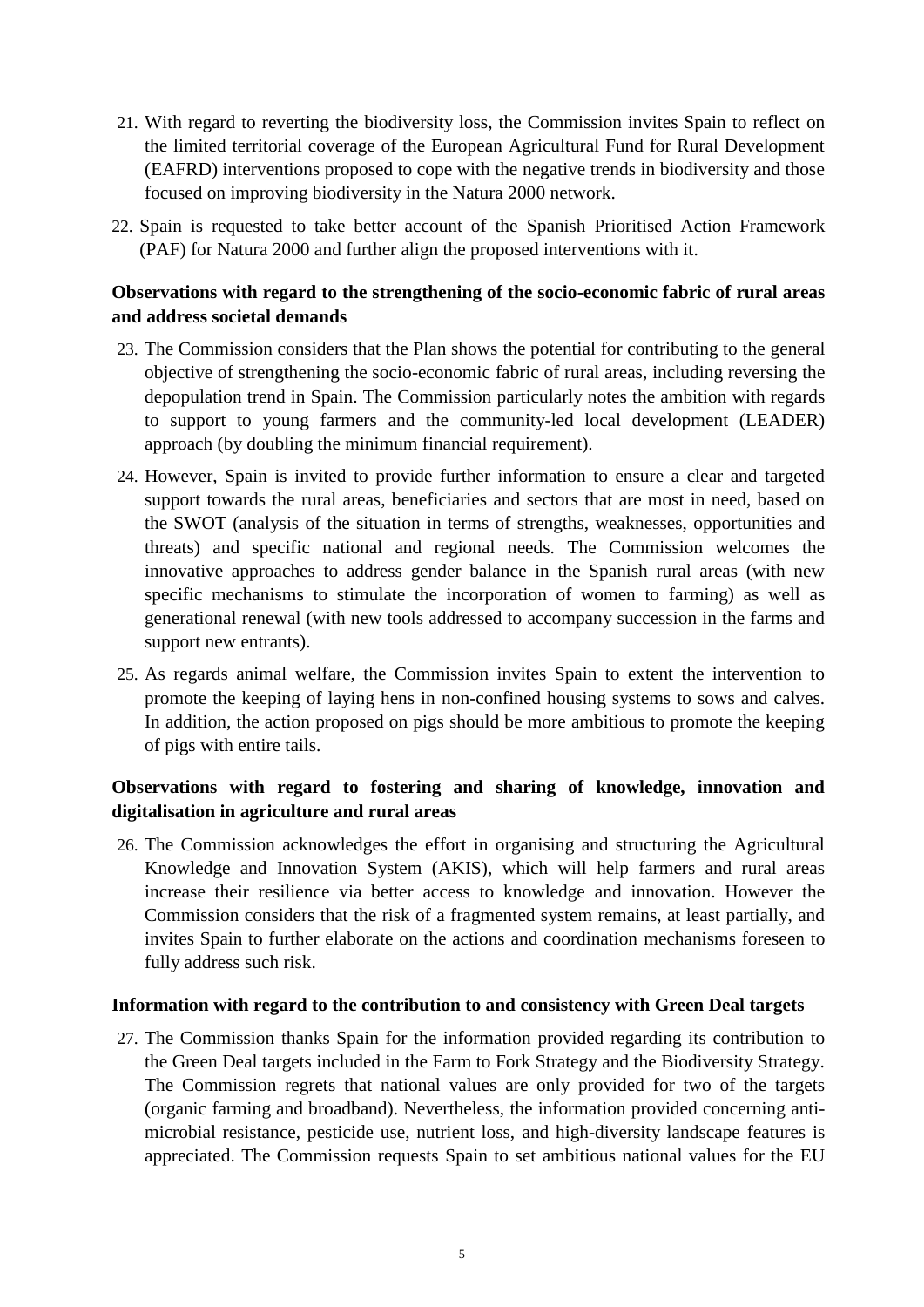21. With regard to reverting the biodiversity loss, the Commission invites Spain to reflect on the limited territorial coverage of the European Agricultural Fund for Rural Development (EAFRD) interventions proposed to cope with the negative trends in biodiversity and those focused on improving biodiversity in the Natura 2000 network.

22. Spain is requested to take better account of the Spanish Prioritised Action Framework (PAF) for Natura 2000 and further align the proposed interventions with it.

**Observations with regard to the strengthening of the socio-economic fabric of rural areas and address societal demands**

23. The Commission considers that the Plan shows the potential for contributing to the general objective of strengthening the socio-economic fabric of rural areas, including reversing the depopulation trend in Spain. The Commission particularly notes the ambition with regards to support to young farmers and the community-led local development (LEADER) approach (by doubling the minimum financial requirement).

24. However, Spain is invited to provide further information to ensure a clear and targeted support towards the rural areas, beneficiaries and sectors that are most in need, based on the SWOT (analysis of the situation in terms of strengths, weaknesses, opportunities and threats) and specific national and regional needs. The Commission welcomes the innovative approaches to address gender balance in the Spanish rural areas (with new specific mechanisms to stimulate the incorporation of women to farming) as well as generational renewal (with new tools addressed to accompany succession in the farms and support new entrants).

25. As regards animal welfare, the Commission invites Spain to extent the intervention to promote the keeping of laying hens in non-confined housing systems to sows and calves. In addition, the action proposed on pigs should be more ambitious to promote the keeping of pigs with entire tails.

**Observations with regard to fostering and sharing of knowledge, innovation and digitalisation in agriculture and rural areas**

26. The Commission acknowledges the effort in organising and structuring the Agricultural Knowledge and Innovation System (AKIS), which will help farmers and rural areas increase their resilience via better access to knowledge and innovation. However the Commission considers that the risk of a fragmented system remains, at least partially, and invites Spain to further elaborate on the actions and coordination mechanisms foreseen to fully address such risk.

**Information with regard to the contribution to and consistency with Green Deal targets**

27. The Commission thanks Spain for the information provided regarding its contribution to the Green Deal targets included in the Farm to Fork Strategy and the Biodiversity Strategy. The Commission regrets that national values are only provided for two of the targets (organic farming and broadband). Nevertheless, the information provided concerning anti-microbial resistance, pesticide use, nutrient loss, and high-diversity landscape features is appreciated. The Commission requests Spain to set ambitious national values for the EU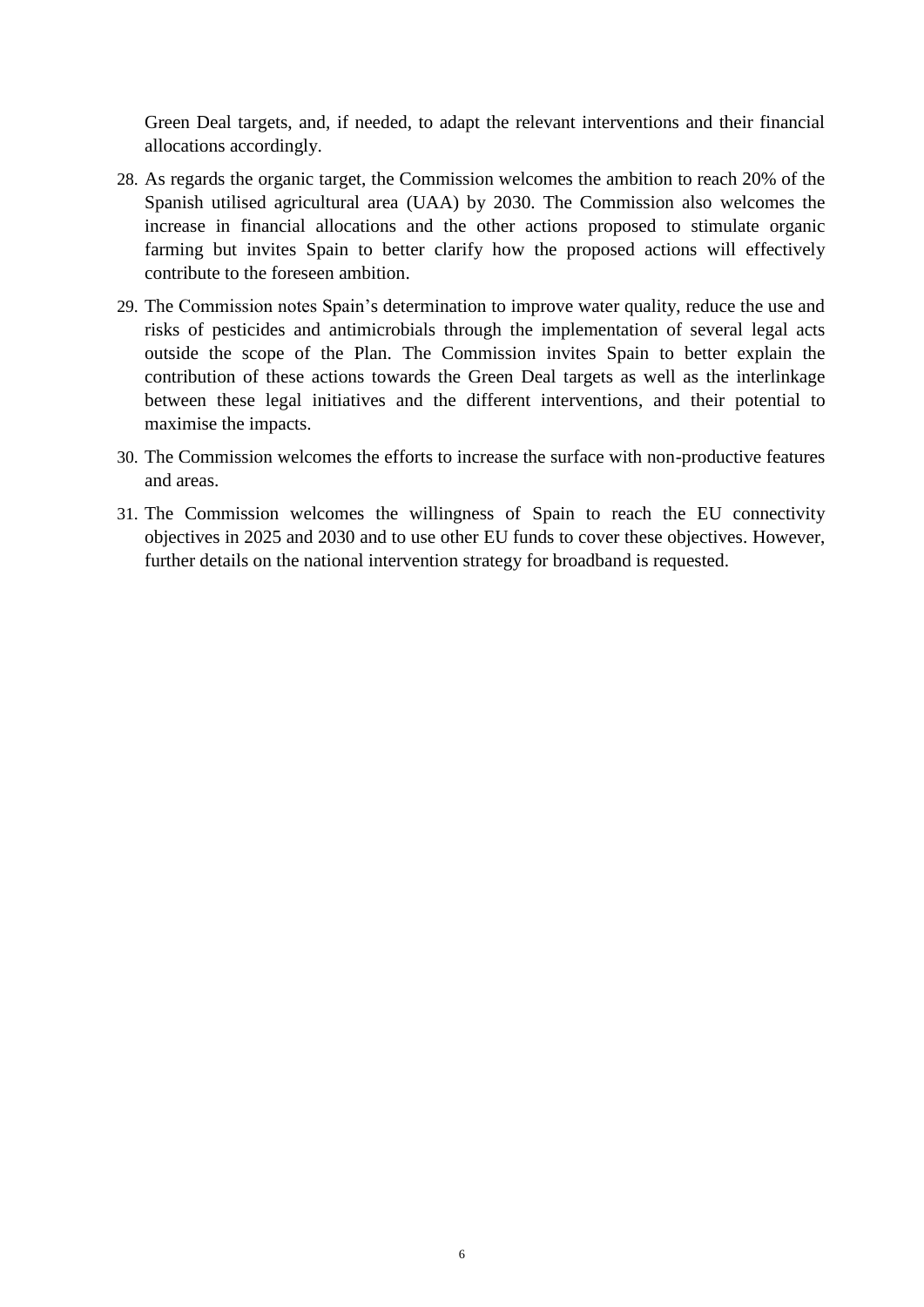Green Deal targets, and, if needed, to adapt the relevant interventions and their financial allocations accordingly.

28. As regards the organic target, the Commission welcomes the ambition to reach 20% of the Spanish utilised agricultural area (UAA) by 2030. The Commission also welcomes the increase in financial allocations and the other actions proposed to stimulate organic farming but invites Spain to better clarify how the proposed actions will effectively contribute to the foreseen ambition.

29. The Commission notes Spain's determination to improve water quality, reduce the use and risks of pesticides and antimicrobials through the implementation of several legal acts outside the scope of the Plan. The Commission invites Spain to better explain the contribution of these actions towards the Green Deal targets as well as the interlinkage between these legal initiatives and the different interventions, and their potential to maximise the impacts.

30. The Commission welcomes the efforts to increase the surface with non-productive features and areas.

31. The Commission welcomes the willingness of Spain to reach the EU connectivity objectives in 2025 and 2030 and to use other EU funds to cover these objectives. However, further details on the national intervention strategy for broadband is requested.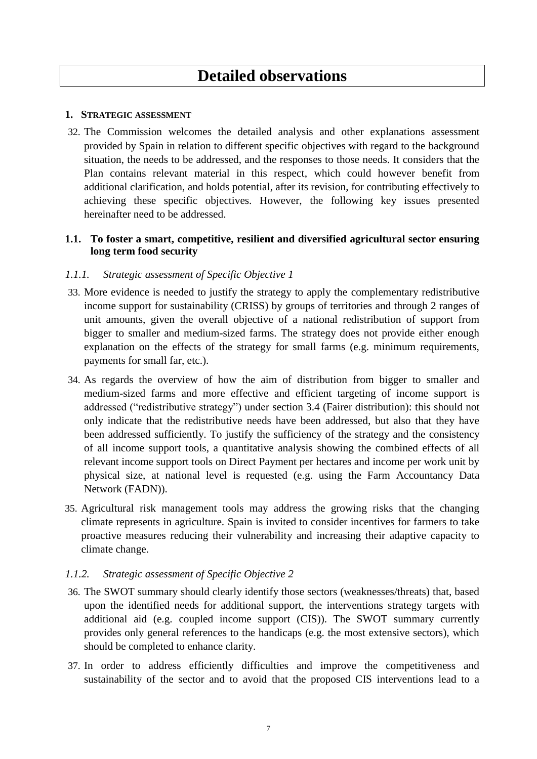# Detailed observations

## 1. Strategic assessment

32. The Commission welcomes the detailed analysis and other explanations assessment provided by Spain in relation to different specific objectives with regard to the background situation, the needs to be addressed, and the responses to those needs. It considers that the Plan contains relevant material in this respect, which could however benefit from additional clarification, and holds potential, after its revision, for contributing effectively to achieving these specific objectives. However, the following key issues presented hereinafter need to be addressed.

### 1.1. To foster a smart, competitive, resilient and diversified agricultural sector ensuring long term food security

#### *1.1.1. Strategic assessment of Specific Objective 1*

33. More evidence is needed to justify the strategy to apply the complementary redistributive income support for sustainability (CRISS) by groups of territories and through 2 ranges of unit amounts, given the overall objective of a national redistribution of support from bigger to smaller and medium-sized farms. The strategy does not provide either enough explanation on the effects of the strategy for small farms (e.g. minimum requirements, payments for small far, etc.).

34. As regards the overview of how the aim of distribution from bigger to smaller and medium-sized farms and more effective and efficient targeting of income support is addressed ("redistributive strategy") under section 3.4 (Fairer distribution): this should not only indicate that the redistributive needs have been addressed, but also that they have been addressed sufficiently. To justify the sufficiency of the strategy and the consistency of all income support tools, a quantitative analysis showing the combined effects of all relevant income support tools on Direct Payment per hectares and income per work unit by physical size, at national level is requested (e.g. using the Farm Accountancy Data Network (FADN)).

35. Agricultural risk management tools may address the growing risks that the changing climate represents in agriculture. Spain is invited to consider incentives for farmers to take proactive measures reducing their vulnerability and increasing their adaptive capacity to climate change.

#### *1.1.2. Strategic assessment of Specific Objective 2*

36. The SWOT summary should clearly identify those sectors (weaknesses/threats) that, based upon the identified needs for additional support, the interventions strategy targets with additional aid (e.g. coupled income support (CIS)). The SWOT summary currently provides only general references to the handicaps (e.g. the most extensive sectors), which should be completed to enhance clarity.

37. In order to address efficiently difficulties and improve the competitiveness and sustainability of the sector and to avoid that the proposed CIS interventions lead to a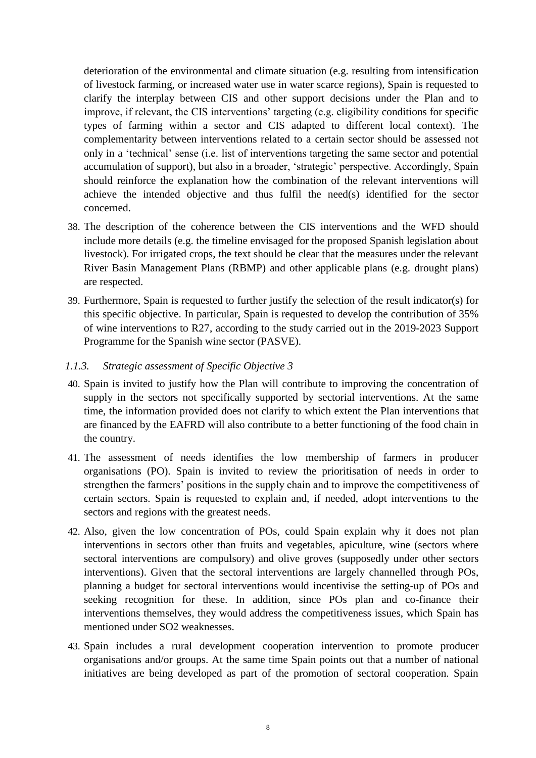deterioration of the environmental and climate situation (e.g. resulting from intensification of livestock farming, or increased water use in water scarce regions), Spain is requested to clarify the interplay between CIS and other support decisions under the Plan and to improve, if relevant, the CIS interventions' targeting (e.g. eligibility conditions for specific types of farming within a sector and CIS adapted to different local context). The complementarity between interventions related to a certain sector should be assessed not only in a 'technical' sense (i.e. list of interventions targeting the same sector and potential accumulation of support), but also in a broader, 'strategic' perspective. Accordingly, Spain should reinforce the explanation how the combination of the relevant interventions will achieve the intended objective and thus fulfil the need(s) identified for the sector concerned.

38. The description of the coherence between the CIS interventions and the WFD should include more details (e.g. the timeline envisaged for the proposed Spanish legislation about livestock). For irrigated crops, the text should be clear that the measures under the relevant River Basin Management Plans (RBMP) and other applicable plans (e.g. drought plans) are respected.

39. Furthermore, Spain is requested to further justify the selection of the result indicator(s) for this specific objective. In particular, Spain is requested to develop the contribution of 35% of wine interventions to R27, according to the study carried out in the 2019-2023 Support Programme for the Spanish wine sector (PASVE).

### *1.1.3. Strategic assessment of Specific Objective 3*

40. Spain is invited to justify how the Plan will contribute to improving the concentration of supply in the sectors not specifically supported by sectorial interventions. At the same time, the information provided does not clarify to which extent the Plan interventions that are financed by the EAFRD will also contribute to a better functioning of the food chain in the country.

41. The assessment of needs identifies the low membership of farmers in producer organisations (PO). Spain is invited to review the prioritisation of needs in order to strengthen the farmers' positions in the supply chain and to improve the competitiveness of certain sectors. Spain is requested to explain and, if needed, adopt interventions to the sectors and regions with the greatest needs.

42. Also, given the low concentration of POs, could Spain explain why it does not plan interventions in sectors other than fruits and vegetables, apiculture, wine (sectors where sectoral interventions are compulsory) and olive groves (supposedly under other sectors interventions). Given that the sectoral interventions are largely channelled through POs, planning a budget for sectoral interventions would incentivise the setting-up of POs and seeking recognition for these. In addition, since POs plan and co-finance their interventions themselves, they would address the competitiveness issues, which Spain has mentioned under SO2 weaknesses.

43. Spain includes a rural development cooperation intervention to promote producer organisations and/or groups. At the same time Spain points out that a number of national initiatives are being developed as part of the promotion of sectoral cooperation. Spain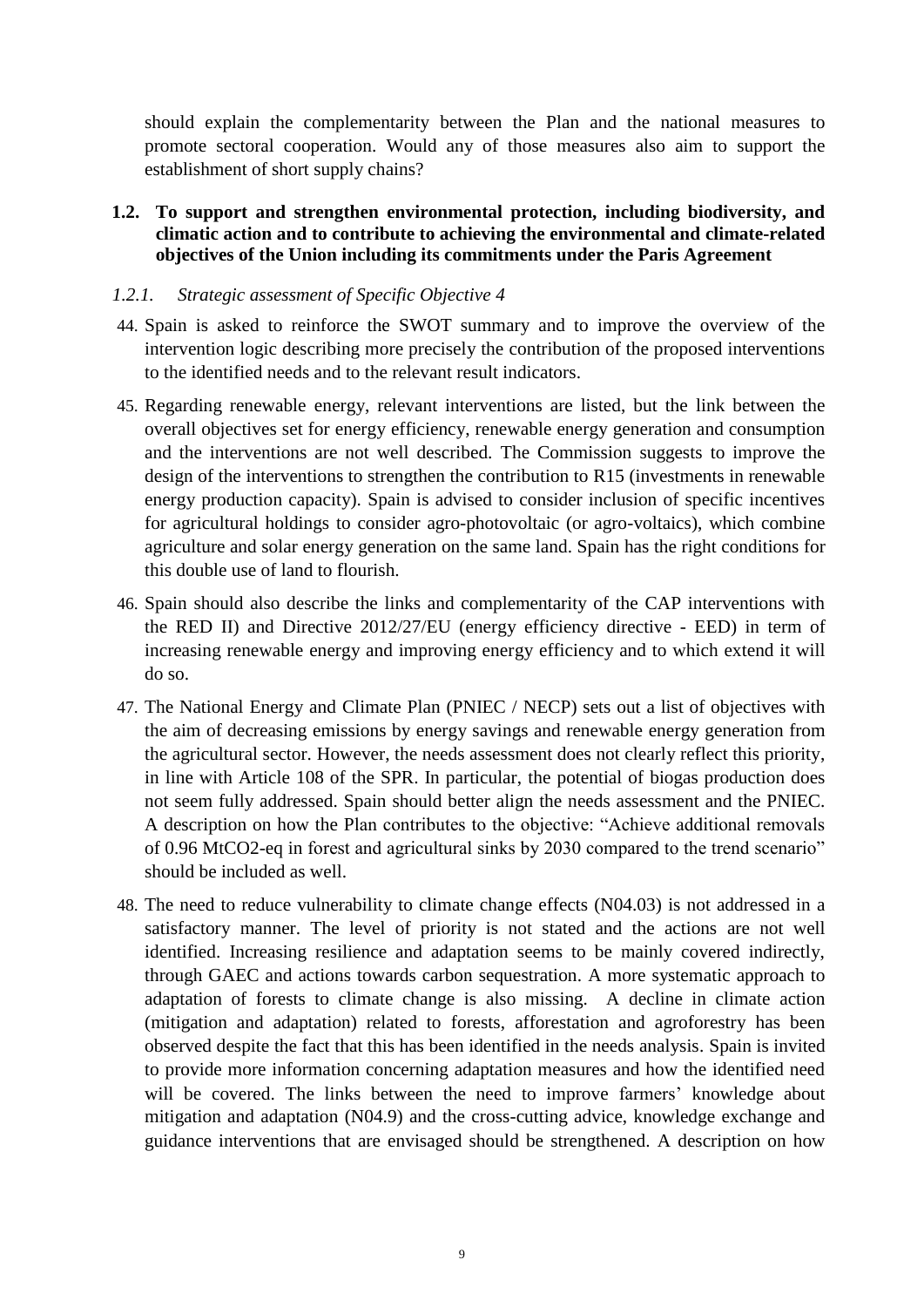should explain the complementarity between the Plan and the national measures to promote sectoral cooperation. Would any of those measures also aim to support the establishment of short supply chains?

## 1.2. To support and strengthen environmental protection, including biodiversity, and climatic action and to contribute to achieving the environmental and climate-related objectives of the Union including its commitments under the Paris Agreement

### *1.2.1. Strategic assessment of Specific Objective 4*

44. Spain is asked to reinforce the SWOT summary and to improve the overview of the intervention logic describing more precisely the contribution of the proposed interventions to the identified needs and to the relevant result indicators.

45. Regarding renewable energy, relevant interventions are listed, but the link between the overall objectives set for energy efficiency, renewable energy generation and consumption and the interventions are not well described. The Commission suggests to improve the design of the interventions to strengthen the contribution to R15 (investments in renewable energy production capacity). Spain is advised to consider inclusion of specific incentives for agricultural holdings to consider agro-photovoltaic (or agro-voltaics), which combine agriculture and solar energy generation on the same land. Spain has the right conditions for this double use of land to flourish.

46. Spain should also describe the links and complementarity of the CAP interventions with the RED II) and Directive 2012/27/EU (energy efficiency directive - EED) in term of increasing renewable energy and improving energy efficiency and to which extend it will do so.

47. The National Energy and Climate Plan (PNIEC / NECP) sets out a list of objectives with the aim of decreasing emissions by energy savings and renewable energy generation from the agricultural sector. However, the needs assessment does not clearly reflect this priority, in line with Article 108 of the SPR. In particular, the potential of biogas production does not seem fully addressed. Spain should better align the needs assessment and the PNIEC. A description on how the Plan contributes to the objective: "Achieve additional removals of 0.96 $MtCO_2$-eq in forest and agricultural sinks by 2030 compared to the trend scenario" should be included as well.

48. The need to reduce vulnerability to climate change effects (N04.03) is not addressed in a satisfactory manner. The level of priority is not stated and the actions are not well identified. Increasing resilience and adaptation seems to be mainly covered indirectly, through GAEC and actions towards carbon sequestration. A more systematic approach to adaptation of forests to climate change is also missing. A decline in climate action (mitigation and adaptation) related to forests, afforestation and agroforestry has been observed despite the fact that this has been identified in the needs analysis. Spain is invited to provide more information concerning adaptation measures and how the identified need will be covered. The links between the need to improve farmers' knowledge about mitigation and adaptation (N04.9) and the cross-cutting advice, knowledge exchange and guidance interventions that are envisaged should be strengthened. A description on how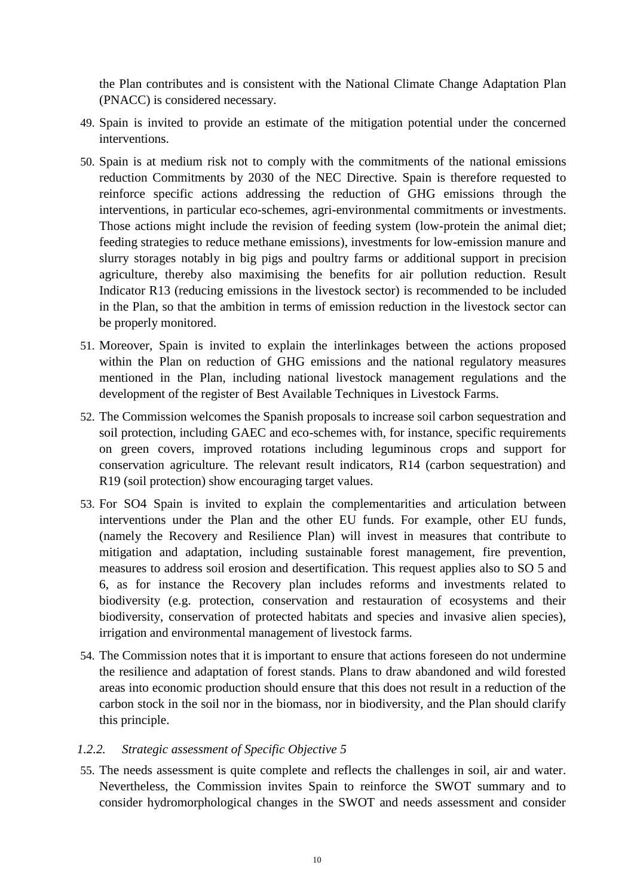the Plan contributes and is consistent with the National Climate Change Adaptation Plan (PNACC) is considered necessary.

49. Spain is invited to provide an estimate of the mitigation potential under the concerned interventions.

50. Spain is at medium risk not to comply with the commitments of the national emissions reduction Commitments by 2030 of the NEC Directive. Spain is therefore requested to reinforce specific actions addressing the reduction of GHG emissions through the interventions, in particular eco-schemes, agri-environmental commitments or investments. Those actions might include the revision of feeding system (low-protein the animal diet; feeding strategies to reduce methane emissions), investments for low-emission manure and slurry storages notably in big pigs and poultry farms or additional support in precision agriculture, thereby also maximising the benefits for air pollution reduction. Result Indicator R13 (reducing emissions in the livestock sector) is recommended to be included in the Plan, so that the ambition in terms of emission reduction in the livestock sector can be properly monitored.

51. Moreover, Spain is invited to explain the interlinkages between the actions proposed within the Plan on reduction of GHG emissions and the national regulatory measures mentioned in the Plan, including national livestock management regulations and the development of the register of Best Available Techniques in Livestock Farms.

52. The Commission welcomes the Spanish proposals to increase soil carbon sequestration and soil protection, including GAEC and eco-schemes with, for instance, specific requirements on green covers, improved rotations including leguminous crops and support for conservation agriculture. The relevant result indicators, R14 (carbon sequestration) and R19 (soil protection) show encouraging target values.

53. For SO4 Spain is invited to explain the complementarities and articulation between interventions under the Plan and the other EU funds. For example, other EU funds, (namely the Recovery and Resilience Plan) will invest in measures that contribute to mitigation and adaptation, including sustainable forest management, fire prevention, measures to address soil erosion and desertification. This request applies also to SO 5 and 6, as for instance the Recovery plan includes reforms and investments related to biodiversity (e.g. protection, conservation and restauration of ecosystems and their biodiversity, conservation of protected habitats and species and invasive alien species), irrigation and environmental management of livestock farms.

54. The Commission notes that it is important to ensure that actions foreseen do not undermine the resilience and adaptation of forest stands. Plans to draw abandoned and wild forested areas into economic production should ensure that this does not result in a reduction of the carbon stock in the soil nor in the biomass, nor in biodiversity, and the Plan should clarify this principle.

### *1.2.2. Strategic assessment of Specific Objective 5*

55. The needs assessment is quite complete and reflects the challenges in soil, air and water. Nevertheless, the Commission invites Spain to reinforce the SWOT summary and to consider hydromorphological changes in the SWOT and needs assessment and consider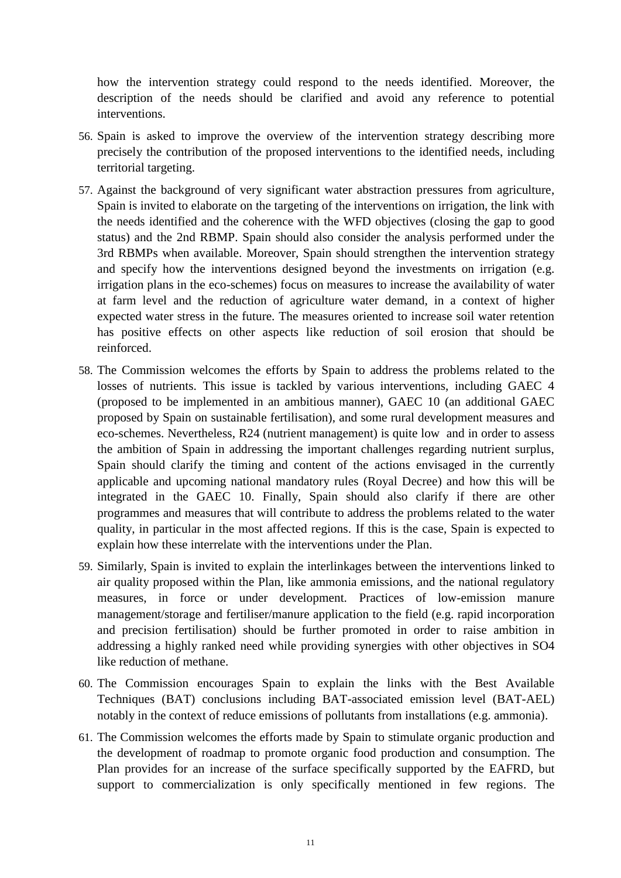how the intervention strategy could respond to the needs identified. Moreover, the description of the needs should be clarified and avoid any reference to potential interventions.

56. Spain is asked to improve the overview of the intervention strategy describing more precisely the contribution of the proposed interventions to the identified needs, including territorial targeting.

57. Against the background of very significant water abstraction pressures from agriculture, Spain is invited to elaborate on the targeting of the interventions on irrigation, the link with the needs identified and the coherence with the WFD objectives (closing the gap to good status) and the 2nd RBMP. Spain should also consider the analysis performed under the 3rd RBMPs when available. Moreover, Spain should strengthen the intervention strategy and specify how the interventions designed beyond the investments on irrigation (e.g. irrigation plans in the eco-schemes) focus on measures to increase the availability of water at farm level and the reduction of agriculture water demand, in a context of higher expected water stress in the future. The measures oriented to increase soil water retention has positive effects on other aspects like reduction of soil erosion that should be reinforced.

58. The Commission welcomes the efforts by Spain to address the problems related to the losses of nutrients. This issue is tackled by various interventions, including GAEC 4 (proposed to be implemented in an ambitious manner), GAEC 10 (an additional GAEC proposed by Spain on sustainable fertilisation), and some rural development measures and eco-schemes. Nevertheless, R24 (nutrient management) is quite low and in order to assess the ambition of Spain in addressing the important challenges regarding nutrient surplus, Spain should clarify the timing and content of the actions envisaged in the currently applicable and upcoming national mandatory rules (Royal Decree) and how this will be integrated in the GAEC 10. Finally, Spain should also clarify if there are other programmes and measures that will contribute to address the problems related to the water quality, in particular in the most affected regions. If this is the case, Spain is expected to explain how these interrelate with the interventions under the Plan.

59. Similarly, Spain is invited to explain the interlinkages between the interventions linked to air quality proposed within the Plan, like ammonia emissions, and the national regulatory measures, in force or under development. Practices of low-emission manure management/storage and fertiliser/manure application to the field (e.g. rapid incorporation and precision fertilisation) should be further promoted in order to raise ambition in addressing a highly ranked need while providing synergies with other objectives in SO4 like reduction of methane.

60. The Commission encourages Spain to explain the links with the Best Available Techniques (BAT) conclusions including BAT-associated emission level (BAT-AEL) notably in the context of reduce emissions of pollutants from installations (e.g. ammonia).

61. The Commission welcomes the efforts made by Spain to stimulate organic production and the development of roadmap to promote organic food production and consumption. The Plan provides for an increase of the surface specifically supported by the EAFRD, but support to commercialization is only specifically mentioned in few regions. The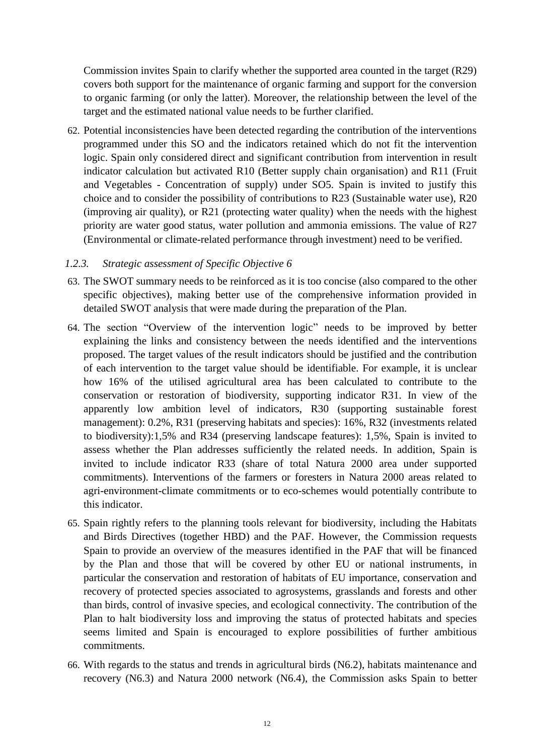Commission invites Spain to clarify whether the supported area counted in the target (R29) covers both support for the maintenance of organic farming and support for the conversion to organic farming (or only the latter). Moreover, the relationship between the level of the target and the estimated national value needs to be further clarified.

62. Potential inconsistencies have been detected regarding the contribution of the interventions programmed under this SO and the indicators retained which do not fit the intervention logic. Spain only considered direct and significant contribution from intervention in result indicator calculation but activated R10 (Better supply chain organisation) and R11 (Fruit and Vegetables - Concentration of supply) under SO5. Spain is invited to justify this choice and to consider the possibility of contributions to R23 (Sustainable water use), R20 (improving air quality), or R21 (protecting water quality) when the needs with the highest priority are water good status, water pollution and ammonia emissions. The value of R27 (Environmental or climate-related performance through investment) need to be verified.

### *1.2.3. Strategic assessment of Specific Objective 6*

63. The SWOT summary needs to be reinforced as it is too concise (also compared to the other specific objectives), making better use of the comprehensive information provided in detailed SWOT analysis that were made during the preparation of the Plan.

64. The section "Overview of the intervention logic" needs to be improved by better explaining the links and consistency between the needs identified and the interventions proposed. The target values of the result indicators should be justified and the contribution of each intervention to the target value should be identifiable. For example, it is unclear how 16% of the utilised agricultural area has been calculated to contribute to the conservation or restoration of biodiversity, supporting indicator R31. In view of the apparently low ambition level of indicators, R30 (supporting sustainable forest management): 0.2%, R31 (preserving habitats and species): 16%, R32 (investments related to biodiversity):1,5% and R34 (preserving landscape features): 1,5%, Spain is invited to assess whether the Plan addresses sufficiently the related needs. In addition, Spain is invited to include indicator R33 (share of total Natura 2000 area under supported commitments). Interventions of the farmers or foresters in Natura 2000 areas related to agri-environment-climate commitments or to eco-schemes would potentially contribute to this indicator.

65. Spain rightly refers to the planning tools relevant for biodiversity, including the Habitats and Birds Directives (together HBD) and the PAF. However, the Commission requests Spain to provide an overview of the measures identified in the PAF that will be financed by the Plan and those that will be covered by other EU or national instruments, in particular the conservation and restoration of habitats of EU importance, conservation and recovery of protected species associated to agrosystems, grasslands and forests and other than birds, control of invasive species, and ecological connectivity. The contribution of the Plan to halt biodiversity loss and improving the status of protected habitats and species seems limited and Spain is encouraged to explore possibilities of further ambitious commitments.

66. With regards to the status and trends in agricultural birds (N6.2), habitats maintenance and recovery (N6.3) and Natura 2000 network (N6.4), the Commission asks Spain to better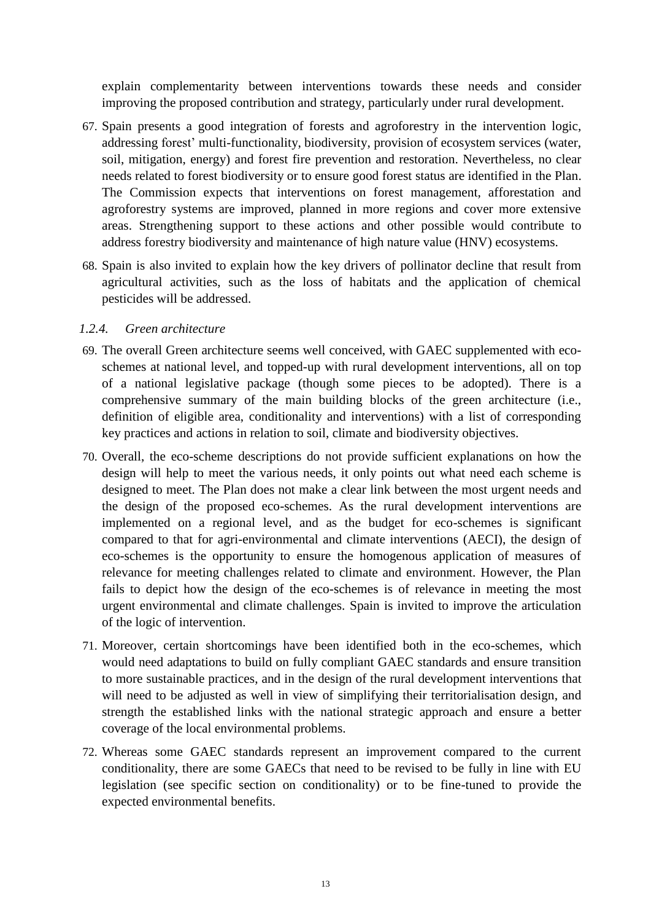explain complementarity between interventions towards these needs and consider improving the proposed contribution and strategy, particularly under rural development.

67. Spain presents a good integration of forests and agroforestry in the intervention logic, addressing forest' multi-functionality, biodiversity, provision of ecosystem services (water, soil, mitigation, energy) and forest fire prevention and restoration. Nevertheless, no clear needs related to forest biodiversity or to ensure good forest status are identified in the Plan. The Commission expects that interventions on forest management, afforestation and agroforestry systems are improved, planned in more regions and cover more extensive areas. Strengthening support to these actions and other possible would contribute to address forestry biodiversity and maintenance of high nature value (HNV) ecosystems.

68. Spain is also invited to explain how the key drivers of pollinator decline that result from agricultural activities, such as the loss of habitats and the application of chemical pesticides will be addressed.

### *1.2.4. Green architecture*

69. The overall Green architecture seems well conceived, with GAEC supplemented with eco-schemes at national level, and topped-up with rural development interventions, all on top of a national legislative package (though some pieces to be adopted). There is a comprehensive summary of the main building blocks of the green architecture (i.e., definition of eligible area, conditionality and interventions) with a list of corresponding key practices and actions in relation to soil, climate and biodiversity objectives.

70. Overall, the eco-scheme descriptions do not provide sufficient explanations on how the design will help to meet the various needs, it only points out what need each scheme is designed to meet. The Plan does not make a clear link between the most urgent needs and the design of the proposed eco-schemes. As the rural development interventions are implemented on a regional level, and as the budget for eco-schemes is significant compared to that for agri-environmental and climate interventions (AECI), the design of eco-schemes is the opportunity to ensure the homogenous application of measures of relevance for meeting challenges related to climate and environment. However, the Plan fails to depict how the design of the eco-schemes is of relevance in meeting the most urgent environmental and climate challenges. Spain is invited to improve the articulation of the logic of intervention.

71. Moreover, certain shortcomings have been identified both in the eco-schemes, which would need adaptations to build on fully compliant GAEC standards and ensure transition to more sustainable practices, and in the design of the rural development interventions that will need to be adjusted as well in view of simplifying their territorialisation design, and strength the established links with the national strategic approach and ensure a better coverage of the local environmental problems.

72. Whereas some GAEC standards represent an improvement compared to the current conditionality, there are some GAECs that need to be revised to be fully in line with EU legislation (see specific section on conditionality) or to be fine-tuned to provide the expected environmental benefits.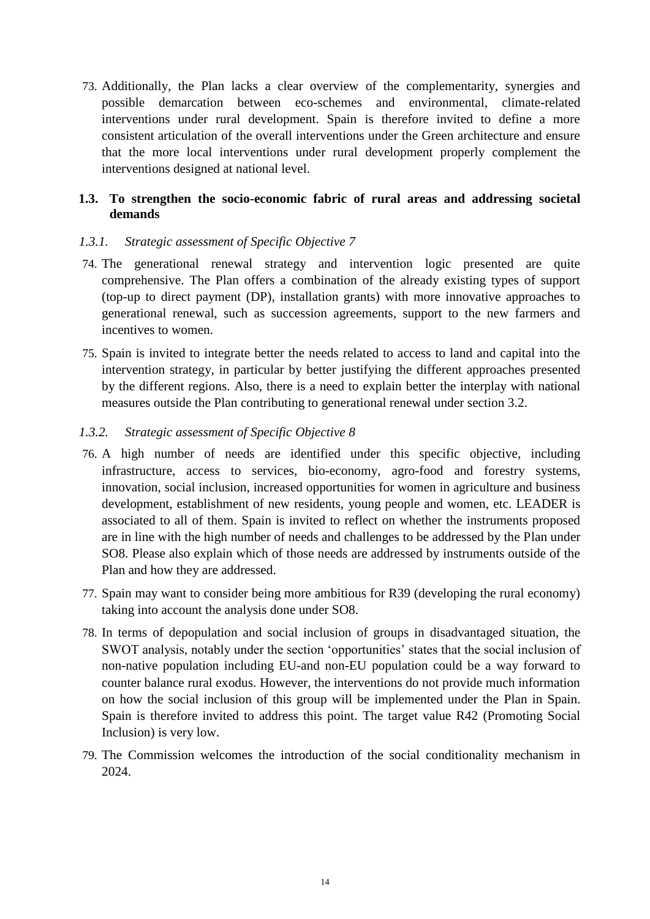73. Additionally, the Plan lacks a clear overview of the complementarity, synergies and possible demarcation between eco-schemes and environmental, climate-related interventions under rural development. Spain is therefore invited to define a more consistent articulation of the overall interventions under the Green architecture and ensure that the more local interventions under rural development properly complement the interventions designed at national level.

## 1.3. To strengthen the socio-economic fabric of rural areas and addressing societal demands

### *1.3.1. Strategic assessment of Specific Objective 7*

74. The generational renewal strategy and intervention logic presented are quite comprehensive. The Plan offers a combination of the already existing types of support (top-up to direct payment (DP), installation grants) with more innovative approaches to generational renewal, such as succession agreements, support to the new farmers and incentives to women.

75. Spain is invited to integrate better the needs related to access to land and capital into the intervention strategy, in particular by better justifying the different approaches presented by the different regions. Also, there is a need to explain better the interplay with national measures outside the Plan contributing to generational renewal under section 3.2.

### *1.3.2. Strategic assessment of Specific Objective 8*

76. A high number of needs are identified under this specific objective, including infrastructure, access to services, bio-economy, agro-food and forestry systems, innovation, social inclusion, increased opportunities for women in agriculture and business development, establishment of new residents, young people and women, etc. LEADER is associated to all of them. Spain is invited to reflect on whether the instruments proposed are in line with the high number of needs and challenges to be addressed by the Plan under SO8. Please also explain which of those needs are addressed by instruments outside of the Plan and how they are addressed.

77. Spain may want to consider being more ambitious for R39 (developing the rural economy) taking into account the analysis done under SO8.

78. In terms of depopulation and social inclusion of groups in disadvantaged situation, the SWOT analysis, notably under the section 'opportunities' states that the social inclusion of non-native population including EU-and non-EU population could be a way forward to counter balance rural exodus. However, the interventions do not provide much information on how the social inclusion of this group will be implemented under the Plan in Spain. Spain is therefore invited to address this point. The target value R42 (Promoting Social Inclusion) is very low.

79. The Commission welcomes the introduction of the social conditionality mechanism in 2024.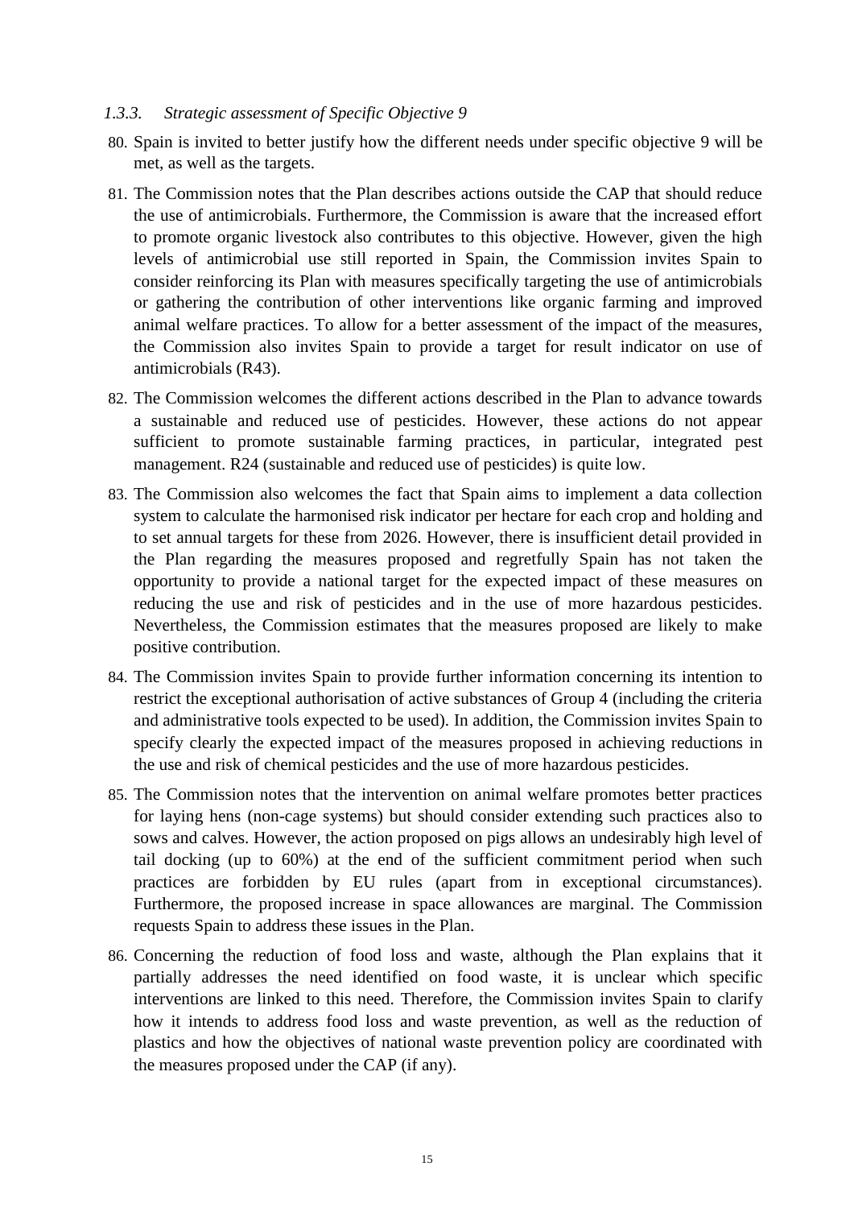### *1.3.3. Strategic assessment of Specific Objective 9*

80. Spain is invited to better justify how the different needs under specific objective 9 will be met, as well as the targets.

81. The Commission notes that the Plan describes actions outside the CAP that should reduce the use of antimicrobials. Furthermore, the Commission is aware that the increased effort to promote organic livestock also contributes to this objective. However, given the high levels of antimicrobial use still reported in Spain, the Commission invites Spain to consider reinforcing its Plan with measures specifically targeting the use of antimicrobials or gathering the contribution of other interventions like organic farming and improved animal welfare practices. To allow for a better assessment of the impact of the measures, the Commission also invites Spain to provide a target for result indicator on use of antimicrobials (R43).

82. The Commission welcomes the different actions described in the Plan to advance towards a sustainable and reduced use of pesticides. However, these actions do not appear sufficient to promote sustainable farming practices, in particular, integrated pest management. R24 (sustainable and reduced use of pesticides) is quite low.

83. The Commission also welcomes the fact that Spain aims to implement a data collection system to calculate the harmonised risk indicator per hectare for each crop and holding and to set annual targets for these from 2026. However, there is insufficient detail provided in the Plan regarding the measures proposed and regretfully Spain has not taken the opportunity to provide a national target for the expected impact of these measures on reducing the use and risk of pesticides and in the use of more hazardous pesticides. Nevertheless, the Commission estimates that the measures proposed are likely to make positive contribution.

84. The Commission invites Spain to provide further information concerning its intention to restrict the exceptional authorisation of active substances of Group 4 (including the criteria and administrative tools expected to be used). In addition, the Commission invites Spain to specify clearly the expected impact of the measures proposed in achieving reductions in the use and risk of chemical pesticides and the use of more hazardous pesticides.

85. The Commission notes that the intervention on animal welfare promotes better practices for laying hens (non-cage systems) but should consider extending such practices also to sows and calves. However, the action proposed on pigs allows an undesirably high level of tail docking (up to 60%) at the end of the sufficient commitment period when such practices are forbidden by EU rules (apart from in exceptional circumstances). Furthermore, the proposed increase in space allowances are marginal. The Commission requests Spain to address these issues in the Plan.

86. Concerning the reduction of food loss and waste, although the Plan explains that it partially addresses the need identified on food waste, it is unclear which specific interventions are linked to this need. Therefore, the Commission invites Spain to clarify how it intends to address food loss and waste prevention, as well as the reduction of plastics and how the objectives of national waste prevention policy are coordinated with the measures proposed under the CAP (if any).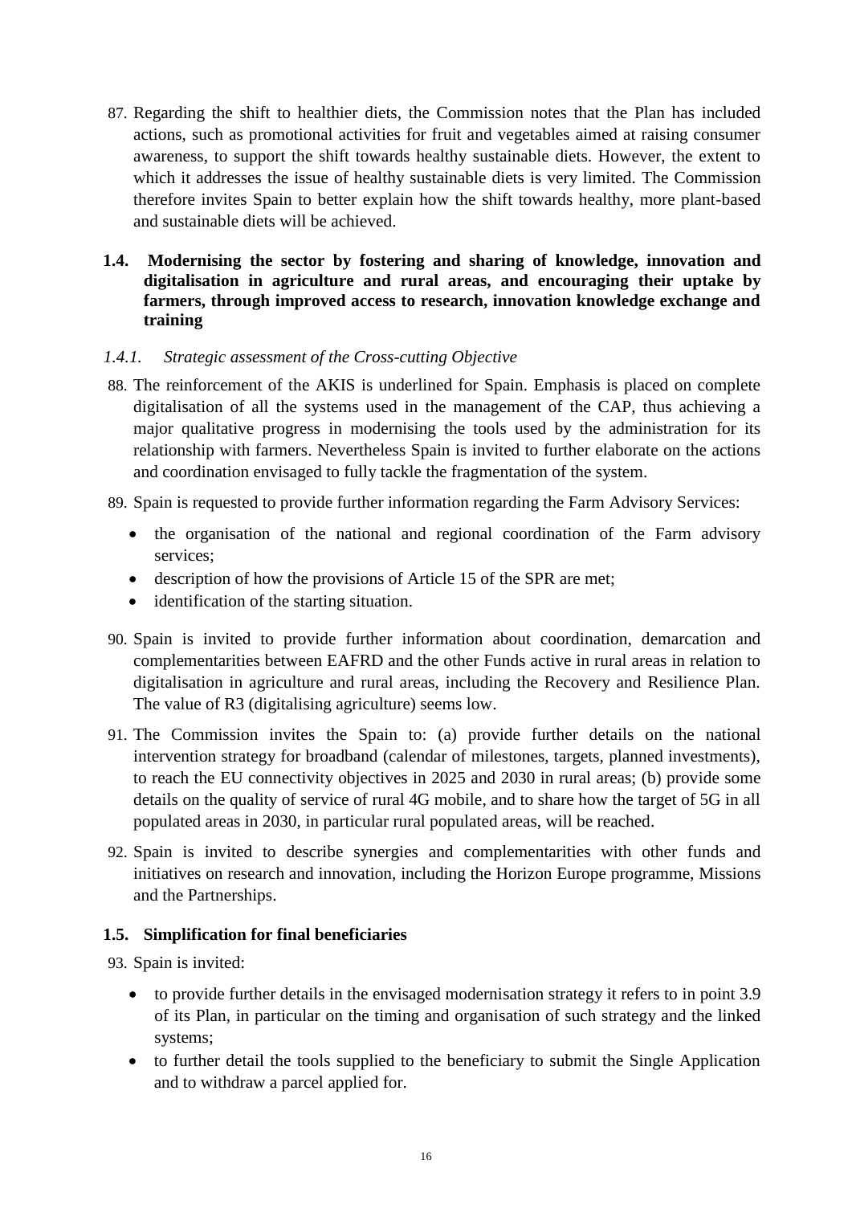87. Regarding the shift to healthier diets, the Commission notes that the Plan has included actions, such as promotional activities for fruit and vegetables aimed at raising consumer awareness, to support the shift towards healthy sustainable diets. However, the extent to which it addresses the issue of healthy sustainable diets is very limited. The Commission therefore invites Spain to better explain how the shift towards healthy, more plant-based and sustainable diets will be achieved.

## 1.4. Modernising the sector by fostering and sharing of knowledge, innovation and digitalisation in agriculture and rural areas, and encouraging their uptake by farmers, through improved access to research, innovation knowledge exchange and training

### *1.4.1. Strategic assessment of the Cross-cutting Objective*

88. The reinforcement of the AKIS is underlined for Spain. Emphasis is placed on complete digitalisation of all the systems used in the management of the CAP, thus achieving a major qualitative progress in modernising the tools used by the administration for its relationship with farmers. Nevertheless Spain is invited to further elaborate on the actions and coordination envisaged to fully tackle the fragmentation of the system.

89. Spain is requested to provide further information regarding the Farm Advisory Services:
    - the organisation of the national and regional coordination of the Farm advisory services;
    - description of how the provisions of Article 15 of the SPR are met;
    - identification of the starting situation.

90. Spain is invited to provide further information about coordination, demarcation and complementarities between EAFRD and the other Funds active in rural areas in relation to digitalisation in agriculture and rural areas, including the Recovery and Resilience Plan. The value of R3 (digitalising agriculture) seems low.

91. The Commission invites the Spain to: (a) provide further details on the national intervention strategy for broadband (calendar of milestones, targets, planned investments), to reach the EU connectivity objectives in 2025 and 2030 in rural areas; (b) provide some details on the quality of service of rural 4G mobile, and to share how the target of 5G in all populated areas in 2030, in particular rural populated areas, will be reached.

92. Spain is invited to describe synergies and complementarities with other funds and initiatives on research and innovation, including the Horizon Europe programme, Missions and the Partnerships.

## 1.5. Simplification for final beneficiaries

93. Spain is invited:
    - to provide further details in the envisaged modernisation strategy it refers to in point 3.9 of its Plan, in particular on the timing and organisation of such strategy and the linked systems;
    - to further detail the tools supplied to the beneficiary to submit the Single Application and to withdraw a parcel applied for.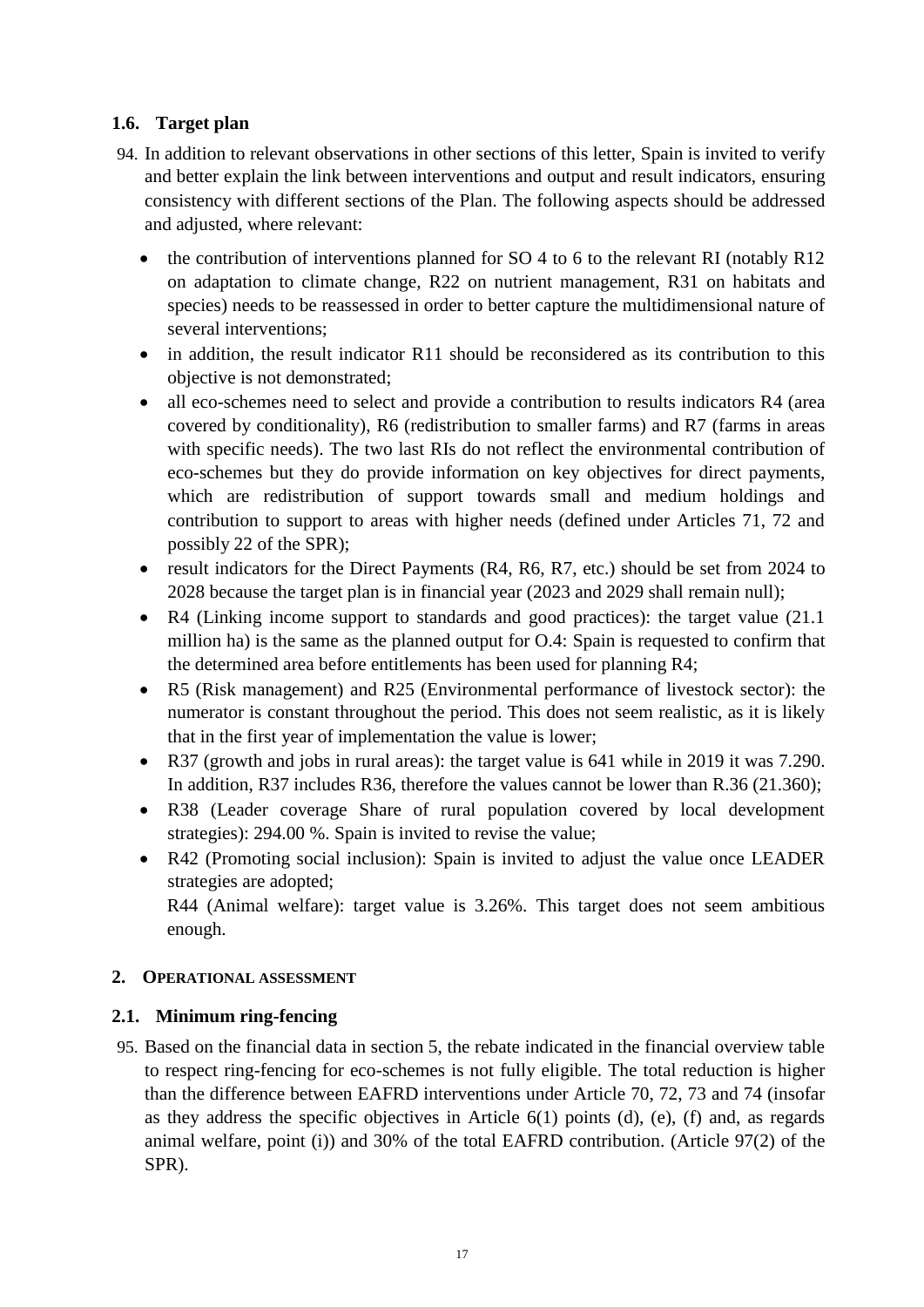### 1.6. Target plan

94. In addition to relevant observations in other sections of this letter, Spain is invited to verify and better explain the link between interventions and output and result indicators, ensuring consistency with different sections of the Plan. The following aspects should be addressed and adjusted, where relevant:

   - the contribution of interventions planned for SO 4 to 6 to the relevant RI (notably R12 on adaptation to climate change, R22 on nutrient management, R31 on habitats and species) needs to be reassessed in order to better capture the multidimensional nature of several interventions;
   - in addition, the result indicator R11 should be reconsidered as its contribution to this objective is not demonstrated;
   - all eco-schemes need to select and provide a contribution to results indicators R4 (area covered by conditionality), R6 (redistribution to smaller farms) and R7 (farms in areas with specific needs). The two last RIs do not reflect the environmental contribution of eco-schemes but they do provide information on key objectives for direct payments, which are redistribution of support towards small and medium holdings and contribution to support to areas with higher needs (defined under Articles 71, 72 and possibly 22 of the SPR);
   - result indicators for the Direct Payments (R4, R6, R7, etc.) should be set from 2024 to 2028 because the target plan is in financial year (2023 and 2029 shall remain null);
   - R4 (Linking income support to standards and good practices): the target value (21.1 million ha) is the same as the planned output for O.4: Spain is requested to confirm that the determined area before entitlements has been used for planning R4;
   - R5 (Risk management) and R25 (Environmental performance of livestock sector): the numerator is constant throughout the period. This does not seem realistic, as it is likely that in the first year of implementation the value is lower;
   - R37 (growth and jobs in rural areas): the target value is 641 while in 2019 it was 7.290. In addition, R37 includes R36, therefore the values cannot be lower than R.36 (21.360);
   - R38 (Leader coverage Share of rural population covered by local development strategies): 294.00 %. Spain is invited to revise the value;
   - R42 (Promoting social inclusion): Spain is invited to adjust the value once LEADER strategies are adopted;
     R44 (Animal welfare): target value is 3.26%. This target does not seem ambitious enough.

## 2. OPERATIONAL ASSESSMENT

### 2.1. Minimum ring-fencing

95. Based on the financial data in section 5, the rebate indicated in the financial overview table to respect ring-fencing for eco-schemes is not fully eligible. The total reduction is higher than the difference between EAFRD interventions under Article 70, 72, 73 and 74 (insofar as they address the specific objectives in Article 6(1) points (d), (e), (f) and, as regards animal welfare, point (i)) and 30% of the total EAFRD contribution. (Article 97(2) of the SPR).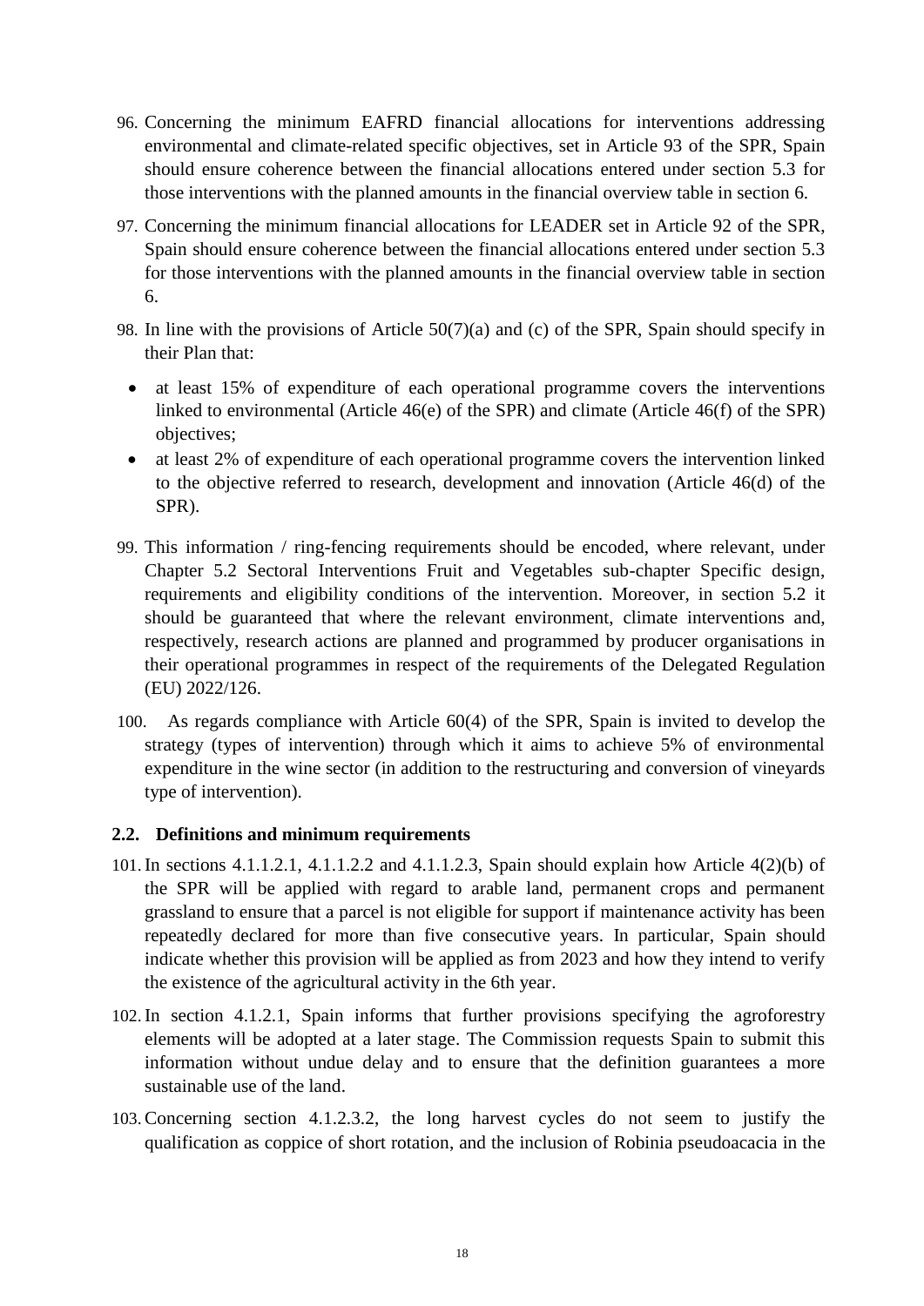96. Concerning the minimum EAFRD financial allocations for interventions addressing environmental and climate-related specific objectives, set in Article 93 of the SPR, Spain should ensure coherence between the financial allocations entered under section 5.3 for those interventions with the planned amounts in the financial overview table in section 6.

97. Concerning the minimum financial allocations for LEADER set in Article 92 of the SPR, Spain should ensure coherence between the financial allocations entered under section 5.3 for those interventions with the planned amounts in the financial overview table in section 6.

98. In line with the provisions of Article 50(7)(a) and (c) of the SPR, Spain should specify in their Plan that:

- at least 15% of expenditure of each operational programme covers the interventions linked to environmental (Article 46(e) of the SPR) and climate (Article 46(f) of the SPR) objectives;
- at least 2% of expenditure of each operational programme covers the intervention linked to the objective referred to research, development and innovation (Article 46(d) of the SPR).

99. This information / ring-fencing requirements should be encoded, where relevant, under Chapter 5.2 Sectoral Interventions Fruit and Vegetables sub-chapter Specific design, requirements and eligibility conditions of the intervention. Moreover, in section 5.2 it should be guaranteed that where the relevant environment, climate interventions and, respectively, research actions are planned and programmed by producer organisations in their operational programmes in respect of the requirements of the Delegated Regulation (EU) 2022/126.

100. As regards compliance with Article 60(4) of the SPR, Spain is invited to develop the strategy (types of intervention) through which it aims to achieve 5% of environmental expenditure in the wine sector (in addition to the restructuring and conversion of vineyards type of intervention).

### 2.2. Definitions and minimum requirements

101. In sections 4.1.1.2.1, 4.1.1.2.2 and 4.1.1.2.3, Spain should explain how Article 4(2)(b) of the SPR will be applied with regard to arable land, permanent crops and permanent grassland to ensure that a parcel is not eligible for support if maintenance activity has been repeatedly declared for more than five consecutive years. In particular, Spain should indicate whether this provision will be applied as from 2023 and how they intend to verify the existence of the agricultural activity in the 6th year.

102. In section 4.1.2.1, Spain informs that further provisions specifying the agroforestry elements will be adopted at a later stage. The Commission requests Spain to submit this information without undue delay and to ensure that the definition guarantees a more sustainable use of the land.

103. Concerning section 4.1.2.3.2, the long harvest cycles do not seem to justify the qualification as coppice of short rotation, and the inclusion of Robinia pseudoacacia in the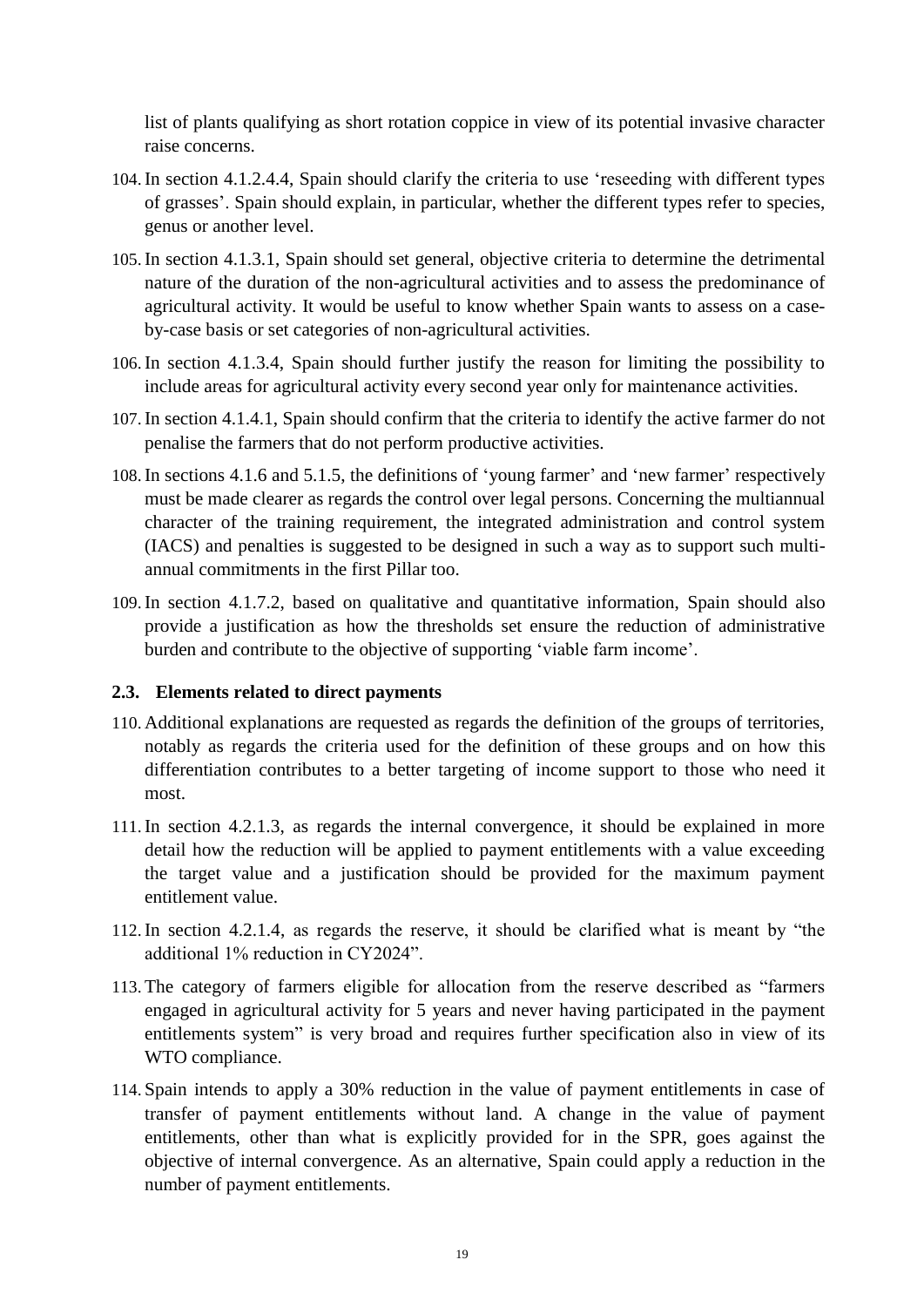list of plants qualifying as short rotation coppice in view of its potential invasive character raise concerns.

104. In section 4.1.2.4.4, Spain should clarify the criteria to use 'reseeding with different types of grasses'. Spain should explain, in particular, whether the different types refer to species, genus or another level.

105. In section 4.1.3.1, Spain should set general, objective criteria to determine the detrimental nature of the duration of the non-agricultural activities and to assess the predominance of agricultural activity. It would be useful to know whether Spain wants to assess on a case-by-case basis or set categories of non-agricultural activities.

106. In section 4.1.3.4, Spain should further justify the reason for limiting the possibility to include areas for agricultural activity every second year only for maintenance activities.

107. In section 4.1.4.1, Spain should confirm that the criteria to identify the active farmer do not penalise the farmers that do not perform productive activities.

108. In sections 4.1.6 and 5.1.5, the definitions of 'young farmer' and 'new farmer' respectively must be made clearer as regards the control over legal persons. Concerning the multiannual character of the training requirement, the integrated administration and control system (IACS) and penalties is suggested to be designed in such a way as to support such multi-annual commitments in the first Pillar too.

109. In section 4.1.7.2, based on qualitative and quantitative information, Spain should also provide a justification as how the thresholds set ensure the reduction of administrative burden and contribute to the objective of supporting 'viable farm income'.

## 2.3. Elements related to direct payments

110. Additional explanations are requested as regards the definition of the groups of territories, notably as regards the criteria used for the definition of these groups and on how this differentiation contributes to a better targeting of income support to those who need it most.

111. In section 4.2.1.3, as regards the internal convergence, it should be explained in more detail how the reduction will be applied to payment entitlements with a value exceeding the target value and a justification should be provided for the maximum payment entitlement value.

112. In section 4.2.1.4, as regards the reserve, it should be clarified what is meant by "the additional 1% reduction in CY2024".

113. The category of farmers eligible for allocation from the reserve described as "farmers engaged in agricultural activity for 5 years and never having participated in the payment entitlements system" is very broad and requires further specification also in view of its WTO compliance.

114. Spain intends to apply a 30% reduction in the value of payment entitlements in case of transfer of payment entitlements without land. A change in the value of payment entitlements, other than what is explicitly provided for in the SPR, goes against the objective of internal convergence. As an alternative, Spain could apply a reduction in the number of payment entitlements.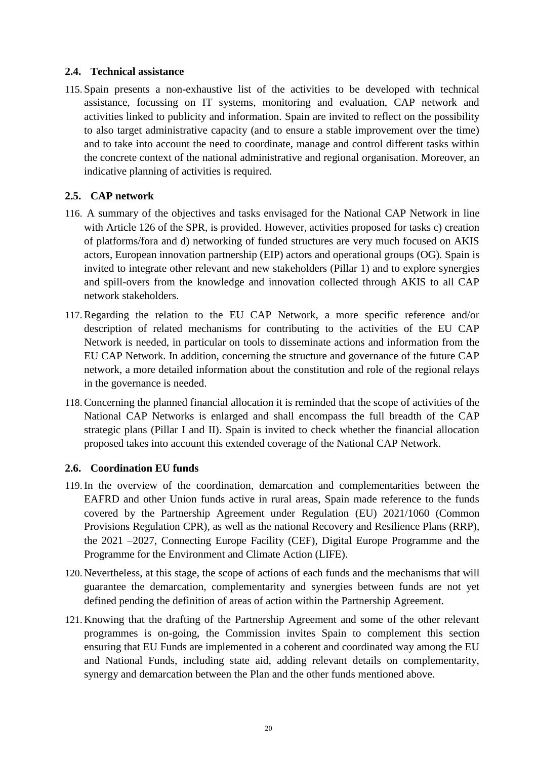### 2.4. Technical assistance

115. Spain presents a non-exhaustive list of the activities to be developed with technical assistance, focussing on IT systems, monitoring and evaluation, CAP network and activities linked to publicity and information. Spain are invited to reflect on the possibility to also target administrative capacity (and to ensure a stable improvement over the time) and to take into account the need to coordinate, manage and control different tasks within the concrete context of the national administrative and regional organisation. Moreover, an indicative planning of activities is required.

### 2.5. CAP network

116. A summary of the objectives and tasks envisaged for the National CAP Network in line with Article 126 of the SPR, is provided. However, activities proposed for tasks c) creation of platforms/fora and d) networking of funded structures are very much focused on AKIS actors, European innovation partnership (EIP) actors and operational groups (OG). Spain is invited to integrate other relevant and new stakeholders (Pillar 1) and to explore synergies and spill-overs from the knowledge and innovation collected through AKIS to all CAP network stakeholders.

117. Regarding the relation to the EU CAP Network, a more specific reference and/or description of related mechanisms for contributing to the activities of the EU CAP Network is needed, in particular on tools to disseminate actions and information from the EU CAP Network. In addition, concerning the structure and governance of the future CAP network, a more detailed information about the constitution and role of the regional relays in the governance is needed.

118. Concerning the planned financial allocation it is reminded that the scope of activities of the National CAP Networks is enlarged and shall encompass the full breadth of the CAP strategic plans (Pillar I and II). Spain is invited to check whether the financial allocation proposed takes into account this extended coverage of the National CAP Network.

### 2.6. Coordination EU funds

119. In the overview of the coordination, demarcation and complementarities between the EAFRD and other Union funds active in rural areas, Spain made reference to the funds covered by the Partnership Agreement under Regulation (EU) 2021/1060 (Common Provisions Regulation CPR), as well as the national Recovery and Resilience Plans (RRP), the 2021 –2027, Connecting Europe Facility (CEF), Digital Europe Programme and the Programme for the Environment and Climate Action (LIFE).

120. Nevertheless, at this stage, the scope of actions of each funds and the mechanisms that will guarantee the demarcation, complementarity and synergies between funds are not yet defined pending the definition of areas of action within the Partnership Agreement.

121. Knowing that the drafting of the Partnership Agreement and some of the other relevant programmes is on-going, the Commission invites Spain to complement this section ensuring that EU Funds are implemented in a coherent and coordinated way among the EU and National Funds, including state aid, adding relevant details on complementarity, synergy and demarcation between the Plan and the other funds mentioned above.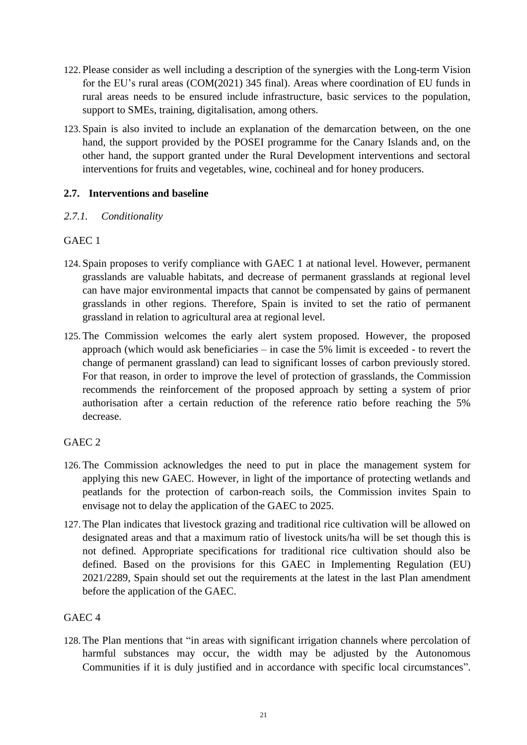122. Please consider as well including a description of the synergies with the Long-term Vision for the EU's rural areas (COM(2021) 345 final). Areas where coordination of EU funds in rural areas needs to be ensured include infrastructure, basic services to the population, support to SMEs, training, digitalisation, among others.

123. Spain is also invited to include an explanation of the demarcation between, on the one hand, the support provided by the POSEI programme for the Canary Islands and, on the other hand, the support granted under the Rural Development interventions and sectoral interventions for fruits and vegetables, wine, cochineal and for honey producers.

## 2.7. Interventions and baseline

### *2.7.1. Conditionality*

GAEC 1

124. Spain proposes to verify compliance with GAEC 1 at national level. However, permanent grasslands are valuable habitats, and decrease of permanent grasslands at regional level can have major environmental impacts that cannot be compensated by gains of permanent grasslands in other regions. Therefore, Spain is invited to set the ratio of permanent grassland in relation to agricultural area at regional level.

125. The Commission welcomes the early alert system proposed. However, the proposed approach (which would ask beneficiaries – in case the 5% limit is exceeded - to revert the change of permanent grassland) can lead to significant losses of carbon previously stored. For that reason, in order to improve the level of protection of grasslands, the Commission recommends the reinforcement of the proposed approach by setting a system of prior authorisation after a certain reduction of the reference ratio before reaching the 5% decrease.

GAEC 2

126. The Commission acknowledges the need to put in place the management system for applying this new GAEC. However, in light of the importance of protecting wetlands and peatlands for the protection of carbon-reach soils, the Commission invites Spain to envisage not to delay the application of the GAEC to 2025.

127. The Plan indicates that livestock grazing and traditional rice cultivation will be allowed on designated areas and that a maximum ratio of livestock units/ha will be set though this is not defined. Appropriate specifications for traditional rice cultivation should also be defined. Based on the provisions for this GAEC in Implementing Regulation (EU) 2021/2289, Spain should set out the requirements at the latest in the last Plan amendment before the application of the GAEC.

GAEC 4

128. The Plan mentions that "in areas with significant irrigation channels where percolation of harmful substances may occur, the width may be adjusted by the Autonomous Communities if it is duly justified and in accordance with specific local circumstances".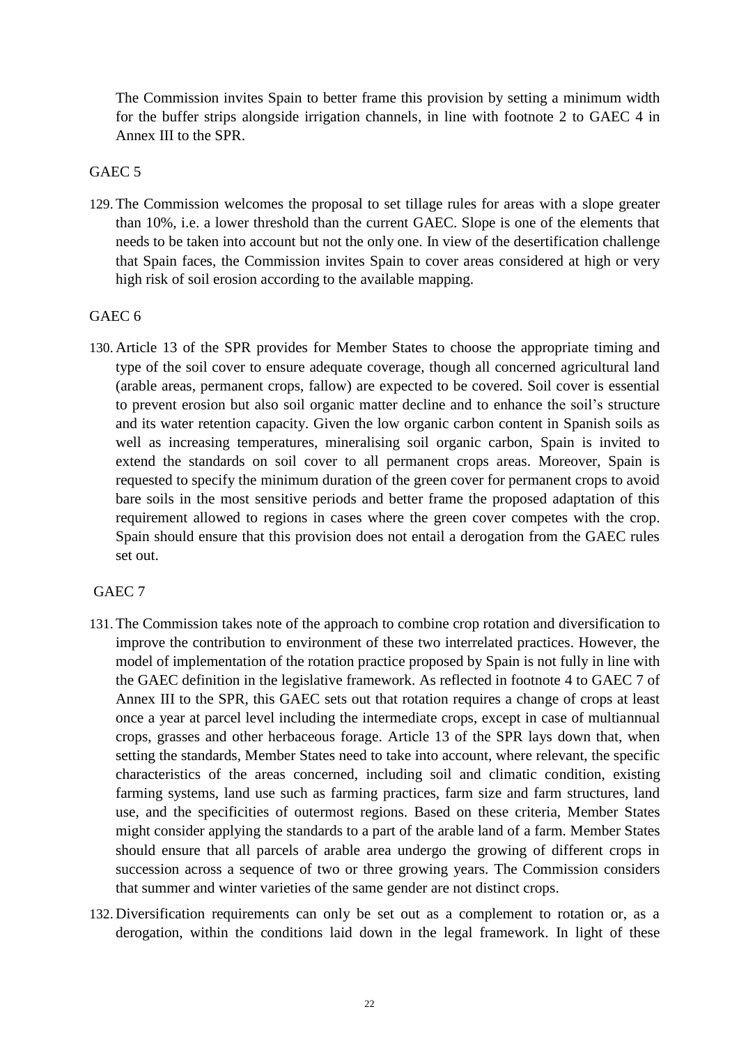The Commission invites Spain to better frame this provision by setting a minimum width for the buffer strips alongside irrigation channels, in line with footnote 2 to GAEC 4 in Annex III to the SPR.

GAEC 5

129. The Commission welcomes the proposal to set tillage rules for areas with a slope greater than 10%, i.e. a lower threshold than the current GAEC. Slope is one of the elements that needs to be taken into account but not the only one. In view of the desertification challenge that Spain faces, the Commission invites Spain to cover areas considered at high or very high risk of soil erosion according to the available mapping.

GAEC 6

130. Article 13 of the SPR provides for Member States to choose the appropriate timing and type of the soil cover to ensure adequate coverage, though all concerned agricultural land (arable areas, permanent crops, fallow) are expected to be covered. Soil cover is essential to prevent erosion but also soil organic matter decline and to enhance the soil's structure and its water retention capacity. Given the low organic carbon content in Spanish soils as well as increasing temperatures, mineralising soil organic carbon, Spain is invited to extend the standards on soil cover to all permanent crops areas. Moreover, Spain is requested to specify the minimum duration of the green cover for permanent crops to avoid bare soils in the most sensitive periods and better frame the proposed adaptation of this requirement allowed to regions in cases where the green cover competes with the crop. Spain should ensure that this provision does not entail a derogation from the GAEC rules set out.

GAEC 7

131. The Commission takes note of the approach to combine crop rotation and diversification to improve the contribution to environment of these two interrelated practices. However, the model of implementation of the rotation practice proposed by Spain is not fully in line with the GAEC definition in the legislative framework. As reflected in footnote 4 to GAEC 7 of Annex III to the SPR, this GAEC sets out that rotation requires a change of crops at least once a year at parcel level including the intermediate crops, except in case of multiannual crops, grasses and other herbaceous forage. Article 13 of the SPR lays down that, when setting the standards, Member States need to take into account, where relevant, the specific characteristics of the areas concerned, including soil and climatic condition, existing farming systems, land use such as farming practices, farm size and farm structures, land use, and the specificities of outermost regions. Based on these criteria, Member States might consider applying the standards to a part of the arable land of a farm. Member States should ensure that all parcels of arable area undergo the growing of different crops in succession across a sequence of two or three growing years. The Commission considers that summer and winter varieties of the same gender are not distinct crops.

132. Diversification requirements can only be set out as a complement to rotation or, as a derogation, within the conditions laid down in the legal framework. In light of these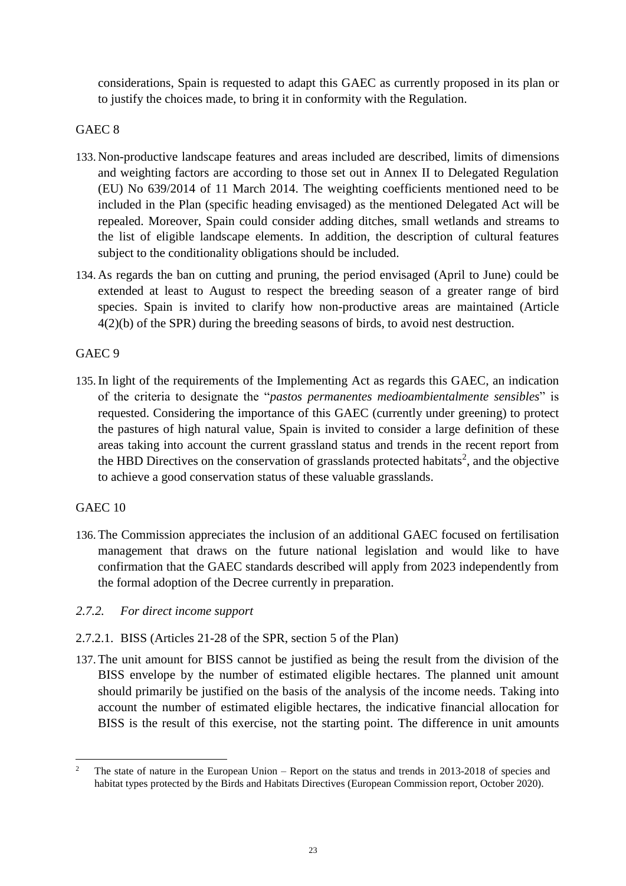considerations, Spain is requested to adapt this GAEC as currently proposed in its plan or to justify the choices made, to bring it in conformity with the Regulation.

GAEC 8

133. Non-productive landscape features and areas included are described, limits of dimensions and weighting factors are according to those set out in Annex II to Delegated Regulation (EU) No 639/2014 of 11 March 2014. The weighting coefficients mentioned need to be included in the Plan (specific heading envisaged) as the mentioned Delegated Act will be repealed. Moreover, Spain could consider adding ditches, small wetlands and streams to the list of eligible landscape elements. In addition, the description of cultural features subject to the conditionality obligations should be included.

134. As regards the ban on cutting and pruning, the period envisaged (April to June) could be extended at least to August to respect the breeding season of a greater range of bird species. Spain is invited to clarify how non-productive areas are maintained (Article 4(2)(b) of the SPR) during the breeding seasons of birds, to avoid nest destruction.

GAEC 9

135. In light of the requirements of the Implementing Act as regards this GAEC, an indication of the criteria to designate the "*pastos permanentes medioambientalmente sensibles*" is requested. Considering the importance of this GAEC (currently under greening) to protect the pastures of high natural value, Spain is invited to consider a large definition of these areas taking into account the current grassland status and trends in the recent report from the HBD Directives on the conservation of grasslands protected habitats[2], and the objective to achieve a good conservation status of these valuable grasslands.

GAEC 10

136. The Commission appreciates the inclusion of an additional GAEC focused on fertilisation management that draws on the future national legislation and would like to have confirmation that the GAEC standards described will apply from 2023 independently from the formal adoption of the Decree currently in preparation.

### *2.7.2. For direct income support*

#### 2.7.2.1. BISS (Articles 21-28 of the SPR, section 5 of the Plan)

137. The unit amount for BISS cannot be justified as being the result from the division of the BISS envelope by the number of estimated eligible hectares. The planned unit amount should primarily be justified on the basis of the analysis of the income needs. Taking into account the number of estimated eligible hectares, the indicative financial allocation for BISS is the result of this exercise, not the starting point. The difference in unit amounts

[2] The state of nature in the European Union – Report on the status and trends in 2013-2018 of species and habitat types protected by the Birds and Habitats Directives (European Commission report, October 2020).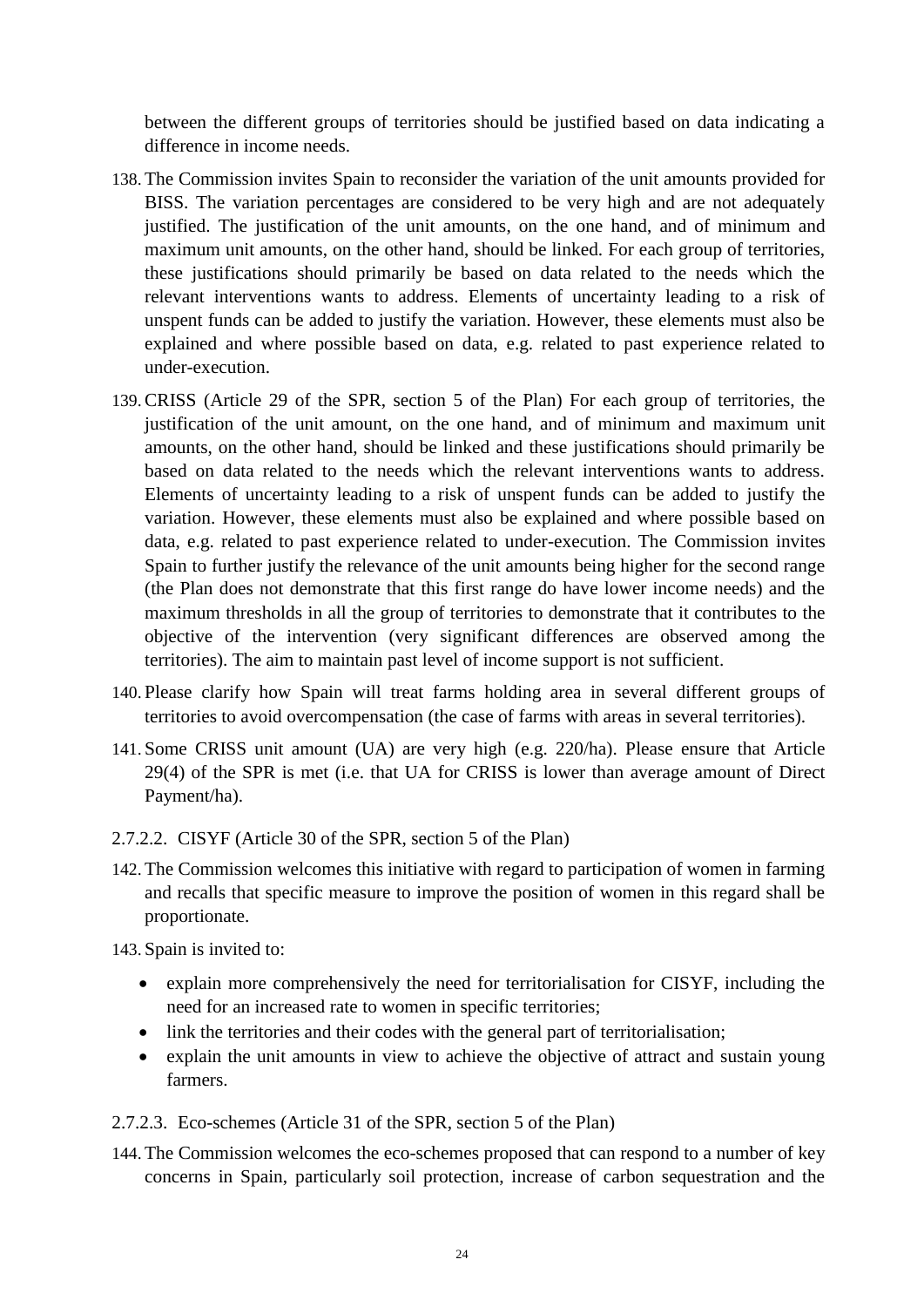between the different groups of territories should be justified based on data indicating a difference in income needs.

138. The Commission invites Spain to reconsider the variation of the unit amounts provided for BISS. The variation percentages are considered to be very high and are not adequately justified. The justification of the unit amounts, on the one hand, and of minimum and maximum unit amounts, on the other hand, should be linked. For each group of territories, these justifications should primarily be based on data related to the needs which the relevant interventions wants to address. Elements of uncertainty leading to a risk of unspent funds can be added to justify the variation. However, these elements must also be explained and where possible based on data, e.g. related to past experience related to under-execution.

139. CRISS (Article 29 of the SPR, section 5 of the Plan) For each group of territories, the justification of the unit amount, on the one hand, and of minimum and maximum unit amounts, on the other hand, should be linked and these justifications should primarily be based on data related to the needs which the relevant interventions wants to address. Elements of uncertainty leading to a risk of unspent funds can be added to justify the variation. However, these elements must also be explained and where possible based on data, e.g. related to past experience related to under-execution. The Commission invites Spain to further justify the relevance of the unit amounts being higher for the second range (the Plan does not demonstrate that this first range do have lower income needs) and the maximum thresholds in all the group of territories to demonstrate that it contributes to the objective of the intervention (very significant differences are observed among the territories). The aim to maintain past level of income support is not sufficient.

140. Please clarify how Spain will treat farms holding area in several different groups of territories to avoid overcompensation (the case of farms with areas in several territories).

141. Some CRISS unit amount (UA) are very high (e.g. 220/ha). Please ensure that Article 29(4) of the SPR is met (i.e. that UA for CRISS is lower than average amount of Direct Payment/ha).

#### 2.7.2.2. CISYF (Article 30 of the SPR, section 5 of the Plan)

142. The Commission welcomes this initiative with regard to participation of women in farming and recalls that specific measure to improve the position of women in this regard shall be proportionate.

143. Spain is invited to:

- explain more comprehensively the need for territorialisation for CISYF, including the need for an increased rate to women in specific territories;
- link the territories and their codes with the general part of territorialisation;
- explain the unit amounts in view to achieve the objective of attract and sustain young farmers.

#### 2.7.2.3. Eco-schemes (Article 31 of the SPR, section 5 of the Plan)

144. The Commission welcomes the eco-schemes proposed that can respond to a number of key concerns in Spain, particularly soil protection, increase of carbon sequestration and the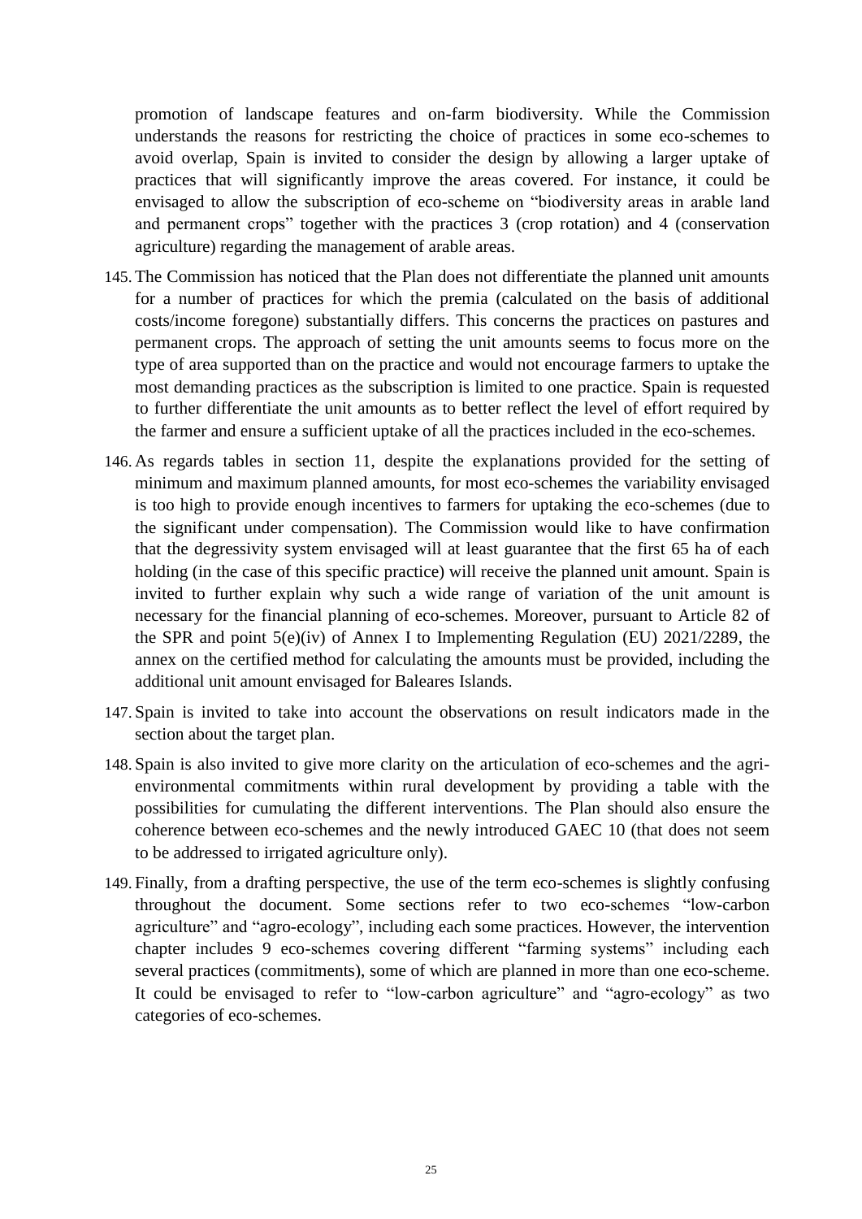promotion of landscape features and on-farm biodiversity. While the Commission understands the reasons for restricting the choice of practices in some eco-schemes to avoid overlap, Spain is invited to consider the design by allowing a larger uptake of practices that will significantly improve the areas covered. For instance, it could be envisaged to allow the subscription of eco-scheme on "biodiversity areas in arable land and permanent crops" together with the practices 3 (crop rotation) and 4 (conservation agriculture) regarding the management of arable areas.

145. The Commission has noticed that the Plan does not differentiate the planned unit amounts for a number of practices for which the premia (calculated on the basis of additional costs/income foregone) substantially differs. This concerns the practices on pastures and permanent crops. The approach of setting the unit amounts seems to focus more on the type of area supported than on the practice and would not encourage farmers to uptake the most demanding practices as the subscription is limited to one practice. Spain is requested to further differentiate the unit amounts as to better reflect the level of effort required by the farmer and ensure a sufficient uptake of all the practices included in the eco-schemes.

146. As regards tables in section 11, despite the explanations provided for the setting of minimum and maximum planned amounts, for most eco-schemes the variability envisaged is too high to provide enough incentives to farmers for uptaking the eco-schemes (due to the significant under compensation). The Commission would like to have confirmation that the degressivity system envisaged will at least guarantee that the first 65 ha of each holding (in the case of this specific practice) will receive the planned unit amount. Spain is invited to further explain why such a wide range of variation of the unit amount is necessary for the financial planning of eco-schemes. Moreover, pursuant to Article 82 of the SPR and point 5(e)(iv) of Annex I to Implementing Regulation (EU) 2021/2289, the annex on the certified method for calculating the amounts must be provided, including the additional unit amount envisaged for Baleares Islands.

147. Spain is invited to take into account the observations on result indicators made in the section about the target plan.

148. Spain is also invited to give more clarity on the articulation of eco-schemes and the agri-environmental commitments within rural development by providing a table with the possibilities for cumulating the different interventions. The Plan should also ensure the coherence between eco-schemes and the newly introduced GAEC 10 (that does not seem to be addressed to irrigated agriculture only).

149. Finally, from a drafting perspective, the use of the term eco-schemes is slightly confusing throughout the document. Some sections refer to two eco-schemes "low-carbon agriculture" and "agro-ecology", including each some practices. However, the intervention chapter includes 9 eco-schemes covering different "farming systems" including each several practices (commitments), some of which are planned in more than one eco-scheme. It could be envisaged to refer to "low-carbon agriculture" and "agro-ecology" as two categories of eco-schemes.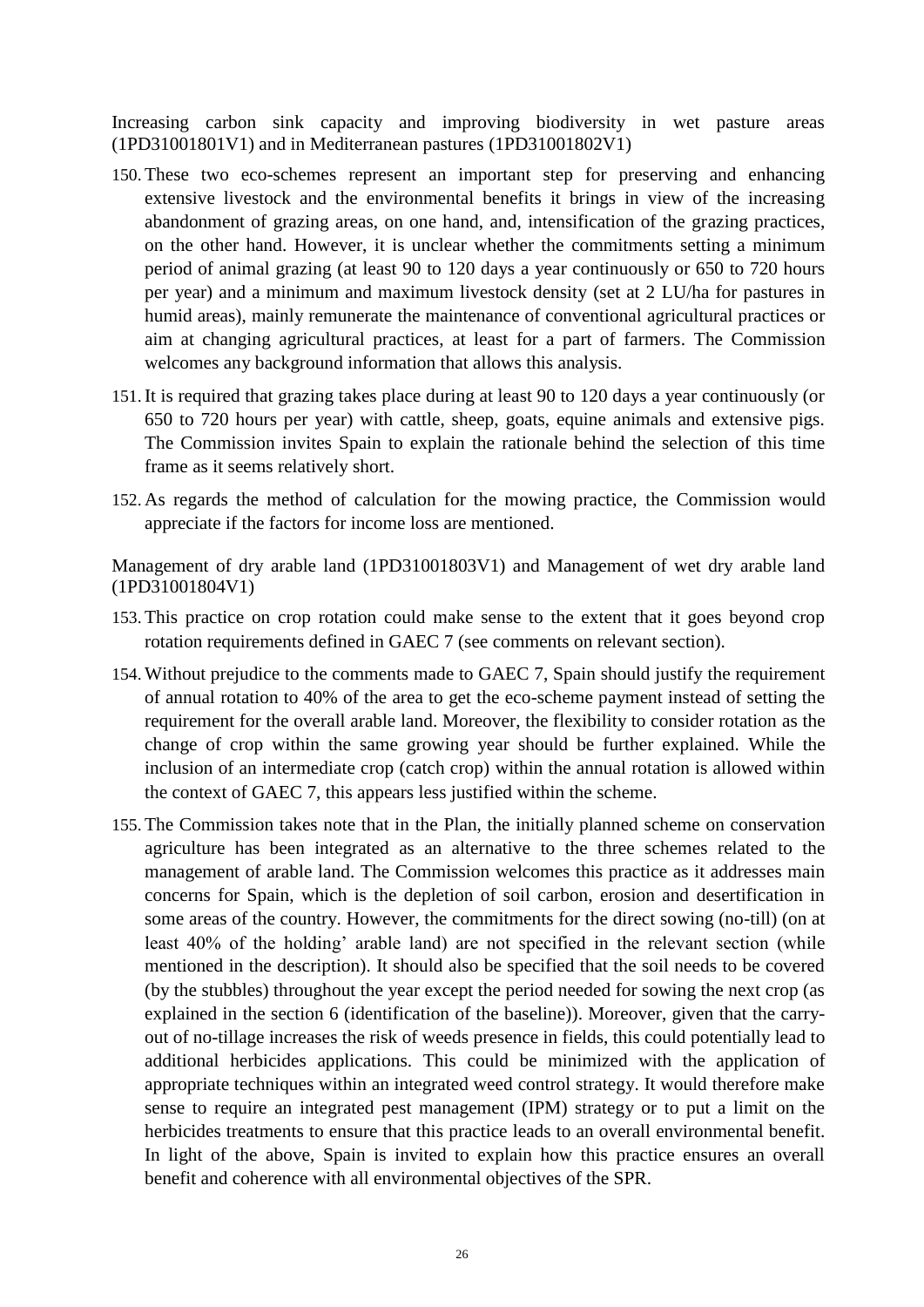Increasing carbon sink capacity and improving biodiversity in wet pasture areas (1PD31001801V1) and in Mediterranean pastures (1PD31001802V1)

150. These two eco-schemes represent an important step for preserving and enhancing extensive livestock and the environmental benefits it brings in view of the increasing abandonment of grazing areas, on one hand, and, intensification of the grazing practices, on the other hand. However, it is unclear whether the commitments setting a minimum period of animal grazing (at least 90 to 120 days a year continuously or 650 to 720 hours per year) and a minimum and maximum livestock density (set at 2 LU/ha for pastures in humid areas), mainly remunerate the maintenance of conventional agricultural practices or aim at changing agricultural practices, at least for a part of farmers. The Commission welcomes any background information that allows this analysis.

151. It is required that grazing takes place during at least 90 to 120 days a year continuously (or 650 to 720 hours per year) with cattle, sheep, goats, equine animals and extensive pigs. The Commission invites Spain to explain the rationale behind the selection of this time frame as it seems relatively short.

152. As regards the method of calculation for the mowing practice, the Commission would appreciate if the factors for income loss are mentioned.

Management of dry arable land (1PD31001803V1) and Management of wet dry arable land (1PD31001804V1)

153. This practice on crop rotation could make sense to the extent that it goes beyond crop rotation requirements defined in GAEC 7 (see comments on relevant section).

154. Without prejudice to the comments made to GAEC 7, Spain should justify the requirement of annual rotation to 40% of the area to get the eco-scheme payment instead of setting the requirement for the overall arable land. Moreover, the flexibility to consider rotation as the change of crop within the same growing year should be further explained. While the inclusion of an intermediate crop (catch crop) within the annual rotation is allowed within the context of GAEC 7, this appears less justified within the scheme.

155. The Commission takes note that in the Plan, the initially planned scheme on conservation agriculture has been integrated as an alternative to the three schemes related to the management of arable land. The Commission welcomes this practice as it addresses main concerns for Spain, which is the depletion of soil carbon, erosion and desertification in some areas of the country. However, the commitments for the direct sowing (no-till) (on at least 40% of the holding' arable land) are not specified in the relevant section (while mentioned in the description). It should also be specified that the soil needs to be covered (by the stubbles) throughout the year except the period needed for sowing the next crop (as explained in the section 6 (identification of the baseline)). Moreover, given that the carry-out of no-tillage increases the risk of weeds presence in fields, this could potentially lead to additional herbicides applications. This could be minimized with the application of appropriate techniques within an integrated weed control strategy. It would therefore make sense to require an integrated pest management (IPM) strategy or to put a limit on the herbicides treatments to ensure that this practice leads to an overall environmental benefit. In light of the above, Spain is invited to explain how this practice ensures an overall benefit and coherence with all environmental objectives of the SPR.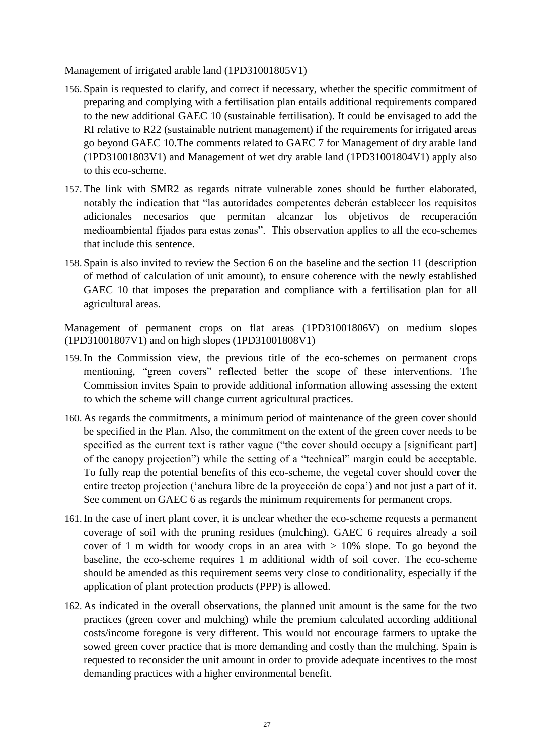Management of irrigated arable land (1PD31001805V1)

156. Spain is requested to clarify, and correct if necessary, whether the specific commitment of preparing and complying with a fertilisation plan entails additional requirements compared to the new additional GAEC 10 (sustainable fertilisation). It could be envisaged to add the RI relative to R22 (sustainable nutrient management) if the requirements for irrigated areas go beyond GAEC 10.The comments related to GAEC 7 for Management of dry arable land (1PD31001803V1) and Management of wet dry arable land (1PD31001804V1) apply also to this eco-scheme.

157. The link with SMR2 as regards nitrate vulnerable zones should be further elaborated, notably the indication that "las autoridades competentes deberán establecer los requisitos adicionales necesarios que permitan alcanzar los objetivos de recuperación medioambiental fijados para estas zonas". This observation applies to all the eco-schemes that include this sentence.

158. Spain is also invited to review the Section 6 on the baseline and the section 11 (description of method of calculation of unit amount), to ensure coherence with the newly established GAEC 10 that imposes the preparation and compliance with a fertilisation plan for all agricultural areas.

Management of permanent crops on flat areas (1PD31001806V) on medium slopes (1PD31001807V1) and on high slopes (1PD31001808V1)

159. In the Commission view, the previous title of the eco-schemes on permanent crops mentioning, "green covers" reflected better the scope of these interventions. The Commission invites Spain to provide additional information allowing assessing the extent to which the scheme will change current agricultural practices.

160. As regards the commitments, a minimum period of maintenance of the green cover should be specified in the Plan. Also, the commitment on the extent of the green cover needs to be specified as the current text is rather vague ("the cover should occupy a [significant part] of the canopy projection") while the setting of a "technical" margin could be acceptable. To fully reap the potential benefits of this eco-scheme, the vegetal cover should cover the entire treetop projection ('anchura libre de la proyección de copa') and not just a part of it. See comment on GAEC 6 as regards the minimum requirements for permanent crops.

161. In the case of inert plant cover, it is unclear whether the eco-scheme requests a permanent coverage of soil with the pruning residues (mulching). GAEC 6 requires already a soil cover of 1 m width for woody crops in an area with > 10% slope. To go beyond the baseline, the eco-scheme requires 1 m additional width of soil cover. The eco-scheme should be amended as this requirement seems very close to conditionality, especially if the application of plant protection products (PPP) is allowed.

162. As indicated in the overall observations, the planned unit amount is the same for the two practices (green cover and mulching) while the premium calculated according additional costs/income foregone is very different. This would not encourage farmers to uptake the sowed green cover practice that is more demanding and costly than the mulching. Spain is requested to reconsider the unit amount in order to provide adequate incentives to the most demanding practices with a higher environmental benefit.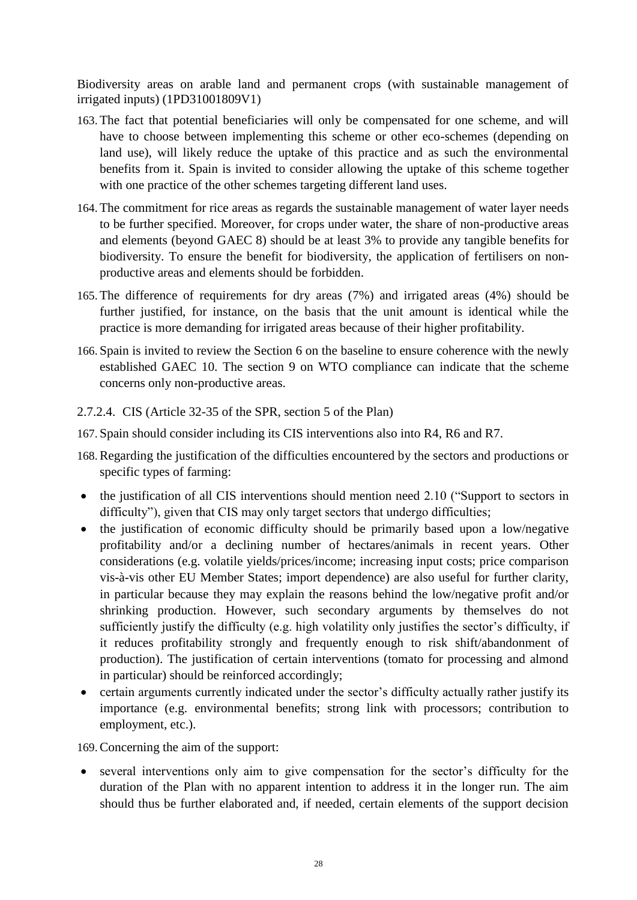Biodiversity areas on arable land and permanent crops (with sustainable management of irrigated inputs) (1PD31001809V1)

163. The fact that potential beneficiaries will only be compensated for one scheme, and will have to choose between implementing this scheme or other eco-schemes (depending on land use), will likely reduce the uptake of this practice and as such the environmental benefits from it. Spain is invited to consider allowing the uptake of this scheme together with one practice of the other schemes targeting different land uses.

164. The commitment for rice areas as regards the sustainable management of water layer needs to be further specified. Moreover, for crops under water, the share of non-productive areas and elements (beyond GAEC 8) should be at least 3% to provide any tangible benefits for biodiversity. To ensure the benefit for biodiversity, the application of fertilisers on non-productive areas and elements should be forbidden.

165. The difference of requirements for dry areas (7%) and irrigated areas (4%) should be further justified, for instance, on the basis that the unit amount is identical while the practice is more demanding for irrigated areas because of their higher profitability.

166. Spain is invited to review the Section 6 on the baseline to ensure coherence with the newly established GAEC 10. The section 9 on WTO compliance can indicate that the scheme concerns only non-productive areas.

#### 2.7.2.4. CIS (Article 32-35 of the SPR, section 5 of the Plan)

167. Spain should consider including its CIS interventions also into R4, R6 and R7.

168. Regarding the justification of the difficulties encountered by the sectors and productions or specific types of farming:

- the justification of all CIS interventions should mention need 2.10 ("Support to sectors in difficulty"), given that CIS may only target sectors that undergo difficulties;
- the justification of economic difficulty should be primarily based upon a low/negative profitability and/or a declining number of hectares/animals in recent years. Other considerations (e.g. volatile yields/prices/income; increasing input costs; price comparison vis-à-vis other EU Member States; import dependence) are also useful for further clarity, in particular because they may explain the reasons behind the low/negative profit and/or shrinking production. However, such secondary arguments by themselves do not sufficiently justify the difficulty (e.g. high volatility only justifies the sector's difficulty, if it reduces profitability strongly and frequently enough to risk shift/abandonment of production). The justification of certain interventions (tomato for processing and almond in particular) should be reinforced accordingly;
- certain arguments currently indicated under the sector's difficulty actually rather justify its importance (e.g. environmental benefits; strong link with processors; contribution to employment, etc.).

169. Concerning the aim of the support:

- several interventions only aim to give compensation for the sector's difficulty for the duration of the Plan with no apparent intention to address it in the longer run. The aim should thus be further elaborated and, if needed, certain elements of the support decision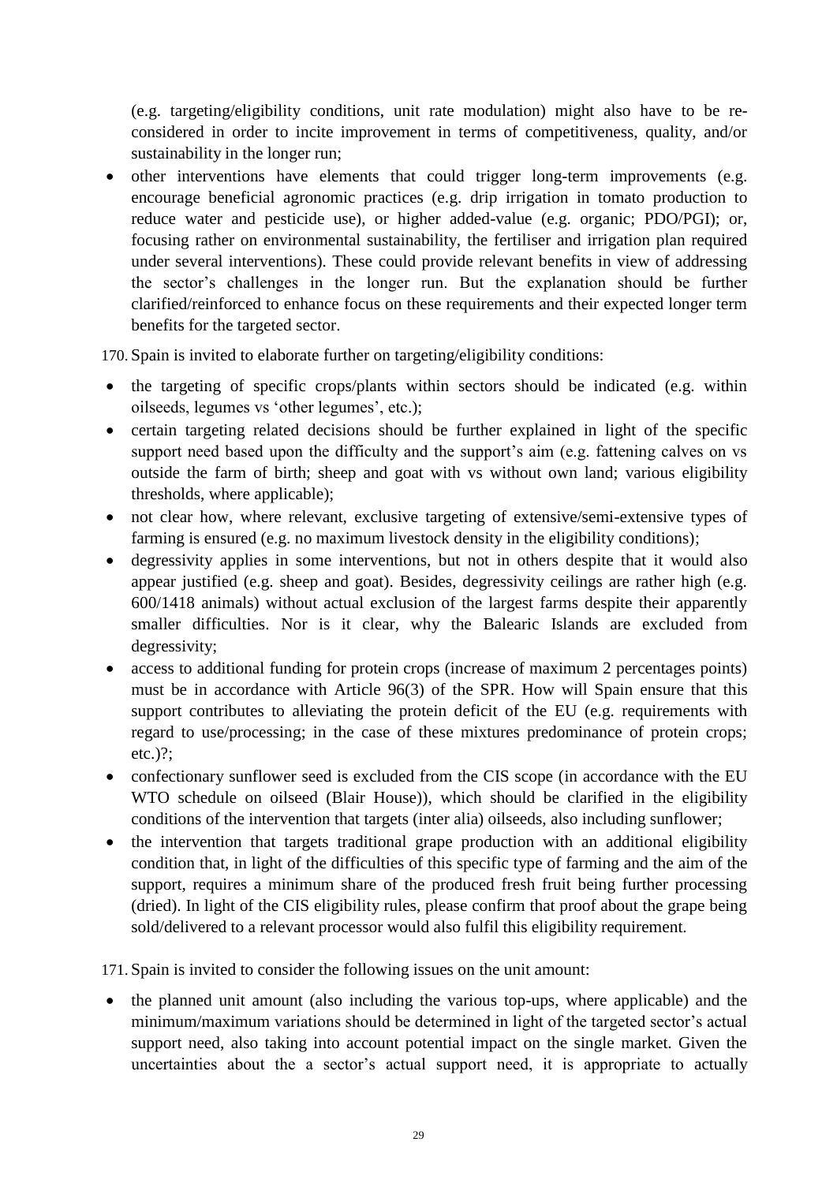(e.g. targeting/eligibility conditions, unit rate modulation) might also have to be re-considered in order to incite improvement in terms of competitiveness, quality, and/or sustainability in the longer run;

- other interventions have elements that could trigger long-term improvements (e.g. encourage beneficial agronomic practices (e.g. drip irrigation in tomato production to reduce water and pesticide use), or higher added-value (e.g. organic; PDO/PGI); or, focusing rather on environmental sustainability, the fertiliser and irrigation plan required under several interventions). These could provide relevant benefits in view of addressing the sector's challenges in the longer run. But the explanation should be further clarified/reinforced to enhance focus on these requirements and their expected longer term benefits for the targeted sector.

170. Spain is invited to elaborate further on targeting/eligibility conditions:

- the targeting of specific crops/plants within sectors should be indicated (e.g. within oilseeds, legumes vs 'other legumes', etc.);
- certain targeting related decisions should be further explained in light of the specific support need based upon the difficulty and the support's aim (e.g. fattening calves on vs outside the farm of birth; sheep and goat with vs without own land; various eligibility thresholds, where applicable);
- not clear how, where relevant, exclusive targeting of extensive/semi-extensive types of farming is ensured (e.g. no maximum livestock density in the eligibility conditions);
- degressivity applies in some interventions, but not in others despite that it would also appear justified (e.g. sheep and goat). Besides, degressivity ceilings are rather high (e.g. 600/1418 animals) without actual exclusion of the largest farms despite their apparently smaller difficulties. Nor is it clear, why the Balearic Islands are excluded from degressivity;
- access to additional funding for protein crops (increase of maximum 2 percentages points) must be in accordance with Article 96(3) of the SPR. How will Spain ensure that this support contributes to alleviating the protein deficit of the EU (e.g. requirements with regard to use/processing; in the case of these mixtures predominance of protein crops; etc.)?;
- confectionary sunflower seed is excluded from the CIS scope (in accordance with the EU WTO schedule on oilseed (Blair House)), which should be clarified in the eligibility conditions of the intervention that targets (inter alia) oilseeds, also including sunflower;
- the intervention that targets traditional grape production with an additional eligibility condition that, in light of the difficulties of this specific type of farming and the aim of the support, requires a minimum share of the produced fresh fruit being further processing (dried). In light of the CIS eligibility rules, please confirm that proof about the grape being sold/delivered to a relevant processor would also fulfil this eligibility requirement.

171. Spain is invited to consider the following issues on the unit amount:

- the planned unit amount (also including the various top-ups, where applicable) and the minimum/maximum variations should be determined in light of the targeted sector's actual support need, also taking into account potential impact on the single market. Given the uncertainties about the a sector's actual support need, it is appropriate to actually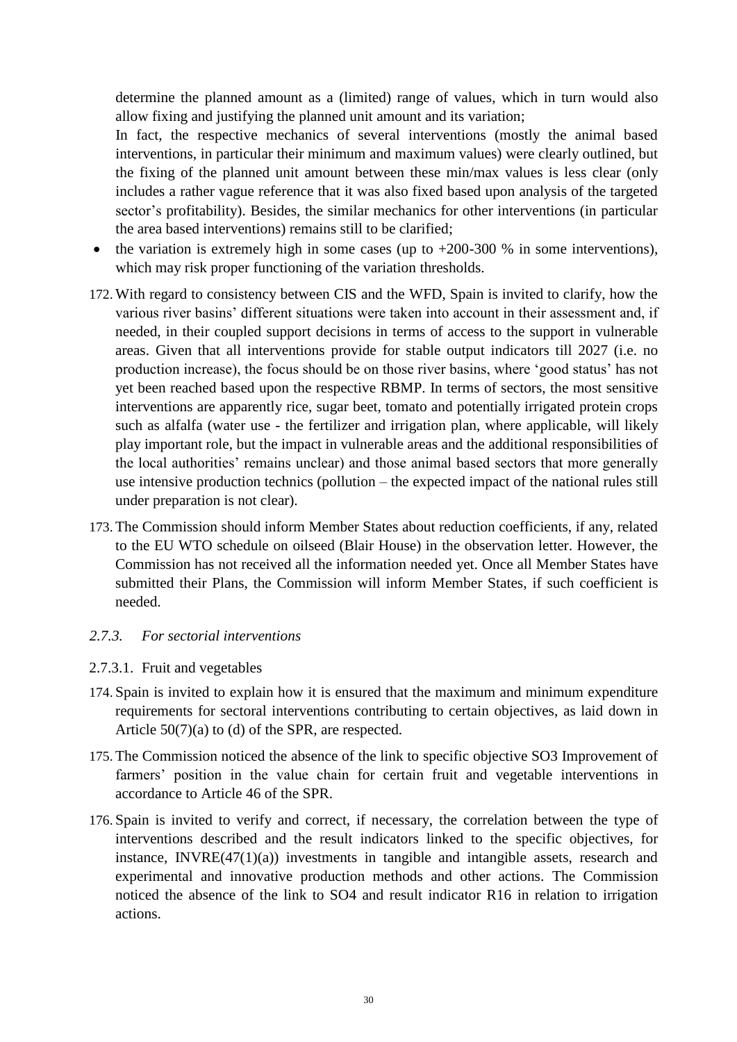determine the planned amount as a (limited) range of values, which in turn would also allow fixing and justifying the planned unit amount and its variation;

In fact, the respective mechanics of several interventions (mostly the animal based interventions, in particular their minimum and maximum values) were clearly outlined, but the fixing of the planned unit amount between these min/max values is less clear (only includes a rather vague reference that it was also fixed based upon analysis of the targeted sector's profitability). Besides, the similar mechanics for other interventions (in particular the area based interventions) remains still to be clarified;

- the variation is extremely high in some cases (up to +200-300 % in some interventions), which may risk proper functioning of the variation thresholds.

172. With regard to consistency between CIS and the WFD, Spain is invited to clarify, how the various river basins' different situations were taken into account in their assessment and, if needed, in their coupled support decisions in terms of access to the support in vulnerable areas. Given that all interventions provide for stable output indicators till 2027 (i.e. no production increase), the focus should be on those river basins, where 'good status' has not yet been reached based upon the respective RBMP. In terms of sectors, the most sensitive interventions are apparently rice, sugar beet, tomato and potentially irrigated protein crops such as alfalfa (water use - the fertilizer and irrigation plan, where applicable, will likely play important role, but the impact in vulnerable areas and the additional responsibilities of the local authorities' remains unclear) and those animal based sectors that more generally use intensive production technics (pollution – the expected impact of the national rules still under preparation is not clear).

173. The Commission should inform Member States about reduction coefficients, if any, related to the EU WTO schedule on oilseed (Blair House) in the observation letter. However, the Commission has not received all the information needed yet. Once all Member States have submitted their Plans, the Commission will inform Member States, if such coefficient is needed.

### *2.7.3. For sectorial interventions*

#### 2.7.3.1. Fruit and vegetables

174. Spain is invited to explain how it is ensured that the maximum and minimum expenditure requirements for sectoral interventions contributing to certain objectives, as laid down in Article 50(7)(a) to (d) of the SPR, are respected.

175. The Commission noticed the absence of the link to specific objective SO3 Improvement of farmers' position in the value chain for certain fruit and vegetable interventions in accordance to Article 46 of the SPR.

176. Spain is invited to verify and correct, if necessary, the correlation between the type of interventions described and the result indicators linked to the specific objectives, for instance, INVRE(47(1)(a)) investments in tangible and intangible assets, research and experimental and innovative production methods and other actions. The Commission noticed the absence of the link to SO4 and result indicator R16 in relation to irrigation actions.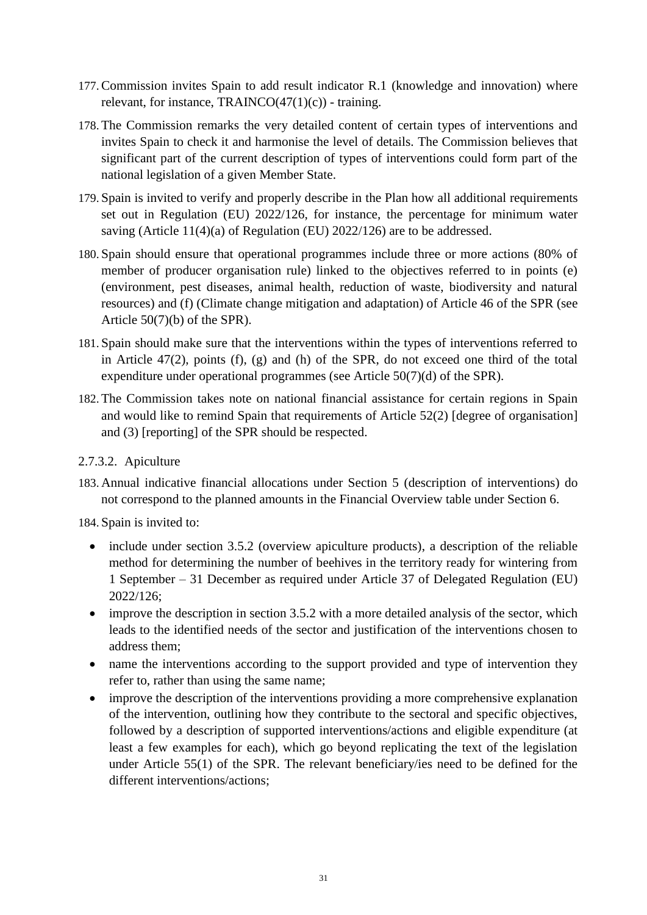177. Commission invites Spain to add result indicator R.1 (knowledge and innovation) where relevant, for instance, TRAINCO(47(1)(c)) - training.

178. The Commission remarks the very detailed content of certain types of interventions and invites Spain to check it and harmonise the level of details. The Commission believes that significant part of the current description of types of interventions could form part of the national legislation of a given Member State.

179. Spain is invited to verify and properly describe in the Plan how all additional requirements set out in Regulation (EU) 2022/126, for instance, the percentage for minimum water saving (Article 11(4)(a) of Regulation (EU) 2022/126) are to be addressed.

180. Spain should ensure that operational programmes include three or more actions (80% of member of producer organisation rule) linked to the objectives referred to in points (e) (environment, pest diseases, animal health, reduction of waste, biodiversity and natural resources) and (f) (Climate change mitigation and adaptation) of Article 46 of the SPR (see Article 50(7)(b) of the SPR).

181. Spain should make sure that the interventions within the types of interventions referred to in Article 47(2), points (f), (g) and (h) of the SPR, do not exceed one third of the total expenditure under operational programmes (see Article 50(7)(d) of the SPR).

182. The Commission takes note on national financial assistance for certain regions in Spain and would like to remind Spain that requirements of Article 52(2) [degree of organisation] and (3) [reporting] of the SPR should be respected.

### 2.7.3.2. Apiculture

183. Annual indicative financial allocations under Section 5 (description of interventions) do not correspond to the planned amounts in the Financial Overview table under Section 6.

184. Spain is invited to:

- include under section 3.5.2 (overview apiculture products), a description of the reliable method for determining the number of beehives in the territory ready for wintering from 1 September – 31 December as required under Article 37 of Delegated Regulation (EU) 2022/126;
- improve the description in section 3.5.2 with a more detailed analysis of the sector, which leads to the identified needs of the sector and justification of the interventions chosen to address them;
- name the interventions according to the support provided and type of intervention they refer to, rather than using the same name;
- improve the description of the interventions providing a more comprehensive explanation of the intervention, outlining how they contribute to the sectoral and specific objectives, followed by a description of supported interventions/actions and eligible expenditure (at least a few examples for each), which go beyond replicating the text of the legislation under Article 55(1) of the SPR. The relevant beneficiary/ies need to be defined for the different interventions/actions;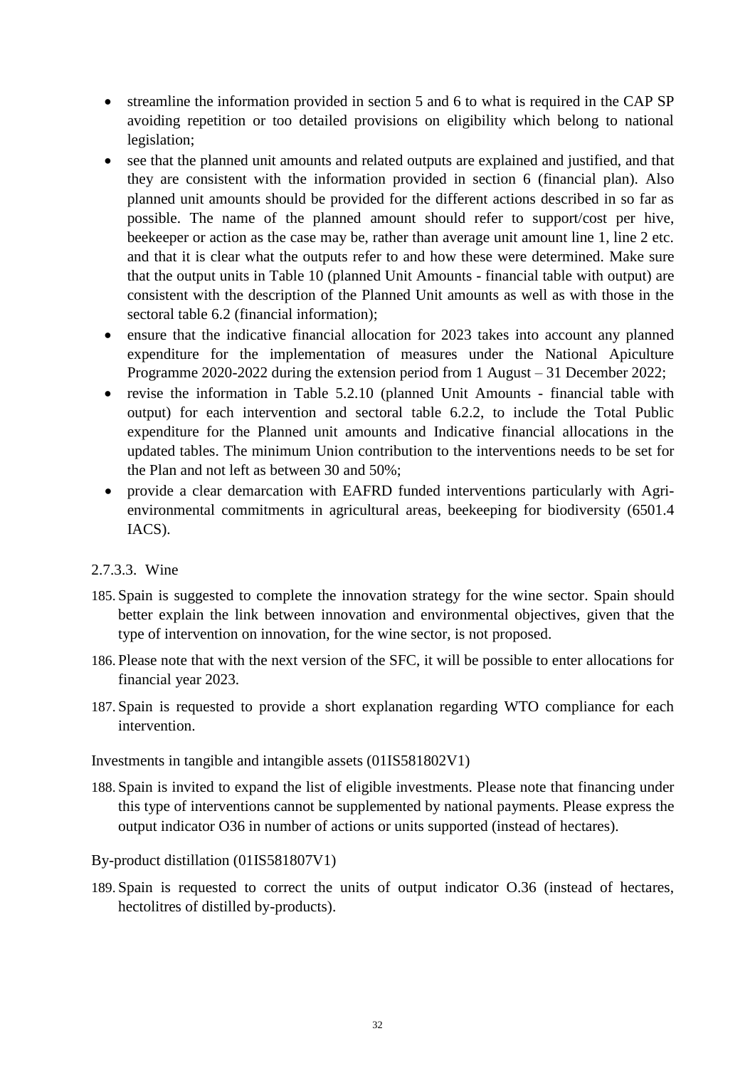- streamline the information provided in section 5 and 6 to what is required in the CAP SP avoiding repetition or too detailed provisions on eligibility which belong to national legislation;
- see that the planned unit amounts and related outputs are explained and justified, and that they are consistent with the information provided in section 6 (financial plan). Also planned unit amounts should be provided for the different actions described in so far as possible. The name of the planned amount should refer to support/cost per hive, beekeeper or action as the case may be, rather than average unit amount line 1, line 2 etc. and that it is clear what the outputs refer to and how these were determined. Make sure that the output units in Table 10 (planned Unit Amounts - financial table with output) are consistent with the description of the Planned Unit amounts as well as with those in the sectoral table 6.2 (financial information);
- ensure that the indicative financial allocation for 2023 takes into account any planned expenditure for the implementation of measures under the National Apiculture Programme 2020-2022 during the extension period from 1 August – 31 December 2022;
- revise the information in Table 5.2.10 (planned Unit Amounts - financial table with output) for each intervention and sectoral table 6.2.2, to include the Total Public expenditure for the Planned unit amounts and Indicative financial allocations in the updated tables. The minimum Union contribution to the interventions needs to be set for the Plan and not left as between 30 and 50%;
- provide a clear demarcation with EAFRD funded interventions particularly with Agri-environmental commitments in agricultural areas, beekeeping for biodiversity (6501.4 IACS).

2.7.3.3. Wine

185. Spain is suggested to complete the innovation strategy for the wine sector. Spain should better explain the link between innovation and environmental objectives, given that the type of intervention on innovation, for the wine sector, is not proposed.

186. Please note that with the next version of the SFC, it will be possible to enter allocations for financial year 2023.

187. Spain is requested to provide a short explanation regarding WTO compliance for each intervention.

Investments in tangible and intangible assets (01IS581802V1)

188. Spain is invited to expand the list of eligible investments. Please note that financing under this type of interventions cannot be supplemented by national payments. Please express the output indicator O36 in number of actions or units supported (instead of hectares).

By-product distillation (01IS581807V1)

189. Spain is requested to correct the units of output indicator O.36 (instead of hectares, hectolitres of distilled by-products).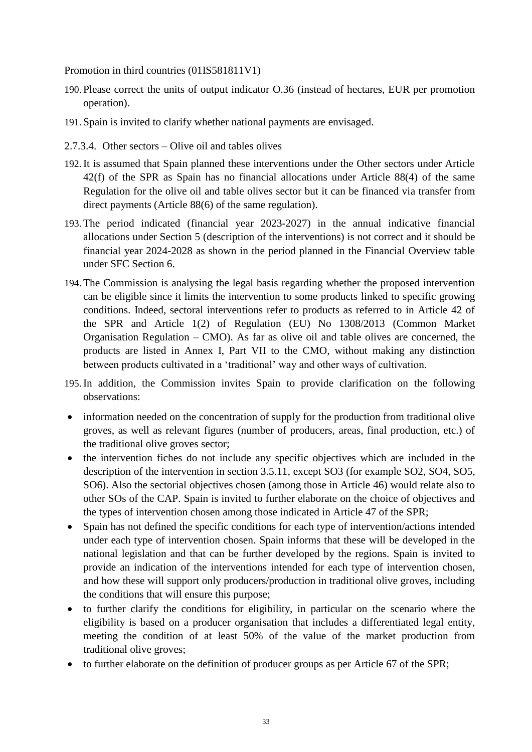Promotion in third countries (01IS581811V1)

190. Please correct the units of output indicator O.36 (instead of hectares, EUR per promotion operation).

191. Spain is invited to clarify whether national payments are envisaged.

2.7.3.4. Other sectors – Olive oil and tables olives

192. It is assumed that Spain planned these interventions under the Other sectors under Article 42(f) of the SPR as Spain has no financial allocations under Article 88(4) of the same Regulation for the olive oil and table olives sector but it can be financed via transfer from direct payments (Article 88(6) of the same regulation).

193. The period indicated (financial year 2023-2027) in the annual indicative financial allocations under Section 5 (description of the interventions) is not correct and it should be financial year 2024-2028 as shown in the period planned in the Financial Overview table under SFC Section 6.

194. The Commission is analysing the legal basis regarding whether the proposed intervention can be eligible since it limits the intervention to some products linked to specific growing conditions. Indeed, sectoral interventions refer to products as referred to in Article 42 of the SPR and Article 1(2) of Regulation (EU) No 1308/2013 (Common Market Organisation Regulation – CMO). As far as olive oil and table olives are concerned, the products are listed in Annex I, Part VII to the CMO, without making any distinction between products cultivated in a 'traditional' way and other ways of cultivation.

195. In addition, the Commission invites Spain to provide clarification on the following observations:

- information needed on the concentration of supply for the production from traditional olive groves, as well as relevant figures (number of producers, areas, final production, etc.) of the traditional olive groves sector;
- the intervention fiches do not include any specific objectives which are included in the description of the intervention in section 3.5.11, except SO3 (for example SO2, SO4, SO5, SO6). Also the sectorial objectives chosen (among those in Article 46) would relate also to other SOs of the CAP. Spain is invited to further elaborate on the choice of objectives and the types of intervention chosen among those indicated in Article 47 of the SPR;
- Spain has not defined the specific conditions for each type of intervention/actions intended under each type of intervention chosen. Spain informs that these will be developed in the national legislation and that can be further developed by the regions. Spain is invited to provide an indication of the interventions intended for each type of intervention chosen, and how these will support only producers/production in traditional olive groves, including the conditions that will ensure this purpose;
- to further clarify the conditions for eligibility, in particular on the scenario where the eligibility is based on a producer organisation that includes a differentiated legal entity, meeting the condition of at least 50% of the value of the market production from traditional olive groves;
- to further elaborate on the definition of producer groups as per Article 67 of the SPR;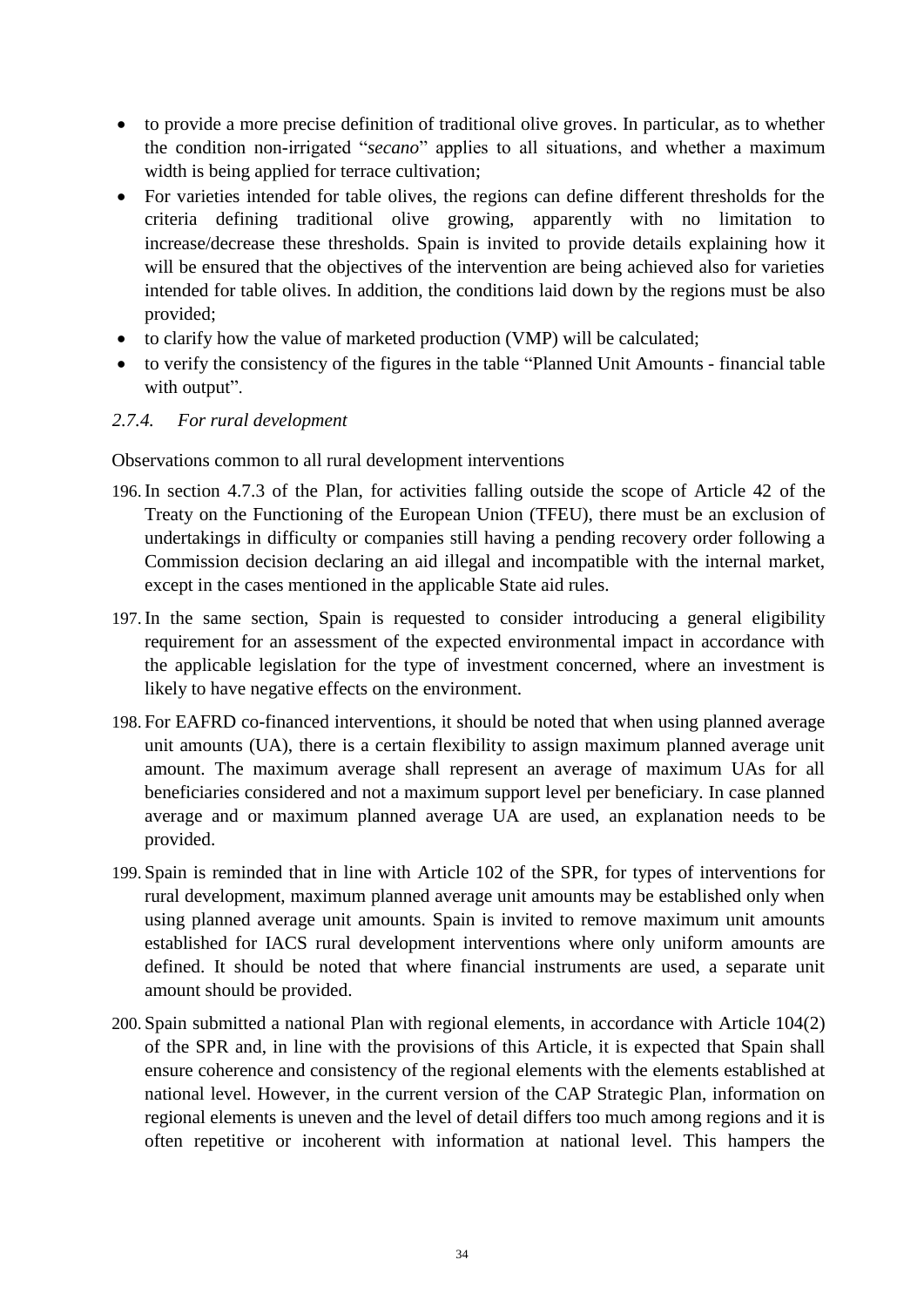- to provide a more precise definition of traditional olive groves. In particular, as to whether the condition non-irrigated "*secano*" applies to all situations, and whether a maximum width is being applied for terrace cultivation;
- For varieties intended for table olives, the regions can define different thresholds for the criteria defining traditional olive growing, apparently with no limitation to increase/decrease these thresholds. Spain is invited to provide details explaining how it will be ensured that the objectives of the intervention are being achieved also for varieties intended for table olives. In addition, the conditions laid down by the regions must be also provided;
- to clarify how the value of marketed production (VMP) will be calculated;
- to verify the consistency of the figures in the table "Planned Unit Amounts - financial table with output".

### *2.7.4. For rural development*

Observations common to all rural development interventions

196. In section 4.7.3 of the Plan, for activities falling outside the scope of Article 42 of the Treaty on the Functioning of the European Union (TFEU), there must be an exclusion of undertakings in difficulty or companies still having a pending recovery order following a Commission decision declaring an aid illegal and incompatible with the internal market, except in the cases mentioned in the applicable State aid rules.

197. In the same section, Spain is requested to consider introducing a general eligibility requirement for an assessment of the expected environmental impact in accordance with the applicable legislation for the type of investment concerned, where an investment is likely to have negative effects on the environment.

198. For EAFRD co-financed interventions, it should be noted that when using planned average unit amounts (UA), there is a certain flexibility to assign maximum planned average unit amount. The maximum average shall represent an average of maximum UAs for all beneficiaries considered and not a maximum support level per beneficiary. In case planned average and or maximum planned average UA are used, an explanation needs to be provided.

199. Spain is reminded that in line with Article 102 of the SPR, for types of interventions for rural development, maximum planned average unit amounts may be established only when using planned average unit amounts. Spain is invited to remove maximum unit amounts established for IACS rural development interventions where only uniform amounts are defined. It should be noted that where financial instruments are used, a separate unit amount should be provided.

200. Spain submitted a national Plan with regional elements, in accordance with Article 104(2) of the SPR and, in line with the provisions of this Article, it is expected that Spain shall ensure coherence and consistency of the regional elements with the elements established at national level. However, in the current version of the CAP Strategic Plan, information on regional elements is uneven and the level of detail differs too much among regions and it is often repetitive or incoherent with information at national level. This hampers the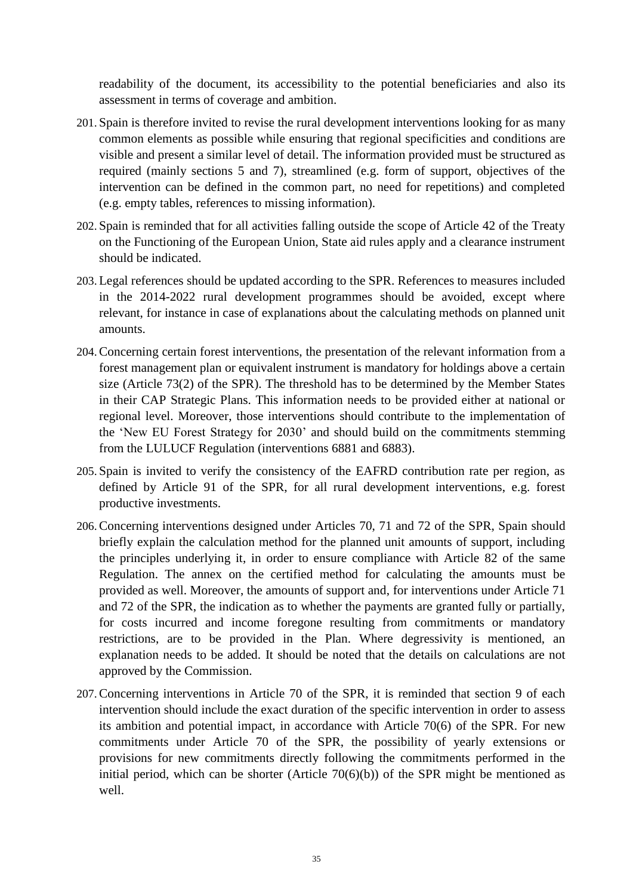readability of the document, its accessibility to the potential beneficiaries and also its assessment in terms of coverage and ambition.

201. Spain is therefore invited to revise the rural development interventions looking for as many common elements as possible while ensuring that regional specificities and conditions are visible and present a similar level of detail. The information provided must be structured as required (mainly sections 5 and 7), streamlined (e.g. form of support, objectives of the intervention can be defined in the common part, no need for repetitions) and completed (e.g. empty tables, references to missing information).

202. Spain is reminded that for all activities falling outside the scope of Article 42 of the Treaty on the Functioning of the European Union, State aid rules apply and a clearance instrument should be indicated.

203. Legal references should be updated according to the SPR. References to measures included in the 2014-2022 rural development programmes should be avoided, except where relevant, for instance in case of explanations about the calculating methods on planned unit amounts.

204. Concerning certain forest interventions, the presentation of the relevant information from a forest management plan or equivalent instrument is mandatory for holdings above a certain size (Article 73(2) of the SPR). The threshold has to be determined by the Member States in their CAP Strategic Plans. This information needs to be provided either at national or regional level. Moreover, those interventions should contribute to the implementation of the 'New EU Forest Strategy for 2030' and should build on the commitments stemming from the LULUCF Regulation (interventions 6881 and 6883).

205. Spain is invited to verify the consistency of the EAFRD contribution rate per region, as defined by Article 91 of the SPR, for all rural development interventions, e.g. forest productive investments.

206. Concerning interventions designed under Articles 70, 71 and 72 of the SPR, Spain should briefly explain the calculation method for the planned unit amounts of support, including the principles underlying it, in order to ensure compliance with Article 82 of the same Regulation. The annex on the certified method for calculating the amounts must be provided as well. Moreover, the amounts of support and, for interventions under Article 71 and 72 of the SPR, the indication as to whether the payments are granted fully or partially, for costs incurred and income foregone resulting from commitments or mandatory restrictions, are to be provided in the Plan. Where degressivity is mentioned, an explanation needs to be added. It should be noted that the details on calculations are not approved by the Commission.

207. Concerning interventions in Article 70 of the SPR, it is reminded that section 9 of each intervention should include the exact duration of the specific intervention in order to assess its ambition and potential impact, in accordance with Article 70(6) of the SPR. For new commitments under Article 70 of the SPR, the possibility of yearly extensions or provisions for new commitments directly following the commitments performed in the initial period, which can be shorter (Article 70(6)(b)) of the SPR might be mentioned as well.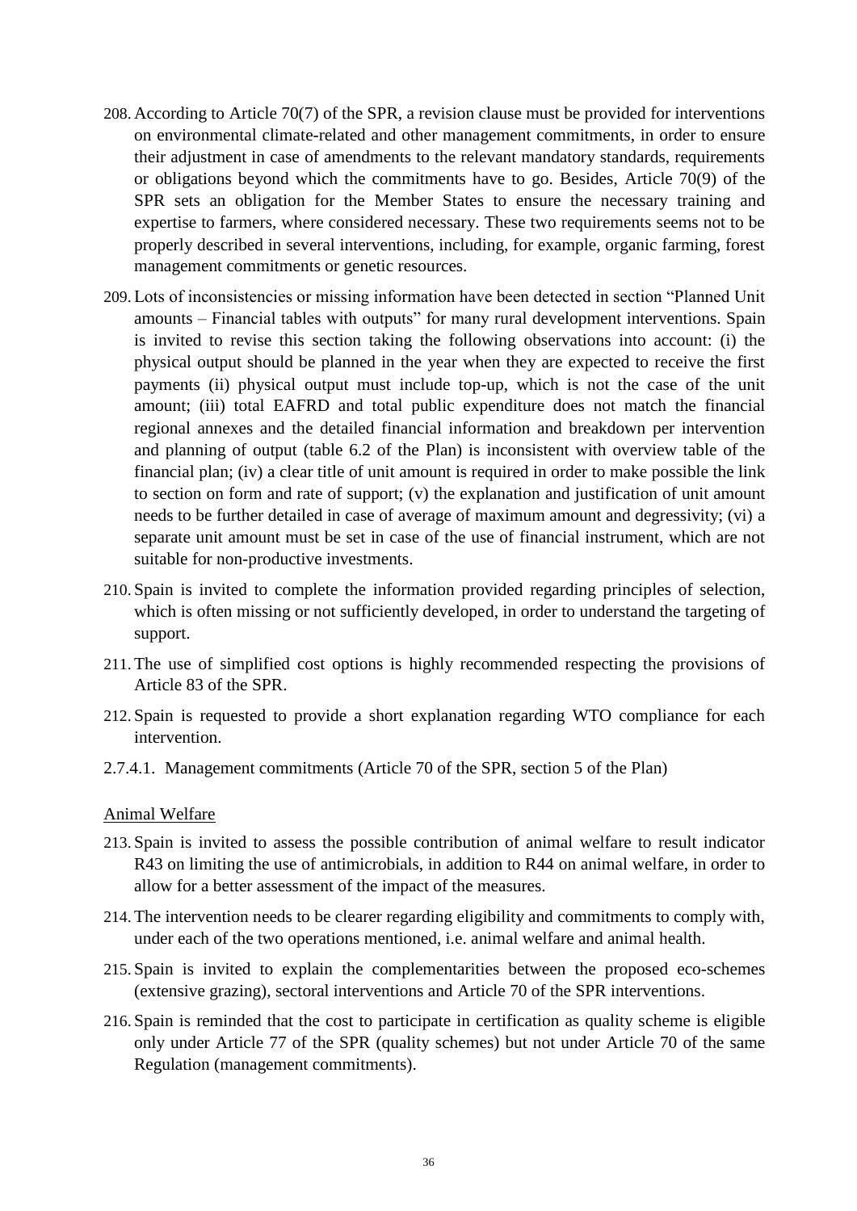208. According to Article 70(7) of the SPR, a revision clause must be provided for interventions on environmental climate-related and other management commitments, in order to ensure their adjustment in case of amendments to the relevant mandatory standards, requirements or obligations beyond which the commitments have to go. Besides, Article 70(9) of the SPR sets an obligation for the Member States to ensure the necessary training and expertise to farmers, where considered necessary. These two requirements seems not to be properly described in several interventions, including, for example, organic farming, forest management commitments or genetic resources.

209. Lots of inconsistencies or missing information have been detected in section "Planned Unit amounts – Financial tables with outputs" for many rural development interventions. Spain is invited to revise this section taking the following observations into account: (i) the physical output should be planned in the year when they are expected to receive the first payments (ii) physical output must include top-up, which is not the case of the unit amount; (iii) total EAFRD and total public expenditure does not match the financial regional annexes and the detailed financial information and breakdown per intervention and planning of output (table 6.2 of the Plan) is inconsistent with overview table of the financial plan; (iv) a clear title of unit amount is required in order to make possible the link to section on form and rate of support; (v) the explanation and justification of unit amount needs to be further detailed in case of average of maximum amount and degressivity; (vi) a separate unit amount must be set in case of the use of financial instrument, which are not suitable for non-productive investments.

210. Spain is invited to complete the information provided regarding principles of selection, which is often missing or not sufficiently developed, in order to understand the targeting of support.

211. The use of simplified cost options is highly recommended respecting the provisions of Article 83 of the SPR.

212. Spain is requested to provide a short explanation regarding WTO compliance for each intervention.

#### 2.7.4.1. Management commitments (Article 70 of the SPR, section 5 of the Plan)

Animal Welfare

213. Spain is invited to assess the possible contribution of animal welfare to result indicator R43 on limiting the use of antimicrobials, in addition to R44 on animal welfare, in order to allow for a better assessment of the impact of the measures.

214. The intervention needs to be clearer regarding eligibility and commitments to comply with, under each of the two operations mentioned, i.e. animal welfare and animal health.

215. Spain is invited to explain the complementarities between the proposed eco-schemes (extensive grazing), sectoral interventions and Article 70 of the SPR interventions.

216. Spain is reminded that the cost to participate in certification as quality scheme is eligible only under Article 77 of the SPR (quality schemes) but not under Article 70 of the same Regulation (management commitments).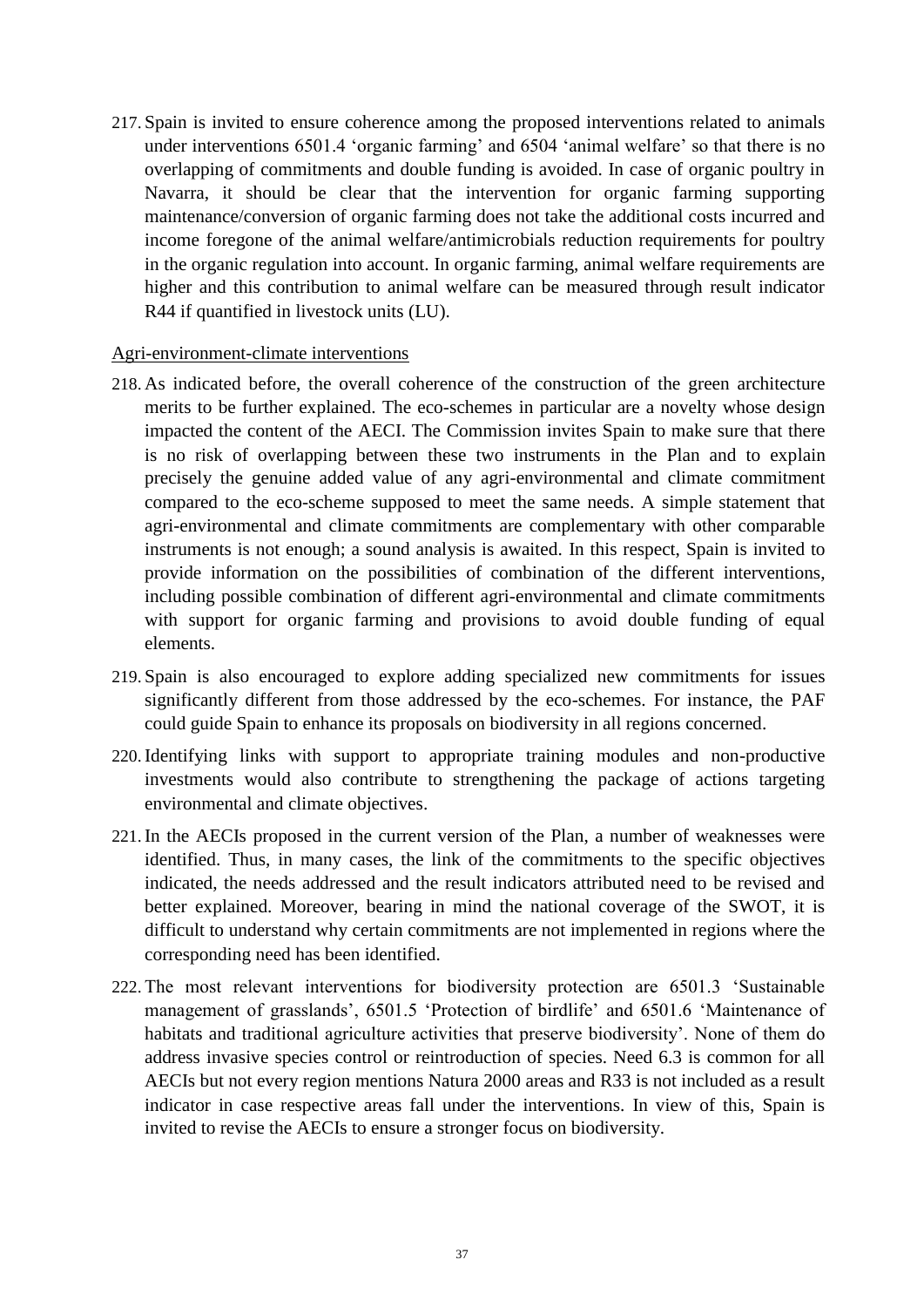217. Spain is invited to ensure coherence among the proposed interventions related to animals under interventions 6501.4 'organic farming' and 6504 'animal welfare' so that there is no overlapping of commitments and double funding is avoided. In case of organic poultry in Navarra, it should be clear that the intervention for organic farming supporting maintenance/conversion of organic farming does not take the additional costs incurred and income foregone of the animal welfare/antimicrobials reduction requirements for poultry in the organic regulation into account. In organic farming, animal welfare requirements are higher and this contribution to animal welfare can be measured through result indicator R44 if quantified in livestock units (LU).

Agri-environment-climate interventions

218. As indicated before, the overall coherence of the construction of the green architecture merits to be further explained. The eco-schemes in particular are a novelty whose design impacted the content of the AECI. The Commission invites Spain to make sure that there is no risk of overlapping between these two instruments in the Plan and to explain precisely the genuine added value of any agri-environmental and climate commitment compared to the eco-scheme supposed to meet the same needs. A simple statement that agri-environmental and climate commitments are complementary with other comparable instruments is not enough; a sound analysis is awaited. In this respect, Spain is invited to provide information on the possibilities of combination of the different interventions, including possible combination of different agri-environmental and climate commitments with support for organic farming and provisions to avoid double funding of equal elements.

219. Spain is also encouraged to explore adding specialized new commitments for issues significantly different from those addressed by the eco-schemes. For instance, the PAF could guide Spain to enhance its proposals on biodiversity in all regions concerned.

220. Identifying links with support to appropriate training modules and non-productive investments would also contribute to strengthening the package of actions targeting environmental and climate objectives.

221. In the AECIs proposed in the current version of the Plan, a number of weaknesses were identified. Thus, in many cases, the link of the commitments to the specific objectives indicated, the needs addressed and the result indicators attributed need to be revised and better explained. Moreover, bearing in mind the national coverage of the SWOT, it is difficult to understand why certain commitments are not implemented in regions where the corresponding need has been identified.

222. The most relevant interventions for biodiversity protection are 6501.3 'Sustainable management of grasslands', 6501.5 'Protection of birdlife' and 6501.6 'Maintenance of habitats and traditional agriculture activities that preserve biodiversity'. None of them do address invasive species control or reintroduction of species. Need 6.3 is common for all AECIs but not every region mentions Natura 2000 areas and R33 is not included as a result indicator in case respective areas fall under the interventions. In view of this, Spain is invited to revise the AECIs to ensure a stronger focus on biodiversity.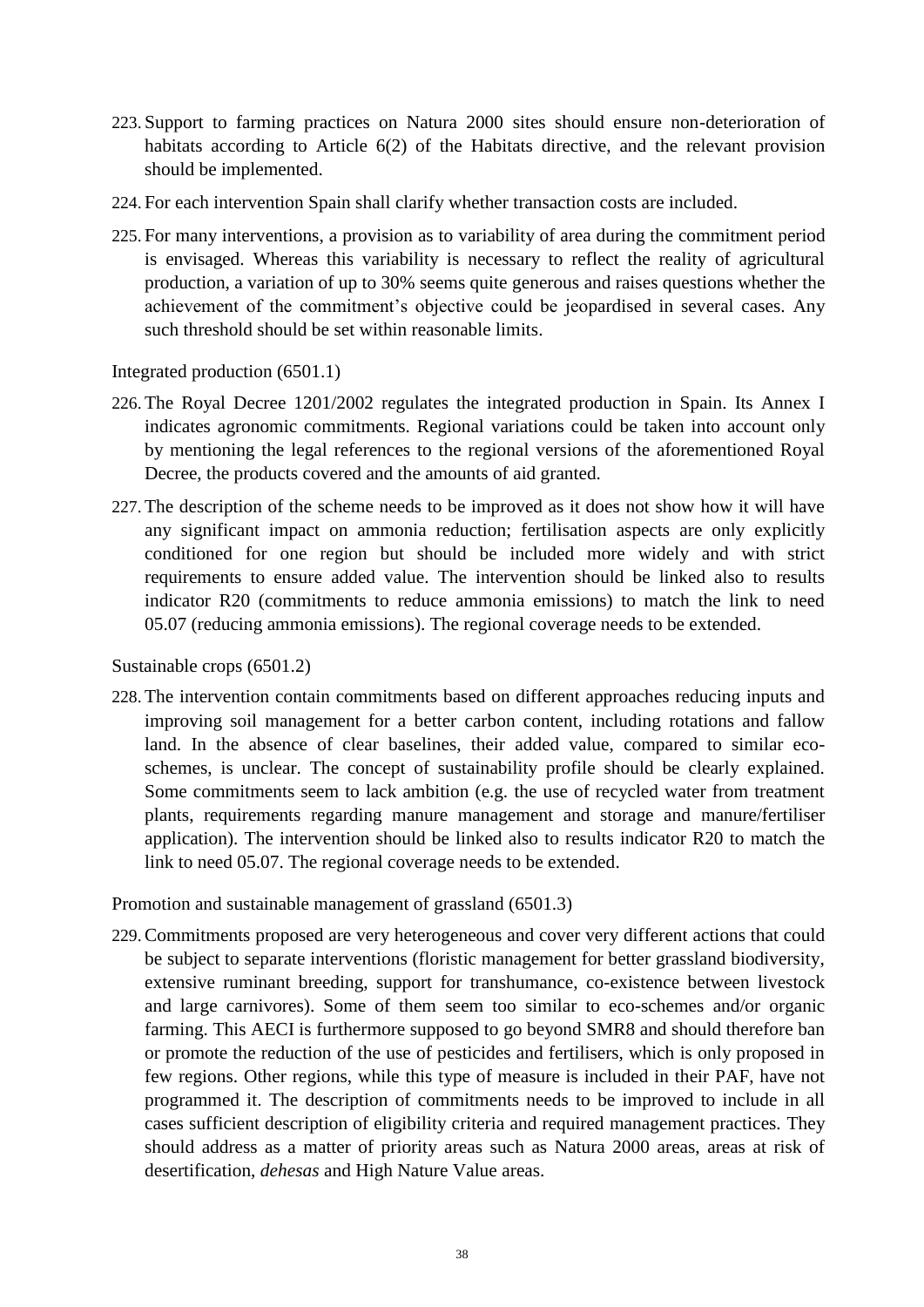223. Support to farming practices on Natura 2000 sites should ensure non-deterioration of habitats according to Article 6(2) of the Habitats directive, and the relevant provision should be implemented.

224. For each intervention Spain shall clarify whether transaction costs are included.

225. For many interventions, a provision as to variability of area during the commitment period is envisaged. Whereas this variability is necessary to reflect the reality of agricultural production, a variation of up to 30% seems quite generous and raises questions whether the achievement of the commitment's objective could be jeopardised in several cases. Any such threshold should be set within reasonable limits.

Integrated production (6501.1)

226. The Royal Decree 1201/2002 regulates the integrated production in Spain. Its Annex I indicates agronomic commitments. Regional variations could be taken into account only by mentioning the legal references to the regional versions of the aforementioned Royal Decree, the products covered and the amounts of aid granted.

227. The description of the scheme needs to be improved as it does not show how it will have any significant impact on ammonia reduction; fertilisation aspects are only explicitly conditioned for one region but should be included more widely and with strict requirements to ensure added value. The intervention should be linked also to results indicator R20 (commitments to reduce ammonia emissions) to match the link to need 05.07 (reducing ammonia emissions). The regional coverage needs to be extended.

Sustainable crops (6501.2)

228. The intervention contain commitments based on different approaches reducing inputs and improving soil management for a better carbon content, including rotations and fallow land. In the absence of clear baselines, their added value, compared to similar eco-schemes, is unclear. The concept of sustainability profile should be clearly explained. Some commitments seem to lack ambition (e.g. the use of recycled water from treatment plants, requirements regarding manure management and storage and manure/fertiliser application). The intervention should be linked also to results indicator R20 to match the link to need 05.07. The regional coverage needs to be extended.

Promotion and sustainable management of grassland (6501.3)

229. Commitments proposed are very heterogeneous and cover very different actions that could be subject to separate interventions (floristic management for better grassland biodiversity, extensive ruminant breeding, support for transhumance, co-existence between livestock and large carnivores). Some of them seem too similar to eco-schemes and/or organic farming. This AECI is furthermore supposed to go beyond SMR8 and should therefore ban or promote the reduction of the use of pesticides and fertilisers, which is only proposed in few regions. Other regions, while this type of measure is included in their PAF, have not programmed it. The description of commitments needs to be improved to include in all cases sufficient description of eligibility criteria and required management practices. They should address as a matter of priority areas such as Natura 2000 areas, areas at risk of desertification, *dehesas* and High Nature Value areas.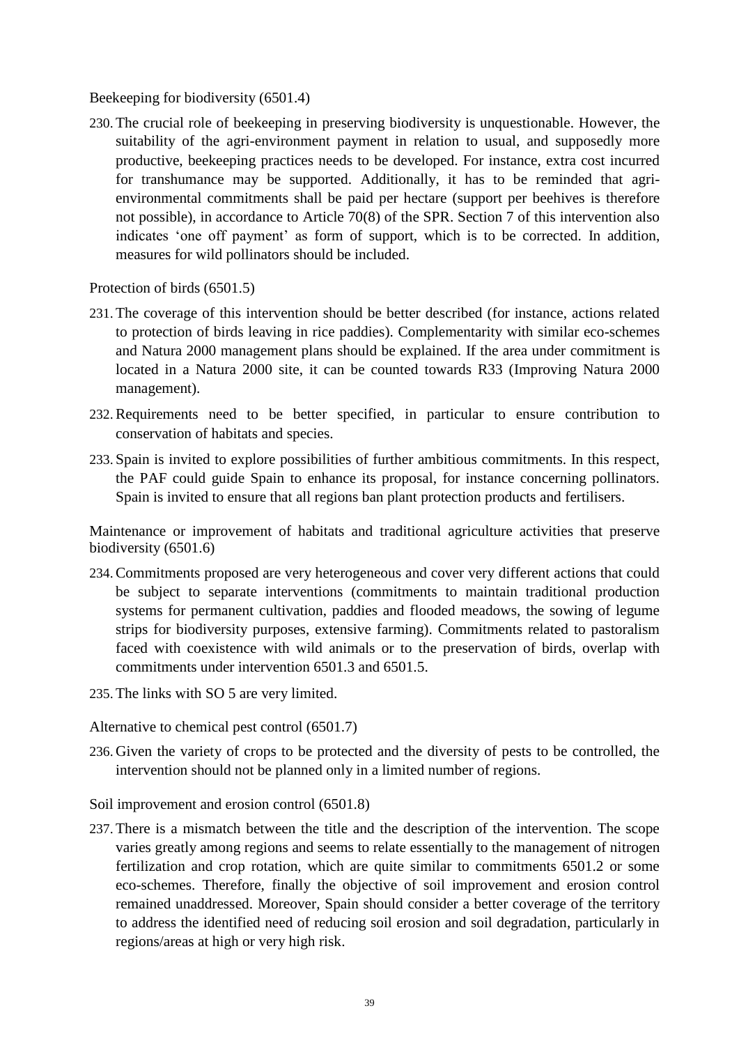Beekeeping for biodiversity (6501.4)

230. The crucial role of beekeeping in preserving biodiversity is unquestionable. However, the suitability of the agri-environment payment in relation to usual, and supposedly more productive, beekeeping practices needs to be developed. For instance, extra cost incurred for transhumance may be supported. Additionally, it has to be reminded that agri-environmental commitments shall be paid per hectare (support per beehives is therefore not possible), in accordance to Article 70(8) of the SPR. Section 7 of this intervention also indicates 'one off payment' as form of support, which is to be corrected. In addition, measures for wild pollinators should be included.

Protection of birds (6501.5)

231. The coverage of this intervention should be better described (for instance, actions related to protection of birds leaving in rice paddies). Complementarity with similar eco-schemes and Natura 2000 management plans should be explained. If the area under commitment is located in a Natura 2000 site, it can be counted towards R33 (Improving Natura 2000 management).

232. Requirements need to be better specified, in particular to ensure contribution to conservation of habitats and species.

233. Spain is invited to explore possibilities of further ambitious commitments. In this respect, the PAF could guide Spain to enhance its proposal, for instance concerning pollinators. Spain is invited to ensure that all regions ban plant protection products and fertilisers.

Maintenance or improvement of habitats and traditional agriculture activities that preserve biodiversity (6501.6)

234. Commitments proposed are very heterogeneous and cover very different actions that could be subject to separate interventions (commitments to maintain traditional production systems for permanent cultivation, paddies and flooded meadows, the sowing of legume strips for biodiversity purposes, extensive farming). Commitments related to pastoralism faced with coexistence with wild animals or to the preservation of birds, overlap with commitments under intervention 6501.3 and 6501.5.

235. The links with SO 5 are very limited.

Alternative to chemical pest control (6501.7)

236. Given the variety of crops to be protected and the diversity of pests to be controlled, the intervention should not be planned only in a limited number of regions.

Soil improvement and erosion control (6501.8)

237. There is a mismatch between the title and the description of the intervention. The scope varies greatly among regions and seems to relate essentially to the management of nitrogen fertilization and crop rotation, which are quite similar to commitments 6501.2 or some eco-schemes. Therefore, finally the objective of soil improvement and erosion control remained unaddressed. Moreover, Spain should consider a better coverage of the territory to address the identified need of reducing soil erosion and soil degradation, particularly in regions/areas at high or very high risk.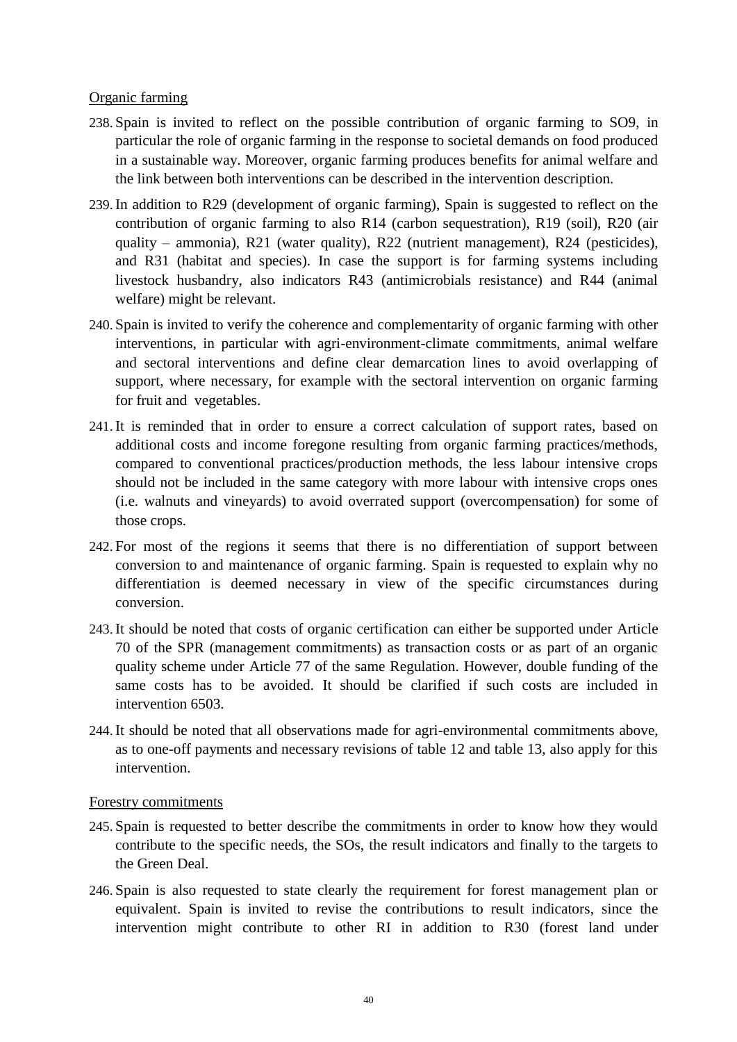Organic farming

238. Spain is invited to reflect on the possible contribution of organic farming to SO9, in particular the role of organic farming in the response to societal demands on food produced in a sustainable way. Moreover, organic farming produces benefits for animal welfare and the link between both interventions can be described in the intervention description.

239. In addition to R29 (development of organic farming), Spain is suggested to reflect on the contribution of organic farming to also R14 (carbon sequestration), R19 (soil), R20 (air quality – ammonia), R21 (water quality), R22 (nutrient management), R24 (pesticides), and R31 (habitat and species). In case the support is for farming systems including livestock husbandry, also indicators R43 (antimicrobials resistance) and R44 (animal welfare) might be relevant.

240. Spain is invited to verify the coherence and complementarity of organic farming with other interventions, in particular with agri-environment-climate commitments, animal welfare and sectoral interventions and define clear demarcation lines to avoid overlapping of support, where necessary, for example with the sectoral intervention on organic farming for fruit and vegetables.

241. It is reminded that in order to ensure a correct calculation of support rates, based on additional costs and income foregone resulting from organic farming practices/methods, compared to conventional practices/production methods, the less labour intensive crops should not be included in the same category with more labour with intensive crops ones (i.e. walnuts and vineyards) to avoid overrated support (overcompensation) for some of those crops.

242. For most of the regions it seems that there is no differentiation of support between conversion to and maintenance of organic farming. Spain is requested to explain why no differentiation is deemed necessary in view of the specific circumstances during conversion.

243. It should be noted that costs of organic certification can either be supported under Article 70 of the SPR (management commitments) as transaction costs or as part of an organic quality scheme under Article 77 of the same Regulation. However, double funding of the same costs has to be avoided. It should be clarified if such costs are included in intervention 6503.

244. It should be noted that all observations made for agri-environmental commitments above, as to one-off payments and necessary revisions of table 12 and table 13, also apply for this intervention.

Forestry commitments

245. Spain is requested to better describe the commitments in order to know how they would contribute to the specific needs, the SOs, the result indicators and finally to the targets to the Green Deal.

246. Spain is also requested to state clearly the requirement for forest management plan or equivalent. Spain is invited to revise the contributions to result indicators, since the intervention might contribute to other RI in addition to R30 (forest land under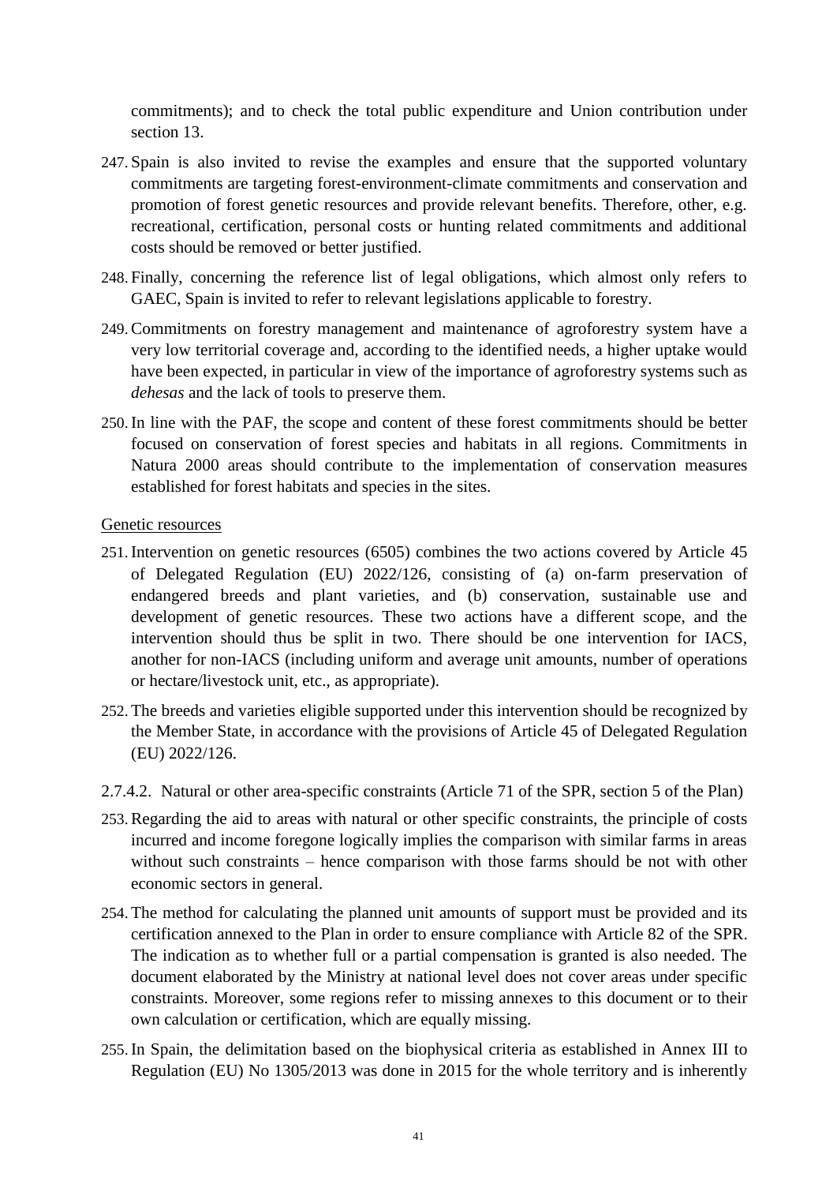commitments); and to check the total public expenditure and Union contribution under section 13.

247. Spain is also invited to revise the examples and ensure that the supported voluntary commitments are targeting forest-environment-climate commitments and conservation and promotion of forest genetic resources and provide relevant benefits. Therefore, other, e.g. recreational, certification, personal costs or hunting related commitments and additional costs should be removed or better justified.

248. Finally, concerning the reference list of legal obligations, which almost only refers to GAEC, Spain is invited to refer to relevant legislations applicable to forestry.

249. Commitments on forestry management and maintenance of agroforestry system have a very low territorial coverage and, according to the identified needs, a higher uptake would have been expected, in particular in view of the importance of agroforestry systems such as *dehesas* and the lack of tools to preserve them.

250. In line with the PAF, the scope and content of these forest commitments should be better focused on conservation of forest species and habitats in all regions. Commitments in Natura 2000 areas should contribute to the implementation of conservation measures established for forest habitats and species in the sites.

Genetic resources

251. Intervention on genetic resources (6505) combines the two actions covered by Article 45 of Delegated Regulation (EU) 2022/126, consisting of (a) on-farm preservation of endangered breeds and plant varieties, and (b) conservation, sustainable use and development of genetic resources. These two actions have a different scope, and the intervention should thus be split in two. There should be one intervention for IACS, another for non-IACS (including uniform and average unit amounts, number of operations or hectare/livestock unit, etc., as appropriate).

252. The breeds and varieties eligible supported under this intervention should be recognized by the Member State, in accordance with the provisions of Article 45 of Delegated Regulation (EU) 2022/126.

#### 2.7.4.2. Natural or other area-specific constraints (Article 71 of the SPR, section 5 of the Plan)

253. Regarding the aid to areas with natural or other specific constraints, the principle of costs incurred and income foregone logically implies the comparison with similar farms in areas without such constraints – hence comparison with those farms should be not with other economic sectors in general.

254. The method for calculating the planned unit amounts of support must be provided and its certification annexed to the Plan in order to ensure compliance with Article 82 of the SPR. The indication as to whether full or a partial compensation is granted is also needed. The document elaborated by the Ministry at national level does not cover areas under specific constraints. Moreover, some regions refer to missing annexes to this document or to their own calculation or certification, which are equally missing.

255. In Spain, the delimitation based on the biophysical criteria as established in Annex III to Regulation (EU) No 1305/2013 was done in 2015 for the whole territory and is inherently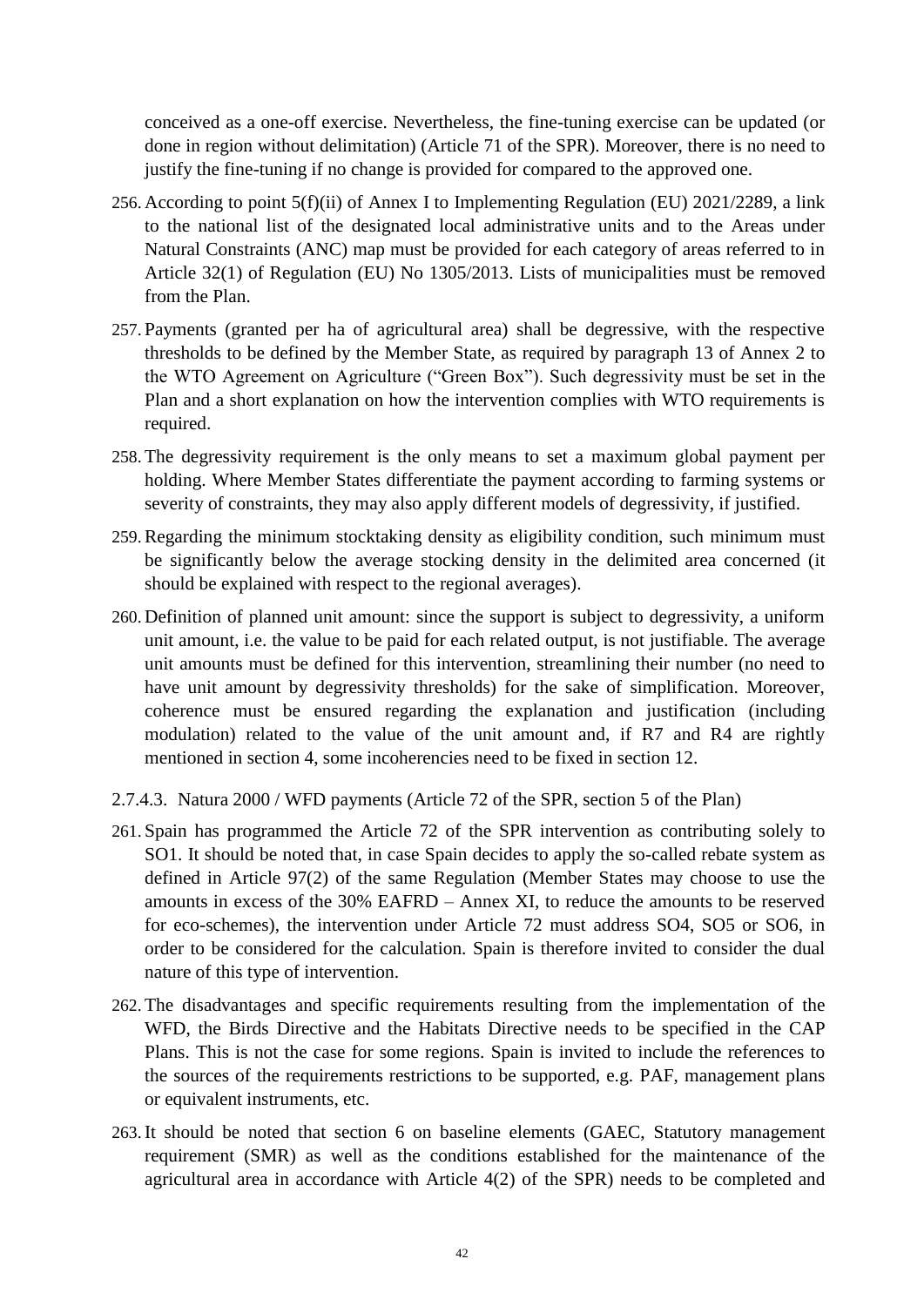conceived as a one-off exercise. Nevertheless, the fine-tuning exercise can be updated (or done in region without delimitation) (Article 71 of the SPR). Moreover, there is no need to justify the fine-tuning if no change is provided for compared to the approved one.

256. According to point 5(f)(ii) of Annex I to Implementing Regulation (EU) 2021/2289, a link to the national list of the designated local administrative units and to the Areas under Natural Constraints (ANC) map must be provided for each category of areas referred to in Article 32(1) of Regulation (EU) No 1305/2013. Lists of municipalities must be removed from the Plan.

257. Payments (granted per ha of agricultural area) shall be degressive, with the respective thresholds to be defined by the Member State, as required by paragraph 13 of Annex 2 to the WTO Agreement on Agriculture ("Green Box"). Such degressivity must be set in the Plan and a short explanation on how the intervention complies with WTO requirements is required.

258. The degressivity requirement is the only means to set a maximum global payment per holding. Where Member States differentiate the payment according to farming systems or severity of constraints, they may also apply different models of degressivity, if justified.

259. Regarding the minimum stocktaking density as eligibility condition, such minimum must be significantly below the average stocking density in the delimited area concerned (it should be explained with respect to the regional averages).

260. Definition of planned unit amount: since the support is subject to degressivity, a uniform unit amount, i.e. the value to be paid for each related output, is not justifiable. The average unit amounts must be defined for this intervention, streamlining their number (no need to have unit amount by degressivity thresholds) for the sake of simplification. Moreover, coherence must be ensured regarding the explanation and justification (including modulation) related to the value of the unit amount and, if R7 and R4 are rightly mentioned in section 4, some incoherencies need to be fixed in section 12.

2.7.4.3. Natura 2000 / WFD payments (Article 72 of the SPR, section 5 of the Plan)

261. Spain has programmed the Article 72 of the SPR intervention as contributing solely to SO1. It should be noted that, in case Spain decides to apply the so-called rebate system as defined in Article 97(2) of the same Regulation (Member States may choose to use the amounts in excess of the 30% EAFRD – Annex XI, to reduce the amounts to be reserved for eco-schemes), the intervention under Article 72 must address SO4, SO5 or SO6, in order to be considered for the calculation. Spain is therefore invited to consider the dual nature of this type of intervention.

262. The disadvantages and specific requirements resulting from the implementation of the WFD, the Birds Directive and the Habitats Directive needs to be specified in the CAP Plans. This is not the case for some regions. Spain is invited to include the references to the sources of the requirements restrictions to be supported, e.g. PAF, management plans or equivalent instruments, etc.

263. It should be noted that section 6 on baseline elements (GAEC, Statutory management requirement (SMR) as well as the conditions established for the maintenance of the agricultural area in accordance with Article 4(2) of the SPR) needs to be completed and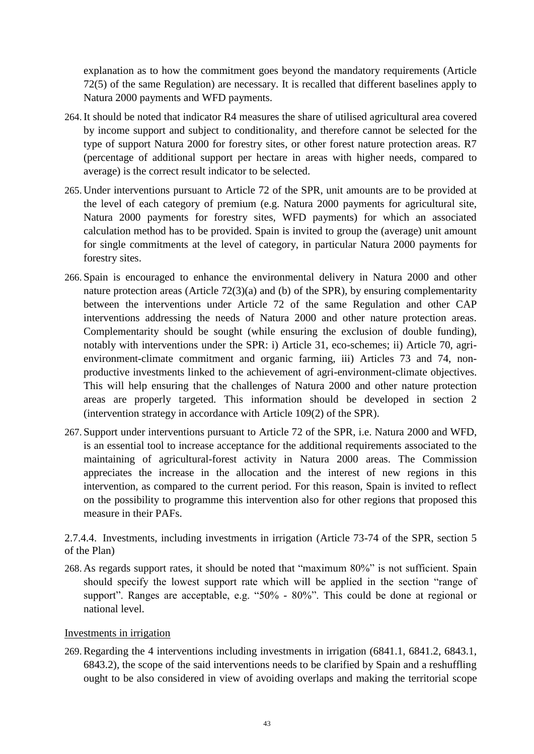explanation as to how the commitment goes beyond the mandatory requirements (Article 72(5) of the same Regulation) are necessary. It is recalled that different baselines apply to Natura 2000 payments and WFD payments.

264. It should be noted that indicator R4 measures the share of utilised agricultural area covered by income support and subject to conditionality, and therefore cannot be selected for the type of support Natura 2000 for forestry sites, or other forest nature protection areas. R7 (percentage of additional support per hectare in areas with higher needs, compared to average) is the correct result indicator to be selected.

265. Under interventions pursuant to Article 72 of the SPR, unit amounts are to be provided at the level of each category of premium (e.g. Natura 2000 payments for agricultural site, Natura 2000 payments for forestry sites, WFD payments) for which an associated calculation method has to be provided. Spain is invited to group the (average) unit amount for single commitments at the level of category, in particular Natura 2000 payments for forestry sites.

266. Spain is encouraged to enhance the environmental delivery in Natura 2000 and other nature protection areas (Article 72(3)(a) and (b) of the SPR), by ensuring complementarity between the interventions under Article 72 of the same Regulation and other CAP interventions addressing the needs of Natura 2000 and other nature protection areas. Complementarity should be sought (while ensuring the exclusion of double funding), notably with interventions under the SPR: i) Article 31, eco-schemes; ii) Article 70, agri-environment-climate commitment and organic farming, iii) Articles 73 and 74, non-productive investments linked to the achievement of agri-environment-climate objectives. This will help ensuring that the challenges of Natura 2000 and other nature protection areas are properly targeted. This information should be developed in section 2 (intervention strategy in accordance with Article 109(2) of the SPR).

267. Support under interventions pursuant to Article 72 of the SPR, i.e. Natura 2000 and WFD, is an essential tool to increase acceptance for the additional requirements associated to the maintaining of agricultural-forest activity in Natura 2000 areas. The Commission appreciates the increase in the allocation and the interest of new regions in this intervention, as compared to the current period. For this reason, Spain is invited to reflect on the possibility to programme this intervention also for other regions that proposed this measure in their PAFs.

2.7.4.4. Investments, including investments in irrigation (Article 73-74 of the SPR, section 5 of the Plan)

268. As regards support rates, it should be noted that "maximum 80%" is not sufficient. Spain should specify the lowest support rate which will be applied in the section "range of support". Ranges are acceptable, e.g. "50% - 80%". This could be done at regional or national level.

Investments in irrigation

269. Regarding the 4 interventions including investments in irrigation (6841.1, 6841.2, 6843.1, 6843.2), the scope of the said interventions needs to be clarified by Spain and a reshuffling ought to be also considered in view of avoiding overlaps and making the territorial scope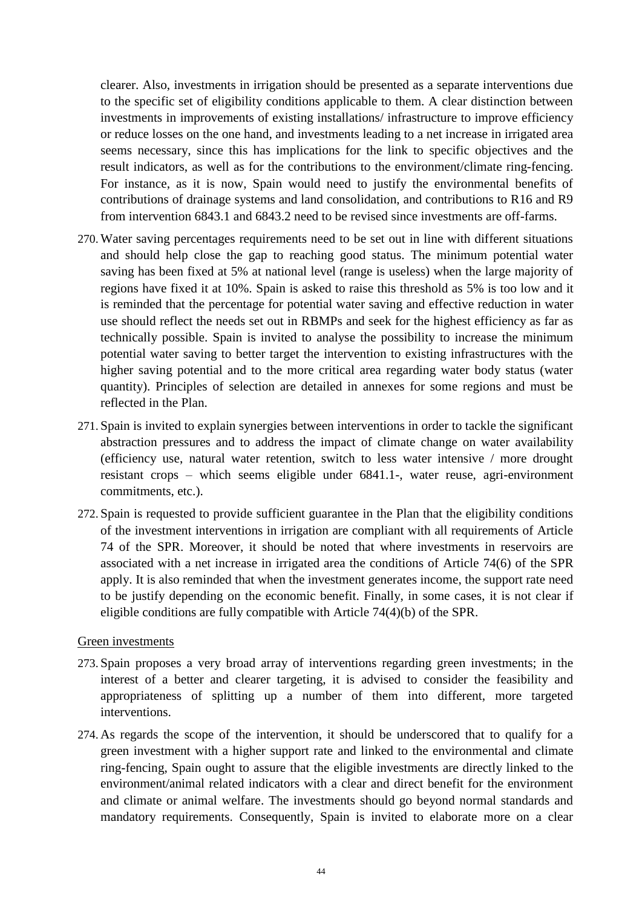clearer. Also, investments in irrigation should be presented as a separate interventions due to the specific set of eligibility conditions applicable to them. A clear distinction between investments in improvements of existing installations/ infrastructure to improve efficiency or reduce losses on the one hand, and investments leading to a net increase in irrigated area seems necessary, since this has implications for the link to specific objectives and the result indicators, as well as for the contributions to the environment/climate ring-fencing. For instance, as it is now, Spain would need to justify the environmental benefits of contributions of drainage systems and land consolidation, and contributions to R16 and R9 from intervention 6843.1 and 6843.2 need to be revised since investments are off-farms.

270. Water saving percentages requirements need to be set out in line with different situations and should help close the gap to reaching good status. The minimum potential water saving has been fixed at 5% at national level (range is useless) when the large majority of regions have fixed it at 10%. Spain is asked to raise this threshold as 5% is too low and it is reminded that the percentage for potential water saving and effective reduction in water use should reflect the needs set out in RBMPs and seek for the highest efficiency as far as technically possible. Spain is invited to analyse the possibility to increase the minimum potential water saving to better target the intervention to existing infrastructures with the higher saving potential and to the more critical area regarding water body status (water quantity). Principles of selection are detailed in annexes for some regions and must be reflected in the Plan.

271. Spain is invited to explain synergies between interventions in order to tackle the significant abstraction pressures and to address the impact of climate change on water availability (efficiency use, natural water retention, switch to less water intensive / more drought resistant crops – which seems eligible under 6841.1-, water reuse, agri-environment commitments, etc.).

272. Spain is requested to provide sufficient guarantee in the Plan that the eligibility conditions of the investment interventions in irrigation are compliant with all requirements of Article 74 of the SPR. Moreover, it should be noted that where investments in reservoirs are associated with a net increase in irrigated area the conditions of Article 74(6) of the SPR apply. It is also reminded that when the investment generates income, the support rate need to be justify depending on the economic benefit. Finally, in some cases, it is not clear if eligible conditions are fully compatible with Article 74(4)(b) of the SPR.

Green investments

273. Spain proposes a very broad array of interventions regarding green investments; in the interest of a better and clearer targeting, it is advised to consider the feasibility and appropriateness of splitting up a number of them into different, more targeted interventions.

274. As regards the scope of the intervention, it should be underscored that to qualify for a green investment with a higher support rate and linked to the environmental and climate ring-fencing, Spain ought to assure that the eligible investments are directly linked to the environment/animal related indicators with a clear and direct benefit for the environment and climate or animal welfare. The investments should go beyond normal standards and mandatory requirements. Consequently, Spain is invited to elaborate more on a clear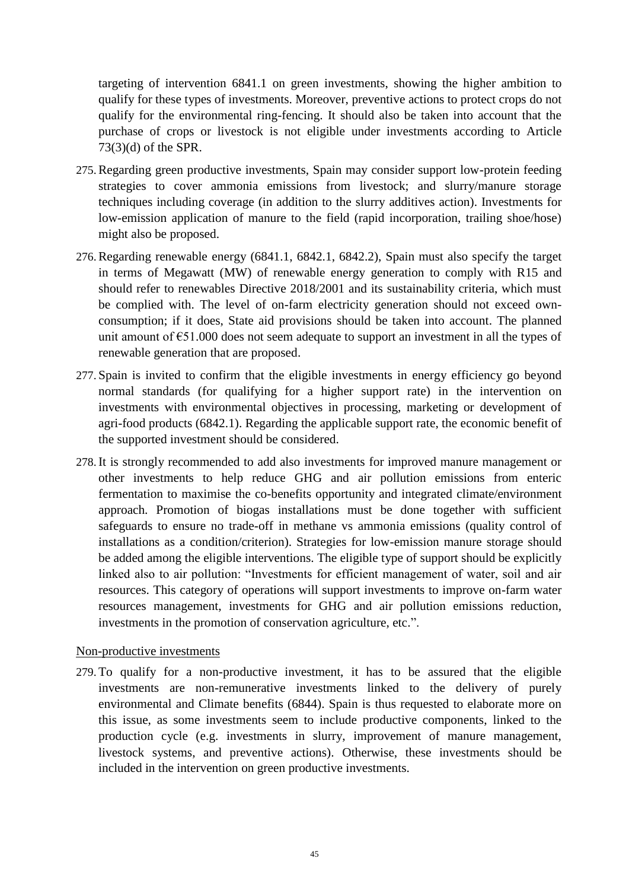targeting of intervention 6841.1 on green investments, showing the higher ambition to qualify for these types of investments. Moreover, preventive actions to protect crops do not qualify for the environmental ring-fencing. It should also be taken into account that the purchase of crops or livestock is not eligible under investments according to Article 73(3)(d) of the SPR.

275. Regarding green productive investments, Spain may consider support low-protein feeding strategies to cover ammonia emissions from livestock; and slurry/manure storage techniques including coverage (in addition to the slurry additives action). Investments for low-emission application of manure to the field (rapid incorporation, trailing shoe/hose) might also be proposed.

276. Regarding renewable energy (6841.1, 6842.1, 6842.2), Spain must also specify the target in terms of Megawatt (MW) of renewable energy generation to comply with R15 and should refer to renewables Directive 2018/2001 and its sustainability criteria, which must be complied with. The level of on-farm electricity generation should not exceed own-consumption; if it does, State aid provisions should be taken into account. The planned unit amount of €51.000 does not seem adequate to support an investment in all the types of renewable generation that are proposed.

277. Spain is invited to confirm that the eligible investments in energy efficiency go beyond normal standards (for qualifying for a higher support rate) in the intervention on investments with environmental objectives in processing, marketing or development of agri-food products (6842.1). Regarding the applicable support rate, the economic benefit of the supported investment should be considered.

278. It is strongly recommended to add also investments for improved manure management or other investments to help reduce GHG and air pollution emissions from enteric fermentation to maximise the co-benefits opportunity and integrated climate/environment approach. Promotion of biogas installations must be done together with sufficient safeguards to ensure no trade-off in methane vs ammonia emissions (quality control of installations as a condition/criterion). Strategies for low-emission manure storage should be added among the eligible interventions. The eligible type of support should be explicitly linked also to air pollution: “Investments for efficient management of water, soil and air resources. This category of operations will support investments to improve on-farm water resources management, investments for GHG and air pollution emissions reduction, investments in the promotion of conservation agriculture, etc.”.

Non-productive investments

279. To qualify for a non-productive investment, it has to be assured that the eligible investments are non-remunerative investments linked to the delivery of purely environmental and Climate benefits (6844). Spain is thus requested to elaborate more on this issue, as some investments seem to include productive components, linked to the production cycle (e.g. investments in slurry, improvement of manure management, livestock systems, and preventive actions). Otherwise, these investments should be included in the intervention on green productive investments.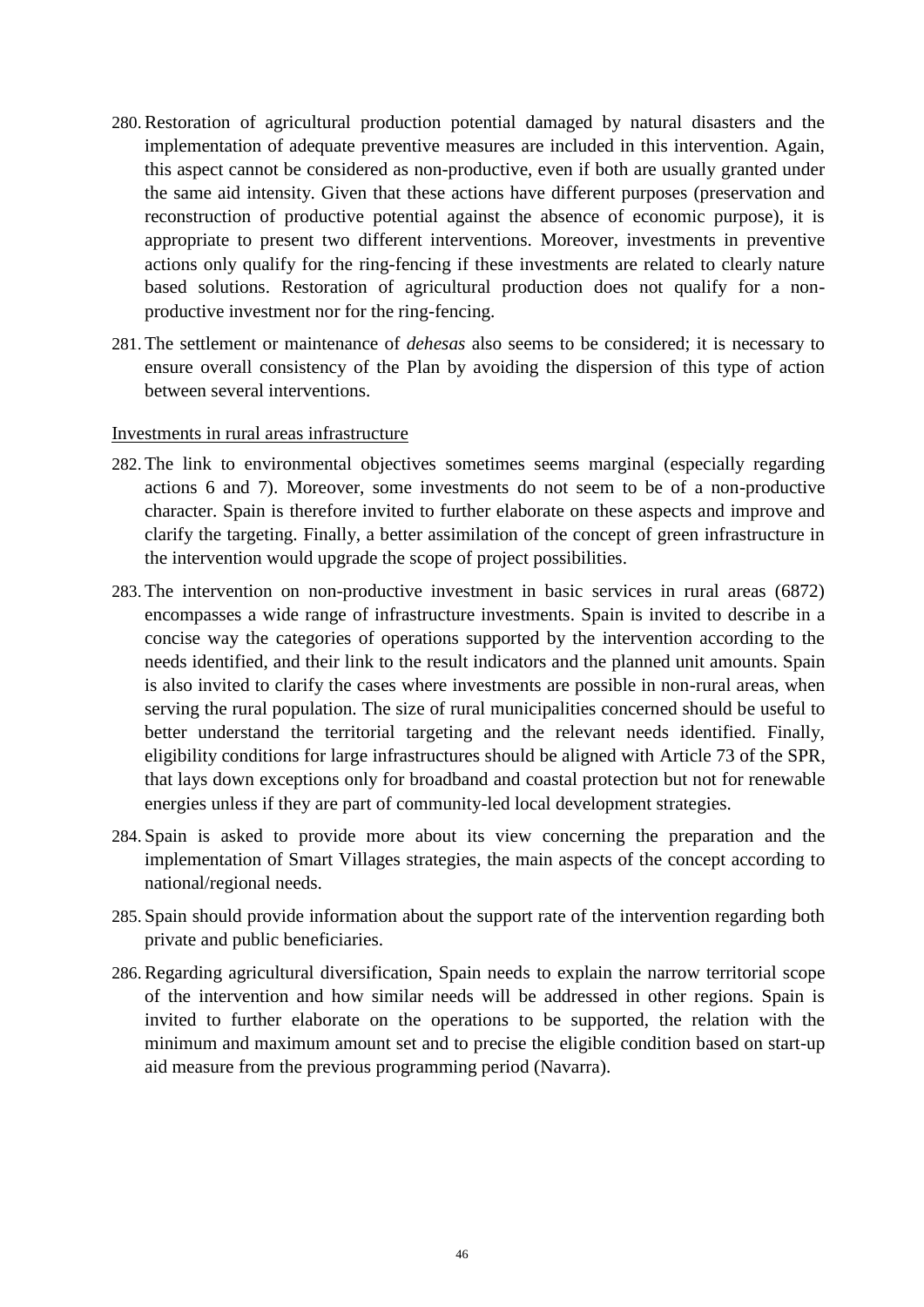280. Restoration of agricultural production potential damaged by natural disasters and the implementation of adequate preventive measures are included in this intervention. Again, this aspect cannot be considered as non-productive, even if both are usually granted under the same aid intensity. Given that these actions have different purposes (preservation and reconstruction of productive potential against the absence of economic purpose), it is appropriate to present two different interventions. Moreover, investments in preventive actions only qualify for the ring-fencing if these investments are related to clearly nature based solutions. Restoration of agricultural production does not qualify for a non-productive investment nor for the ring-fencing.

281. The settlement or maintenance of *dehesas* also seems to be considered; it is necessary to ensure overall consistency of the Plan by avoiding the dispersion of this type of action between several interventions.

Investments in rural areas infrastructure

282. The link to environmental objectives sometimes seems marginal (especially regarding actions 6 and 7). Moreover, some investments do not seem to be of a non-productive character. Spain is therefore invited to further elaborate on these aspects and improve and clarify the targeting. Finally, a better assimilation of the concept of green infrastructure in the intervention would upgrade the scope of project possibilities.

283. The intervention on non-productive investment in basic services in rural areas (6872) encompasses a wide range of infrastructure investments. Spain is invited to describe in a concise way the categories of operations supported by the intervention according to the needs identified, and their link to the result indicators and the planned unit amounts. Spain is also invited to clarify the cases where investments are possible in non-rural areas, when serving the rural population. The size of rural municipalities concerned should be useful to better understand the territorial targeting and the relevant needs identified. Finally, eligibility conditions for large infrastructures should be aligned with Article 73 of the SPR, that lays down exceptions only for broadband and coastal protection but not for renewable energies unless if they are part of community-led local development strategies.

284. Spain is asked to provide more about its view concerning the preparation and the implementation of Smart Villages strategies, the main aspects of the concept according to national/regional needs.

285. Spain should provide information about the support rate of the intervention regarding both private and public beneficiaries.

286. Regarding agricultural diversification, Spain needs to explain the narrow territorial scope of the intervention and how similar needs will be addressed in other regions. Spain is invited to further elaborate on the operations to be supported, the relation with the minimum and maximum amount set and to precise the eligible condition based on start-up aid measure from the previous programming period (Navarra).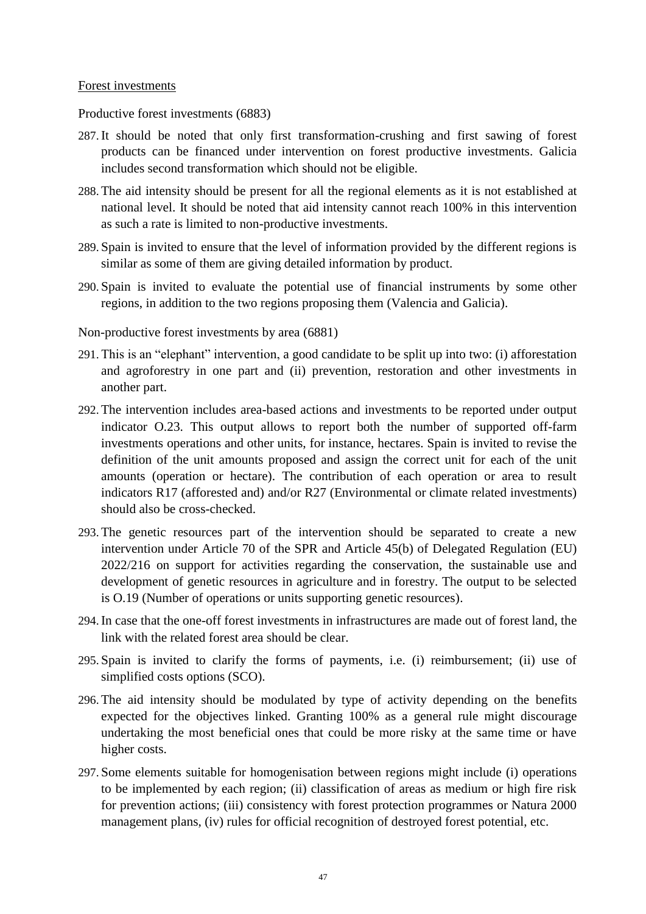Forest investments

Productive forest investments (6883)

287. It should be noted that only first transformation-crushing and first sawing of forest products can be financed under intervention on forest productive investments. Galicia includes second transformation which should not be eligible.

288. The aid intensity should be present for all the regional elements as it is not established at national level. It should be noted that aid intensity cannot reach 100% in this intervention as such a rate is limited to non-productive investments.

289. Spain is invited to ensure that the level of information provided by the different regions is similar as some of them are giving detailed information by product.

290. Spain is invited to evaluate the potential use of financial instruments by some other regions, in addition to the two regions proposing them (Valencia and Galicia).

Non-productive forest investments by area (6881)

291. This is an "elephant" intervention, a good candidate to be split up into two: (i) afforestation and agroforestry in one part and (ii) prevention, restoration and other investments in another part.

292. The intervention includes area-based actions and investments to be reported under output indicator O.23. This output allows to report both the number of supported off-farm investments operations and other units, for instance, hectares. Spain is invited to revise the definition of the unit amounts proposed and assign the correct unit for each of the unit amounts (operation or hectare). The contribution of each operation or area to result indicators R17 (afforested and) and/or R27 (Environmental or climate related investments) should also be cross-checked.

293. The genetic resources part of the intervention should be separated to create a new intervention under Article 70 of the SPR and Article 45(b) of Delegated Regulation (EU) 2022/216 on support for activities regarding the conservation, the sustainable use and development of genetic resources in agriculture and in forestry. The output to be selected is O.19 (Number of operations or units supporting genetic resources).

294. In case that the one-off forest investments in infrastructures are made out of forest land, the link with the related forest area should be clear.

295. Spain is invited to clarify the forms of payments, i.e. (i) reimbursement; (ii) use of simplified costs options (SCO).

296. The aid intensity should be modulated by type of activity depending on the benefits expected for the objectives linked. Granting 100% as a general rule might discourage undertaking the most beneficial ones that could be more risky at the same time or have higher costs.

297. Some elements suitable for homogenisation between regions might include (i) operations to be implemented by each region; (ii) classification of areas as medium or high fire risk for prevention actions; (iii) consistency with forest protection programmes or Natura 2000 management plans, (iv) rules for official recognition of destroyed forest potential, etc.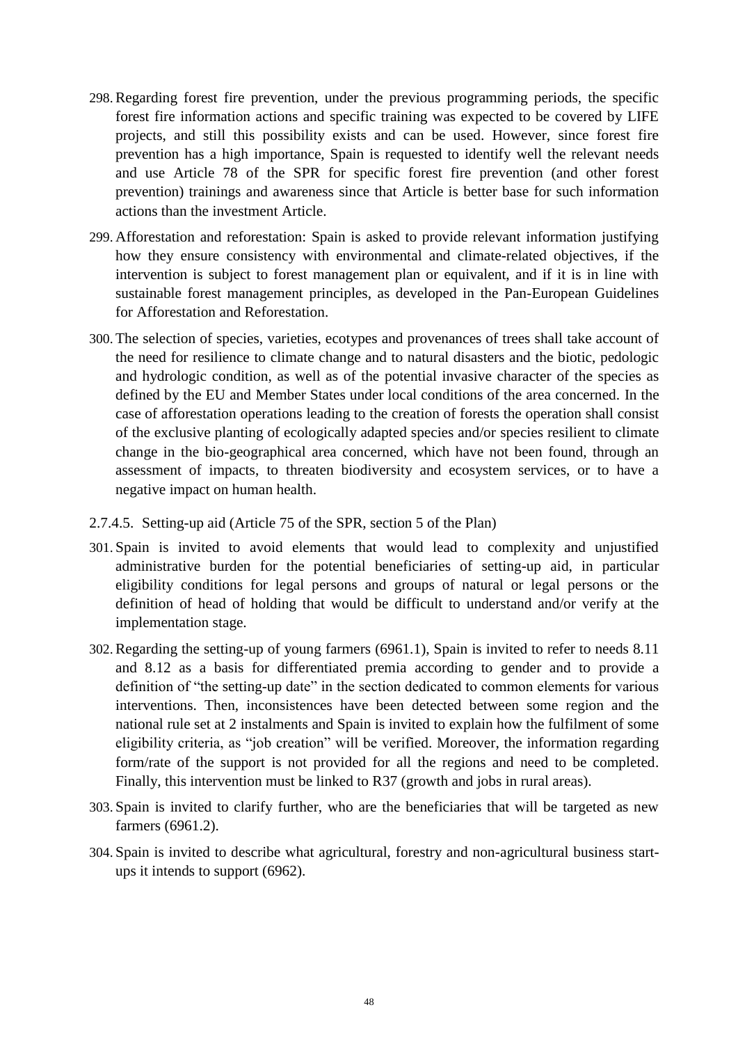298. Regarding forest fire prevention, under the previous programming periods, the specific forest fire information actions and specific training was expected to be covered by LIFE projects, and still this possibility exists and can be used. However, since forest fire prevention has a high importance, Spain is requested to identify well the relevant needs and use Article 78 of the SPR for specific forest fire prevention (and other forest prevention) trainings and awareness since that Article is better base for such information actions than the investment Article.

299. Afforestation and reforestation: Spain is asked to provide relevant information justifying how they ensure consistency with environmental and climate-related objectives, if the intervention is subject to forest management plan or equivalent, and if it is in line with sustainable forest management principles, as developed in the Pan-European Guidelines for Afforestation and Reforestation.

300. The selection of species, varieties, ecotypes and provenances of trees shall take account of the need for resilience to climate change and to natural disasters and the biotic, pedologic and hydrologic condition, as well as of the potential invasive character of the species as defined by the EU and Member States under local conditions of the area concerned. In the case of afforestation operations leading to the creation of forests the operation shall consist of the exclusive planting of ecologically adapted species and/or species resilient to climate change in the bio-geographical area concerned, which have not been found, through an assessment of impacts, to threaten biodiversity and ecosystem services, or to have a negative impact on human health.

#### 2.7.4.5. Setting-up aid (Article 75 of the SPR, section 5 of the Plan)

301. Spain is invited to avoid elements that would lead to complexity and unjustified administrative burden for the potential beneficiaries of setting-up aid, in particular eligibility conditions for legal persons and groups of natural or legal persons or the definition of head of holding that would be difficult to understand and/or verify at the implementation stage.

302. Regarding the setting-up of young farmers (6961.1), Spain is invited to refer to needs 8.11 and 8.12 as a basis for differentiated premia according to gender and to provide a definition of "the setting-up date" in the section dedicated to common elements for various interventions. Then, inconsistences have been detected between some region and the national rule set at 2 instalments and Spain is invited to explain how the fulfilment of some eligibility criteria, as "job creation" will be verified. Moreover, the information regarding form/rate of the support is not provided for all the regions and need to be completed. Finally, this intervention must be linked to R37 (growth and jobs in rural areas).

303. Spain is invited to clarify further, who are the beneficiaries that will be targeted as new farmers (6961.2).

304. Spain is invited to describe what agricultural, forestry and non-agricultural business start-ups it intends to support (6962).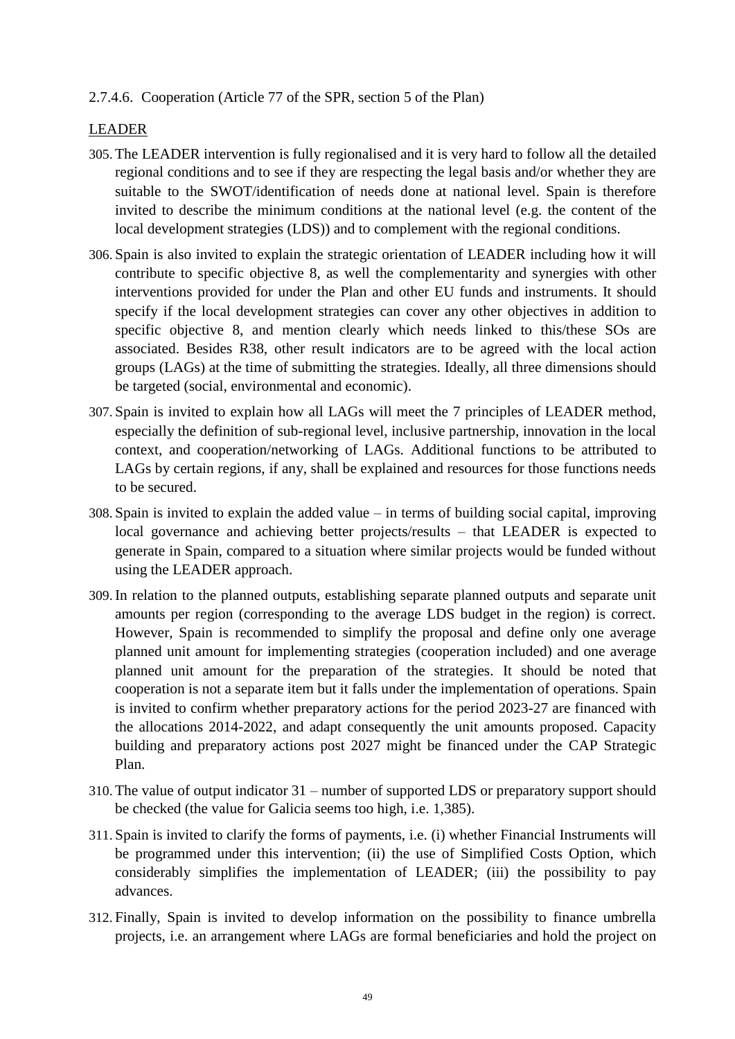#### 2.7.4.6. Cooperation (Article 77 of the SPR, section 5 of the Plan)

LEADER

305. The LEADER intervention is fully regionalised and it is very hard to follow all the detailed regional conditions and to see if they are respecting the legal basis and/or whether they are suitable to the SWOT/identification of needs done at national level. Spain is therefore invited to describe the minimum conditions at the national level (e.g. the content of the local development strategies (LDS)) and to complement with the regional conditions.

306. Spain is also invited to explain the strategic orientation of LEADER including how it will contribute to specific objective 8, as well the complementarity and synergies with other interventions provided for under the Plan and other EU funds and instruments. It should specify if the local development strategies can cover any other objectives in addition to specific objective 8, and mention clearly which needs linked to this/these SOs are associated. Besides R38, other result indicators are to be agreed with the local action groups (LAGs) at the time of submitting the strategies. Ideally, all three dimensions should be targeted (social, environmental and economic).

307. Spain is invited to explain how all LAGs will meet the 7 principles of LEADER method, especially the definition of sub-regional level, inclusive partnership, innovation in the local context, and cooperation/networking of LAGs. Additional functions to be attributed to LAGs by certain regions, if any, shall be explained and resources for those functions needs to be secured.

308. Spain is invited to explain the added value – in terms of building social capital, improving local governance and achieving better projects/results – that LEADER is expected to generate in Spain, compared to a situation where similar projects would be funded without using the LEADER approach.

309. In relation to the planned outputs, establishing separate planned outputs and separate unit amounts per region (corresponding to the average LDS budget in the region) is correct. However, Spain is recommended to simplify the proposal and define only one average planned unit amount for implementing strategies (cooperation included) and one average planned unit amount for the preparation of the strategies. It should be noted that cooperation is not a separate item but it falls under the implementation of operations. Spain is invited to confirm whether preparatory actions for the period 2023-27 are financed with the allocations 2014-2022, and adapt consequently the unit amounts proposed. Capacity building and preparatory actions post 2027 might be financed under the CAP Strategic Plan.

310. The value of output indicator 31 – number of supported LDS or preparatory support should be checked (the value for Galicia seems too high, i.e. 1,385).

311. Spain is invited to clarify the forms of payments, i.e. (i) whether Financial Instruments will be programmed under this intervention; (ii) the use of Simplified Costs Option, which considerably simplifies the implementation of LEADER; (iii) the possibility to pay advances.

312. Finally, Spain is invited to develop information on the possibility to finance umbrella projects, i.e. an arrangement where LAGs are formal beneficiaries and hold the project on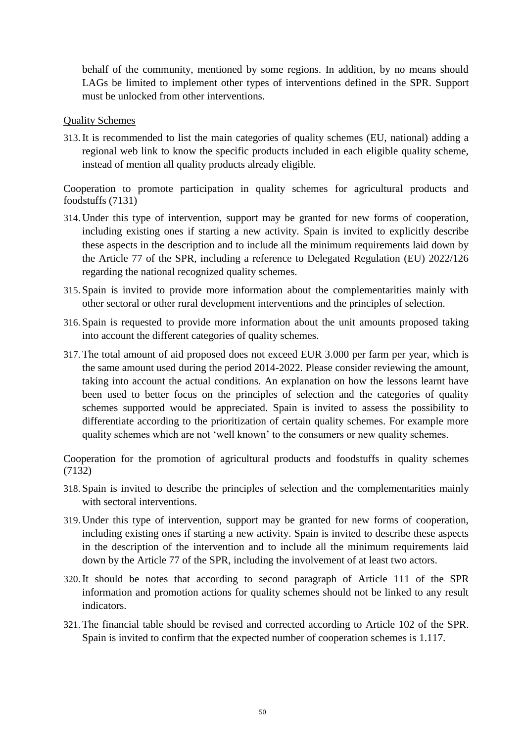behalf of the community, mentioned by some regions. In addition, by no means should LAGs be limited to implement other types of interventions defined in the SPR. Support must be unlocked from other interventions.

Quality Schemes

313. It is recommended to list the main categories of quality schemes (EU, national) adding a regional web link to know the specific products included in each eligible quality scheme, instead of mention all quality products already eligible.

Cooperation to promote participation in quality schemes for agricultural products and foodstuffs (7131)

314. Under this type of intervention, support may be granted for new forms of cooperation, including existing ones if starting a new activity. Spain is invited to explicitly describe these aspects in the description and to include all the minimum requirements laid down by the Article 77 of the SPR, including a reference to Delegated Regulation (EU) 2022/126 regarding the national recognized quality schemes.

315. Spain is invited to provide more information about the complementarities mainly with other sectoral or other rural development interventions and the principles of selection.

316. Spain is requested to provide more information about the unit amounts proposed taking into account the different categories of quality schemes.

317. The total amount of aid proposed does not exceed EUR 3.000 per farm per year, which is the same amount used during the period 2014-2022. Please consider reviewing the amount, taking into account the actual conditions. An explanation on how the lessons learnt have been used to better focus on the principles of selection and the categories of quality schemes supported would be appreciated. Spain is invited to assess the possibility to differentiate according to the prioritization of certain quality schemes. For example more quality schemes which are not 'well known' to the consumers or new quality schemes.

Cooperation for the promotion of agricultural products and foodstuffs in quality schemes (7132)

318. Spain is invited to describe the principles of selection and the complementarities mainly with sectoral interventions.

319. Under this type of intervention, support may be granted for new forms of cooperation, including existing ones if starting a new activity. Spain is invited to describe these aspects in the description of the intervention and to include all the minimum requirements laid down by the Article 77 of the SPR, including the involvement of at least two actors.

320. It should be notes that according to second paragraph of Article 111 of the SPR information and promotion actions for quality schemes should not be linked to any result indicators.

321. The financial table should be revised and corrected according to Article 102 of the SPR. Spain is invited to confirm that the expected number of cooperation schemes is 1.117.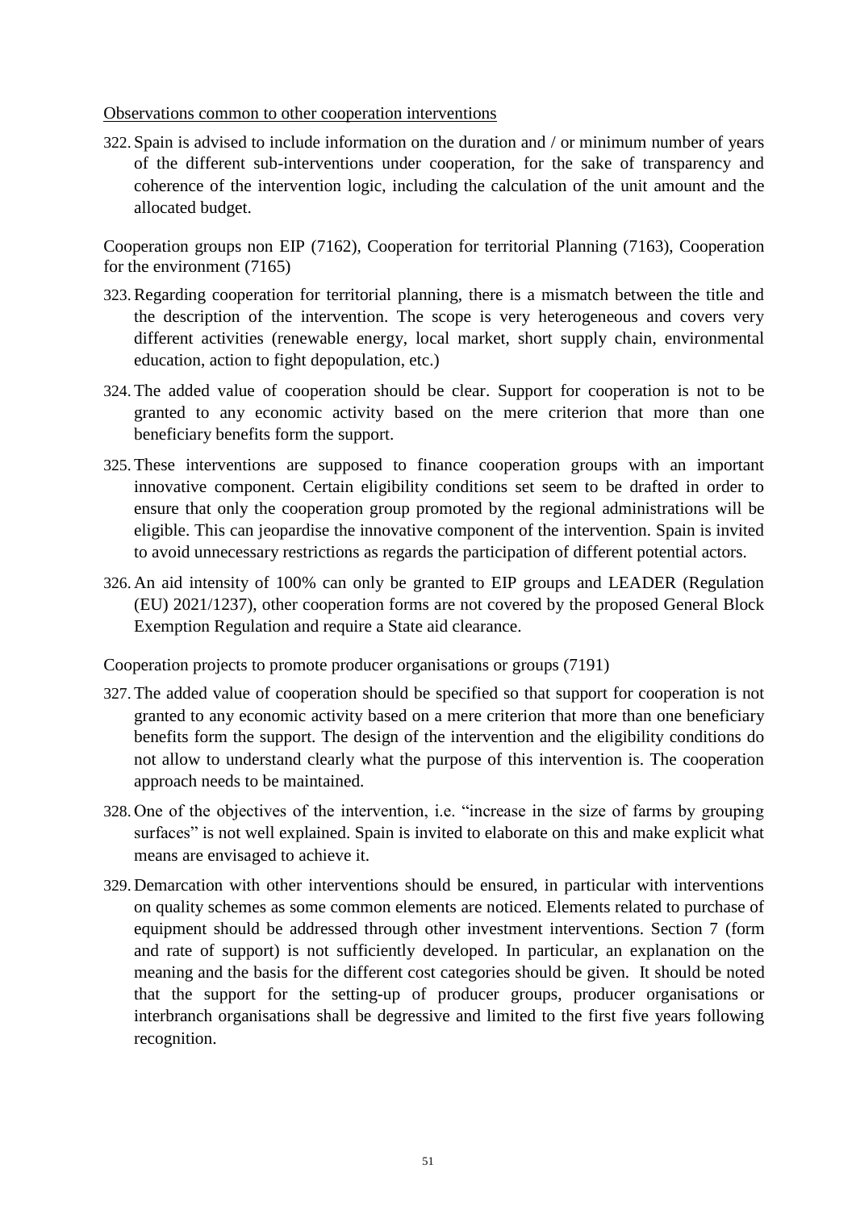Observations common to other cooperation interventions

322. Spain is advised to include information on the duration and / or minimum number of years of the different sub-interventions under cooperation, for the sake of transparency and coherence of the intervention logic, including the calculation of the unit amount and the allocated budget.

Cooperation groups non EIP (7162), Cooperation for territorial Planning (7163), Cooperation for the environment (7165)

323. Regarding cooperation for territorial planning, there is a mismatch between the title and the description of the intervention. The scope is very heterogeneous and covers very different activities (renewable energy, local market, short supply chain, environmental education, action to fight depopulation, etc.)

324. The added value of cooperation should be clear. Support for cooperation is not to be granted to any economic activity based on the mere criterion that more than one beneficiary benefits form the support.

325. These interventions are supposed to finance cooperation groups with an important innovative component. Certain eligibility conditions set seem to be drafted in order to ensure that only the cooperation group promoted by the regional administrations will be eligible. This can jeopardise the innovative component of the intervention. Spain is invited to avoid unnecessary restrictions as regards the participation of different potential actors.

326. An aid intensity of 100% can only be granted to EIP groups and LEADER (Regulation (EU) 2021/1237), other cooperation forms are not covered by the proposed General Block Exemption Regulation and require a State aid clearance.

Cooperation projects to promote producer organisations or groups (7191)

327. The added value of cooperation should be specified so that support for cooperation is not granted to any economic activity based on a mere criterion that more than one beneficiary benefits form the support. The design of the intervention and the eligibility conditions do not allow to understand clearly what the purpose of this intervention is. The cooperation approach needs to be maintained.

328. One of the objectives of the intervention, i.e. "increase in the size of farms by grouping surfaces" is not well explained. Spain is invited to elaborate on this and make explicit what means are envisaged to achieve it.

329. Demarcation with other interventions should be ensured, in particular with interventions on quality schemes as some common elements are noticed. Elements related to purchase of equipment should be addressed through other investment interventions. Section 7 (form and rate of support) is not sufficiently developed. In particular, an explanation on the meaning and the basis for the different cost categories should be given. It should be noted that the support for the setting-up of producer groups, producer organisations or interbranch organisations shall be degressive and limited to the first five years following recognition.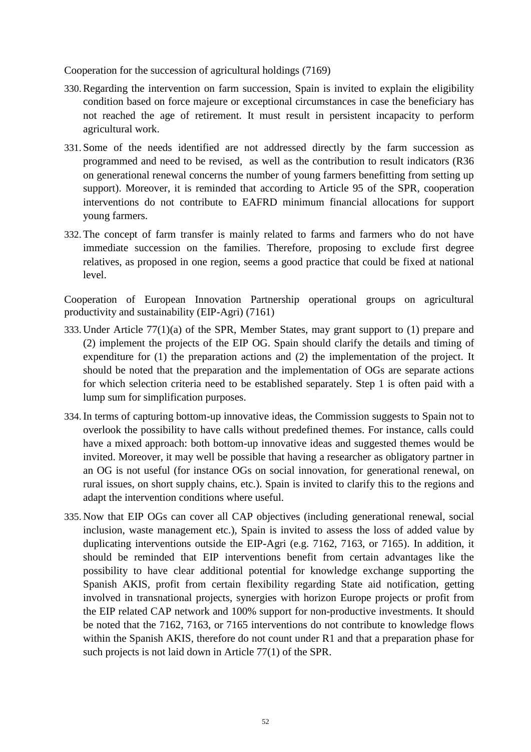Cooperation for the succession of agricultural holdings (7169)

330. Regarding the intervention on farm succession, Spain is invited to explain the eligibility condition based on force majeure or exceptional circumstances in case the beneficiary has not reached the age of retirement. It must result in persistent incapacity to perform agricultural work.

331. Some of the needs identified are not addressed directly by the farm succession as programmed and need to be revised, as well as the contribution to result indicators (R36 on generational renewal concerns the number of young farmers benefitting from setting up support). Moreover, it is reminded that according to Article 95 of the SPR, cooperation interventions do not contribute to EAFRD minimum financial allocations for support young farmers.

332. The concept of farm transfer is mainly related to farms and farmers who do not have immediate succession on the families. Therefore, proposing to exclude first degree relatives, as proposed in one region, seems a good practice that could be fixed at national level.

Cooperation of European Innovation Partnership operational groups on agricultural productivity and sustainability (EIP-Agri) (7161)

333. Under Article 77(1)(a) of the SPR, Member States, may grant support to (1) prepare and (2) implement the projects of the EIP OG. Spain should clarify the details and timing of expenditure for (1) the preparation actions and (2) the implementation of the project. It should be noted that the preparation and the implementation of OGs are separate actions for which selection criteria need to be established separately. Step 1 is often paid with a lump sum for simplification purposes.

334. In terms of capturing bottom-up innovative ideas, the Commission suggests to Spain not to overlook the possibility to have calls without predefined themes. For instance, calls could have a mixed approach: both bottom-up innovative ideas and suggested themes would be invited. Moreover, it may well be possible that having a researcher as obligatory partner in an OG is not useful (for instance OGs on social innovation, for generational renewal, on rural issues, on short supply chains, etc.). Spain is invited to clarify this to the regions and adapt the intervention conditions where useful.

335. Now that EIP OGs can cover all CAP objectives (including generational renewal, social inclusion, waste management etc.), Spain is invited to assess the loss of added value by duplicating interventions outside the EIP-Agri (e.g. 7162, 7163, or 7165). In addition, it should be reminded that EIP interventions benefit from certain advantages like the possibility to have clear additional potential for knowledge exchange supporting the Spanish AKIS, profit from certain flexibility regarding State aid notification, getting involved in transnational projects, synergies with horizon Europe projects or profit from the EIP related CAP network and 100% support for non-productive investments. It should be noted that the 7162, 7163, or 7165 interventions do not contribute to knowledge flows within the Spanish AKIS, therefore do not count under R1 and that a preparation phase for such projects is not laid down in Article 77(1) of the SPR.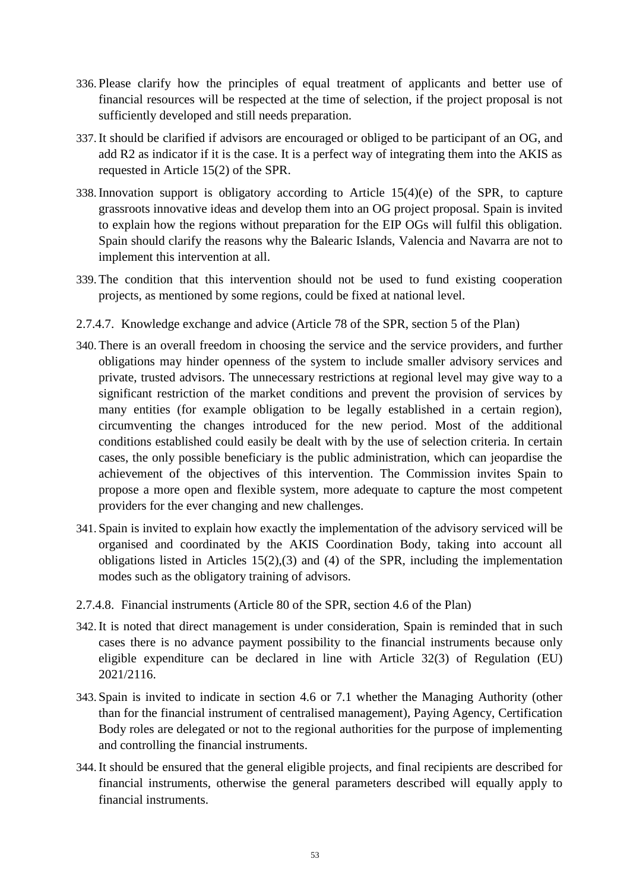336. Please clarify how the principles of equal treatment of applicants and better use of financial resources will be respected at the time of selection, if the project proposal is not sufficiently developed and still needs preparation.

337. It should be clarified if advisors are encouraged or obliged to be participant of an OG, and add R2 as indicator if it is the case. It is a perfect way of integrating them into the AKIS as requested in Article 15(2) of the SPR.

338. Innovation support is obligatory according to Article 15(4)(e) of the SPR, to capture grassroots innovative ideas and develop them into an OG project proposal. Spain is invited to explain how the regions without preparation for the EIP OGs will fulfil this obligation. Spain should clarify the reasons why the Balearic Islands, Valencia and Navarra are not to implement this intervention at all.

339. The condition that this intervention should not be used to fund existing cooperation projects, as mentioned by some regions, could be fixed at national level.

#### 2.7.4.7. Knowledge exchange and advice (Article 78 of the SPR, section 5 of the Plan)

340. There is an overall freedom in choosing the service and the service providers, and further obligations may hinder openness of the system to include smaller advisory services and private, trusted advisors. The unnecessary restrictions at regional level may give way to a significant restriction of the market conditions and prevent the provision of services by many entities (for example obligation to be legally established in a certain region), circumventing the changes introduced for the new period. Most of the additional conditions established could easily be dealt with by the use of selection criteria. In certain cases, the only possible beneficiary is the public administration, which can jeopardise the achievement of the objectives of this intervention. The Commission invites Spain to propose a more open and flexible system, more adequate to capture the most competent providers for the ever changing and new challenges.

341. Spain is invited to explain how exactly the implementation of the advisory serviced will be organised and coordinated by the AKIS Coordination Body, taking into account all obligations listed in Articles 15(2),(3) and (4) of the SPR, including the implementation modes such as the obligatory training of advisors.

#### 2.7.4.8. Financial instruments (Article 80 of the SPR, section 4.6 of the Plan)

342. It is noted that direct management is under consideration, Spain is reminded that in such cases there is no advance payment possibility to the financial instruments because only eligible expenditure can be declared in line with Article 32(3) of Regulation (EU) 2021/2116.

343. Spain is invited to indicate in section 4.6 or 7.1 whether the Managing Authority (other than for the financial instrument of centralised management), Paying Agency, Certification Body roles are delegated or not to the regional authorities for the purpose of implementing and controlling the financial instruments.

344. It should be ensured that the general eligible projects, and final recipients are described for financial instruments, otherwise the general parameters described will equally apply to financial instruments.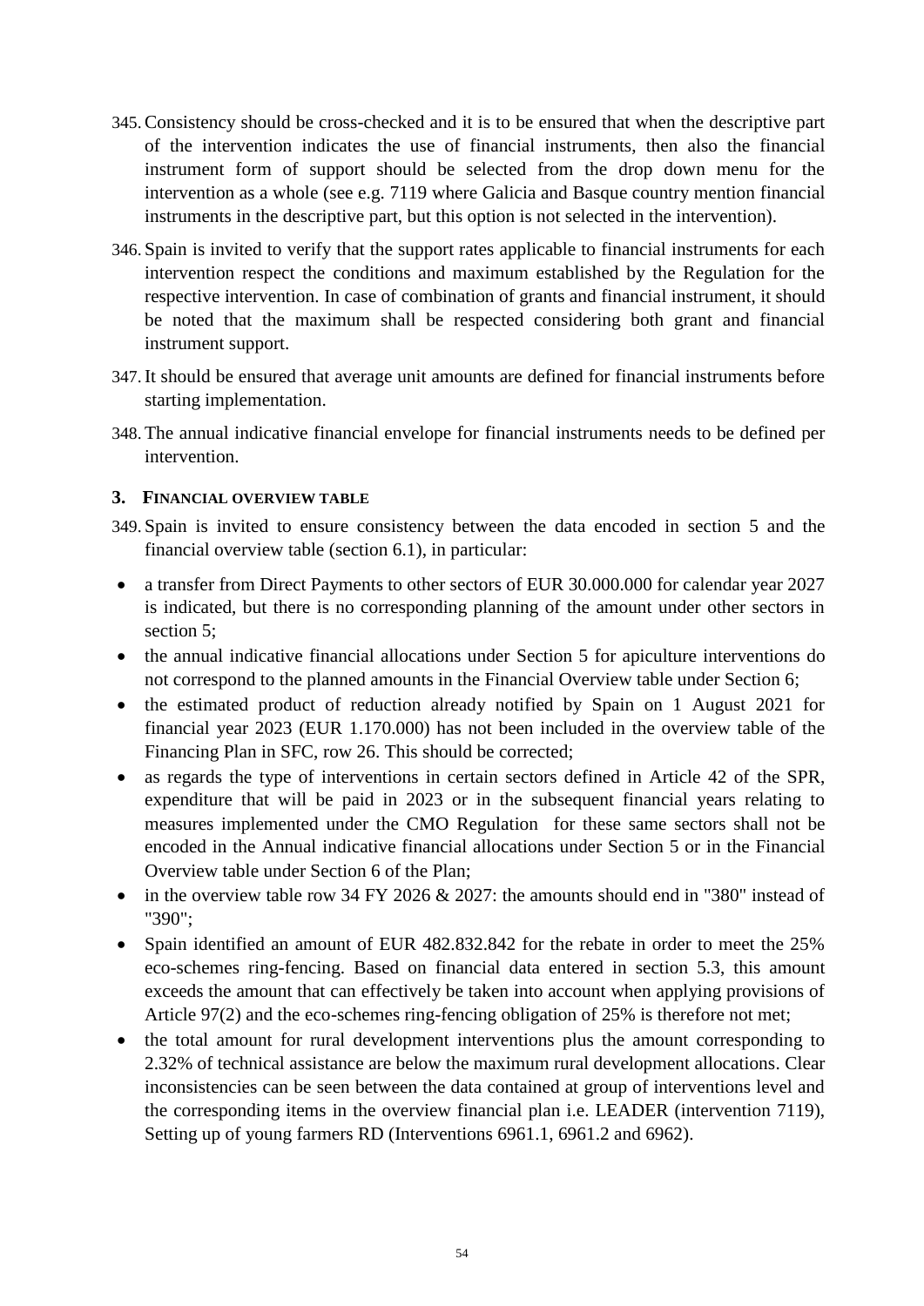345. Consistency should be cross-checked and it is to be ensured that when the descriptive part of the intervention indicates the use of financial instruments, then also the financial instrument form of support should be selected from the drop down menu for the intervention as a whole (see e.g. 7119 where Galicia and Basque country mention financial instruments in the descriptive part, but this option is not selected in the intervention).

346. Spain is invited to verify that the support rates applicable to financial instruments for each intervention respect the conditions and maximum established by the Regulation for the respective intervention. In case of combination of grants and financial instrument, it should be noted that the maximum shall be respected considering both grant and financial instrument support.

347. It should be ensured that average unit amounts are defined for financial instruments before starting implementation.

348. The annual indicative financial envelope for financial instruments needs to be defined per intervention.

### 3. FINANCIAL OVERVIEW TABLE

349. Spain is invited to ensure consistency between the data encoded in section 5 and the financial overview table (section 6.1), in particular:

- a transfer from Direct Payments to other sectors of EUR 30.000.000 for calendar year 2027 is indicated, but there is no corresponding planning of the amount under other sectors in section 5;
- the annual indicative financial allocations under Section 5 for apiculture interventions do not correspond to the planned amounts in the Financial Overview table under Section 6;
- the estimated product of reduction already notified by Spain on 1 August 2021 for financial year 2023 (EUR 1.170.000) has not been included in the overview table of the Financing Plan in SFC, row 26. This should be corrected;
- as regards the type of interventions in certain sectors defined in Article 42 of the SPR, expenditure that will be paid in 2023 or in the subsequent financial years relating to measures implemented under the CMO Regulation for these same sectors shall not be encoded in the Annual indicative financial allocations under Section 5 or in the Financial Overview table under Section 6 of the Plan;
- in the overview table row 34 FY 2026 & 2027: the amounts should end in "380" instead of "390";
- Spain identified an amount of EUR 482.832.842 for the rebate in order to meet the 25% eco-schemes ring-fencing. Based on financial data entered in section 5.3, this amount exceeds the amount that can effectively be taken into account when applying provisions of Article 97(2) and the eco-schemes ring-fencing obligation of 25% is therefore not met;
- the total amount for rural development interventions plus the amount corresponding to 2.32% of technical assistance are below the maximum rural development allocations. Clear inconsistencies can be seen between the data contained at group of interventions level and the corresponding items in the overview financial plan i.e. LEADER (intervention 7119), Setting up of young farmers RD (Interventions 6961.1, 6961.2 and 6962).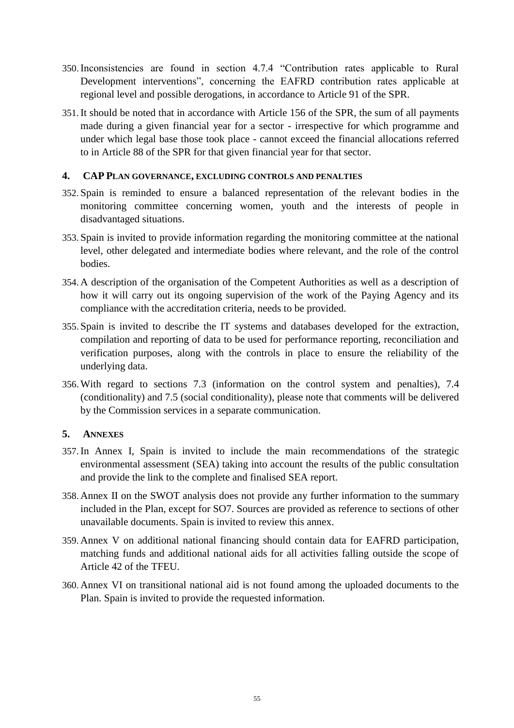350. Inconsistencies are found in section 4.7.4 "Contribution rates applicable to Rural Development interventions", concerning the EAFRD contribution rates applicable at regional level and possible derogations, in accordance to Article 91 of the SPR.

351. It should be noted that in accordance with Article 156 of the SPR, the sum of all payments made during a given financial year for a sector - irrespective for which programme and under which legal base those took place - cannot exceed the financial allocations referred to in Article 88 of the SPR for that given financial year for that sector.

## 4. CAP PLAN GOVERNANCE, EXCLUDING CONTROLS AND PENALTIES

352. Spain is reminded to ensure a balanced representation of the relevant bodies in the monitoring committee concerning women, youth and the interests of people in disadvantaged situations.

353. Spain is invited to provide information regarding the monitoring committee at the national level, other delegated and intermediate bodies where relevant, and the role of the control bodies.

354. A description of the organisation of the Competent Authorities as well as a description of how it will carry out its ongoing supervision of the work of the Paying Agency and its compliance with the accreditation criteria, needs to be provided.

355. Spain is invited to describe the IT systems and databases developed for the extraction, compilation and reporting of data to be used for performance reporting, reconciliation and verification purposes, along with the controls in place to ensure the reliability of the underlying data.

356. With regard to sections 7.3 (information on the control system and penalties), 7.4 (conditionality) and 7.5 (social conditionality), please note that comments will be delivered by the Commission services in a separate communication.

## 5. ANNEXES

357. In Annex I, Spain is invited to include the main recommendations of the strategic environmental assessment (SEA) taking into account the results of the public consultation and provide the link to the complete and finalised SEA report.

358. Annex II on the SWOT analysis does not provide any further information to the summary included in the Plan, except for SO7. Sources are provided as reference to sections of other unavailable documents. Spain is invited to review this annex.

359. Annex V on additional national financing should contain data for EAFRD participation, matching funds and additional national aids for all activities falling outside the scope of Article 42 of the TFEU.

360. Annex VI on transitional national aid is not found among the uploaded documents to the Plan. Spain is invited to provide the requested information.